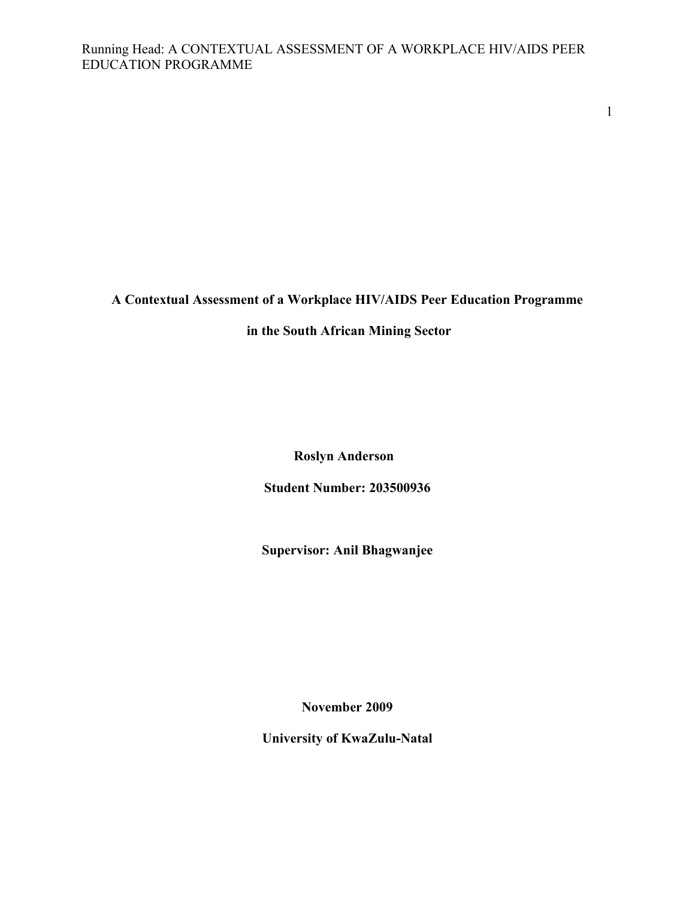# A Contextual Assessment of a Workplace HIV/AIDS Peer Education Programme in the South African Mining Sector

**Roslyn Anderson**

**Student Number: 203500936**

**Supervisor: Anil Bhagwanjee**

**November 2009**

**University of KwaZulu-Natal**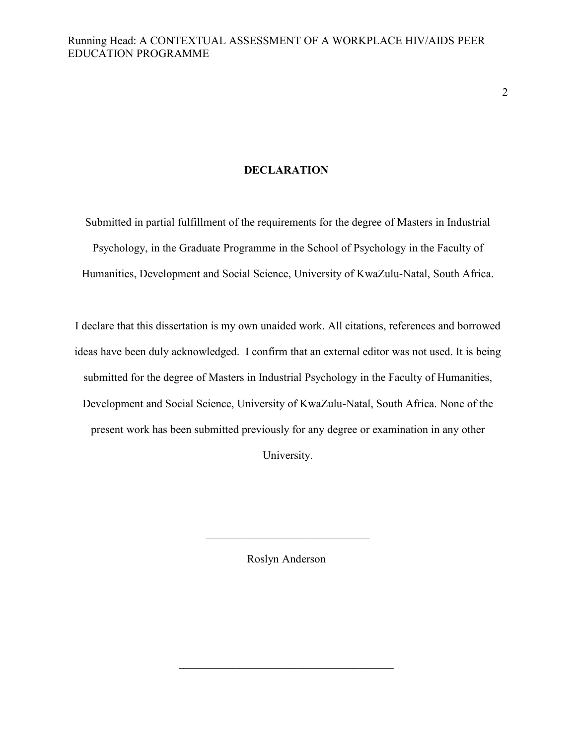# DECLARATION

Submitted in partial fulfillment of the requirements for the degree of Masters in Industrial Psychology, in the Graduate Programme in the School of Psychology in the Faculty of Humanities, Development and Social Science, University of KwaZulu-Natal, South Africa.

I declare that this dissertation is my own unaided work. All citations, references and borrowed ideas have been duly acknowledged. I confirm that an external editor was not used. It is being submitted for the degree of Masters in Industrial Psychology in the Faculty of Humanities, Development and Social Science, University of KwaZulu-Natal, South Africa. None of the present work has been submitted previously for any degree or examination in any other University.

______________________________

Roslyn Anderson

________________________________________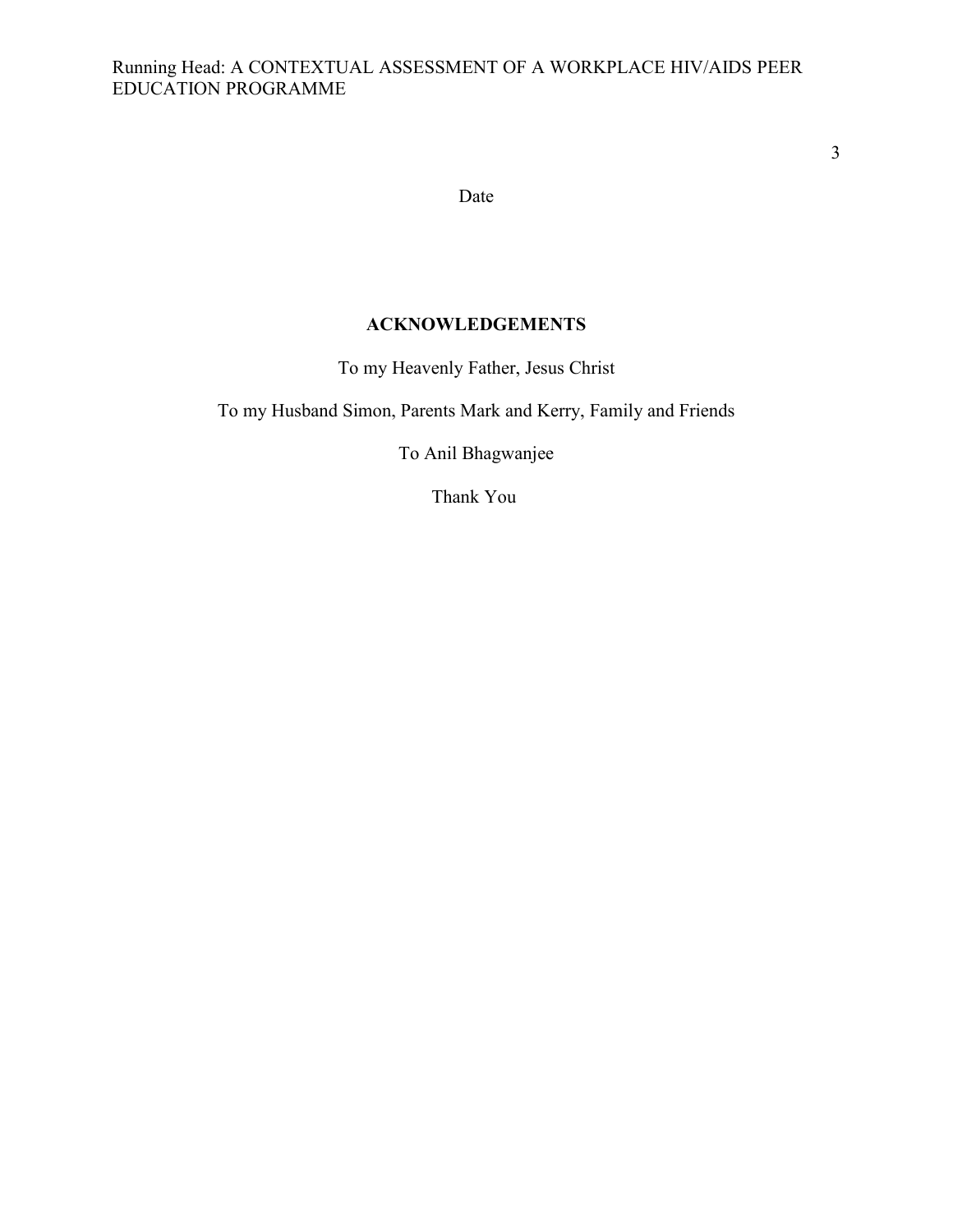Date

## ACKNOWLEDGEMENTS

To my Heavenly Father, Jesus Christ

To my Husband Simon, Parents Mark and Kerry, Family and Friends

To Anil Bhagwanjee

Thank You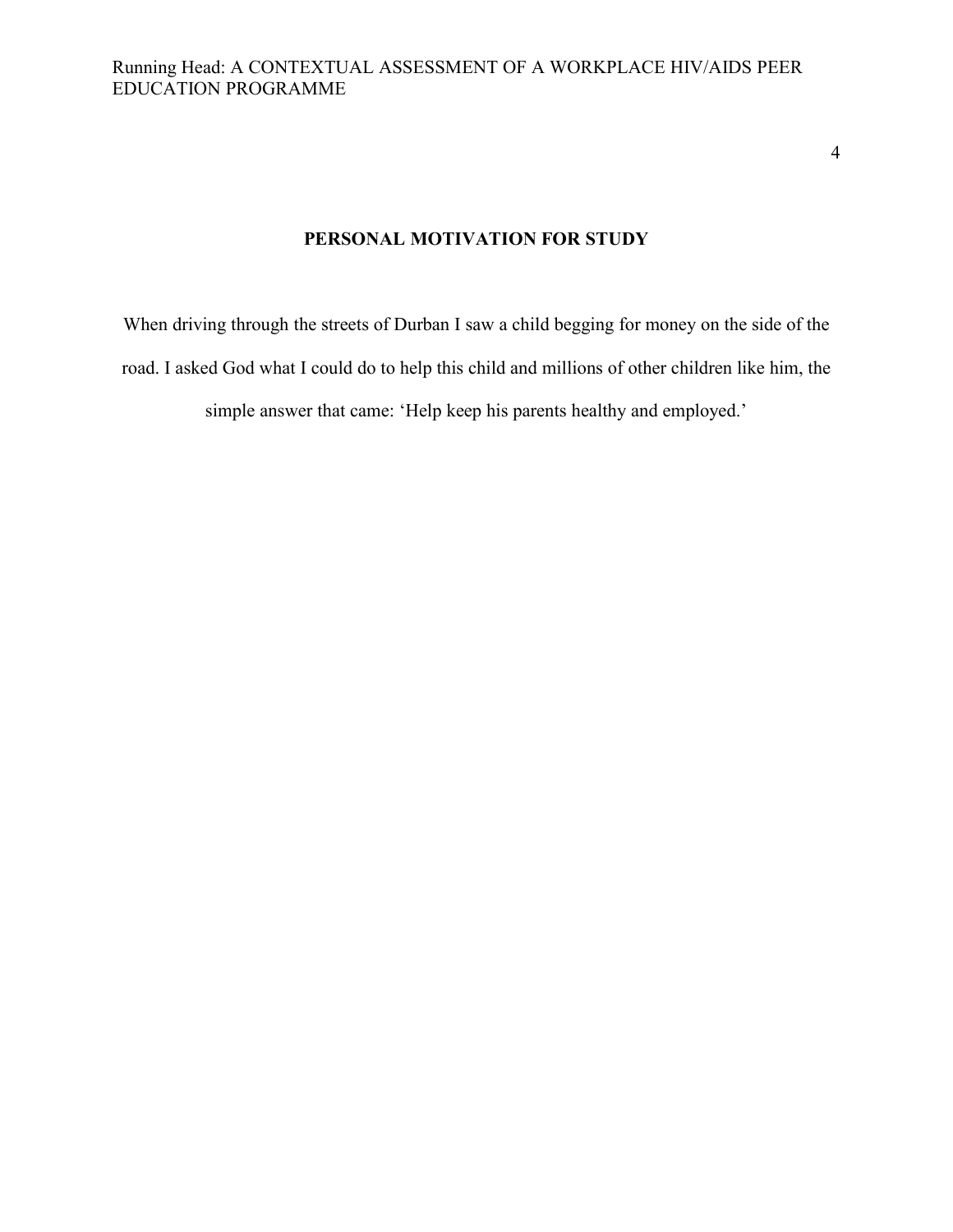# PERSONAL MOTIVATION FOR STUDY

When driving through the streets of Durban I saw a child begging for money on the side of the road. I asked God what I could do to help this child and millions of other children like him, the simple answer that came: 'Help keep his parents healthy and employed.'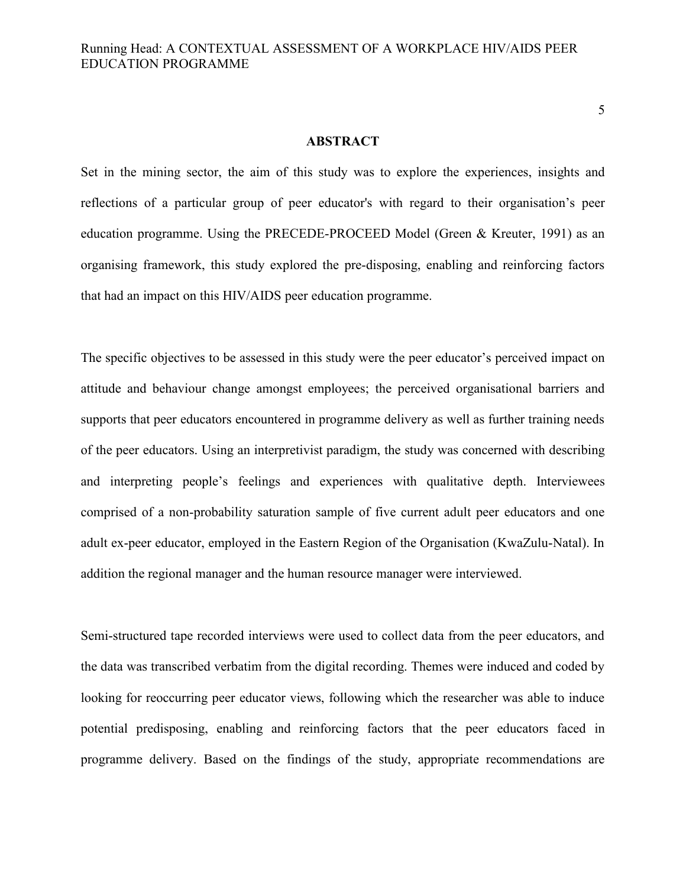## ABSTRACT

Set in the mining sector, the aim of this study was to explore the experiences, insights and reflections of a particular group of peer educator's with regard to their organisation's peer education programme. Using the PRECEDE-PROCEED Model (Green & Kreuter, 1991) as an organising framework, this study explored the pre-disposing, enabling and reinforcing factors that had an impact on this HIV/AIDS peer education programme.

The specific objectives to be assessed in this study were the peer educator's perceived impact on attitude and behaviour change amongst employees; the perceived organisational barriers and supports that peer educators encountered in programme delivery as well as further training needs of the peer educators. Using an interpretivist paradigm, the study was concerned with describing and interpreting people's feelings and experiences with qualitative depth. Interviewees comprised of a non-probability saturation sample of five current adult peer educators and one adult ex-peer educator, employed in the Eastern Region of the Organisation (KwaZulu-Natal). In addition the regional manager and the human resource manager were interviewed.

Semi-structured tape recorded interviews were used to collect data from the peer educators, and the data was transcribed verbatim from the digital recording. Themes were induced and coded by looking for reoccurring peer educator views, following which the researcher was able to induce potential predisposing, enabling and reinforcing factors that the peer educators faced in programme delivery. Based on the findings of the study, appropriate recommendations are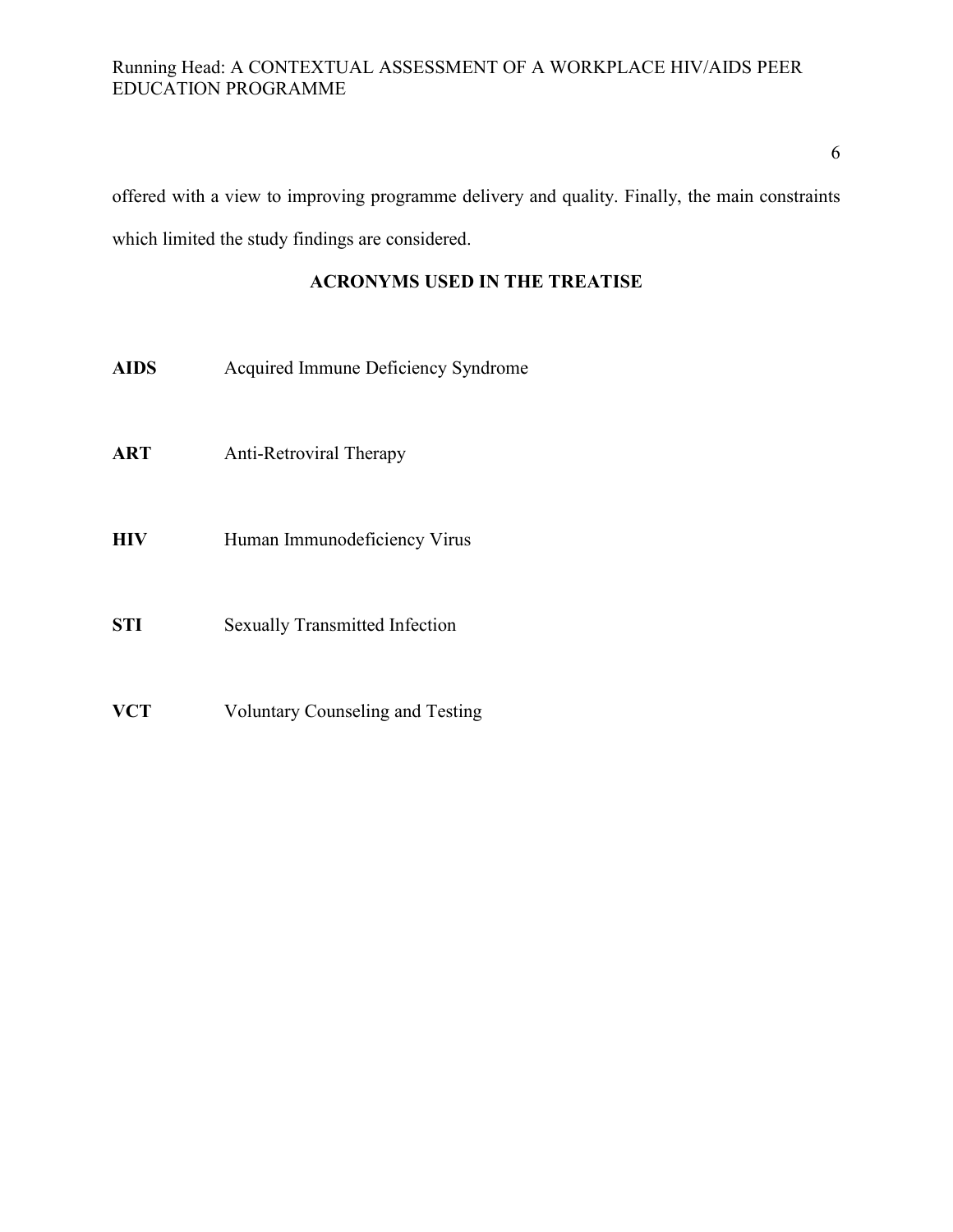offered with a view to improving programme delivery and quality. Finally, the main constraints which limited the study findings are considered.

## ACRONYMS USED IN THE TREATISE

**AIDS** Acquired Immune Deficiency Syndrome

**ART** Anti-Retroviral Therapy

**HIV** Human Immunodeficiency Virus

**STI** Sexually Transmitted Infection

**VCT** Voluntary Counseling and Testing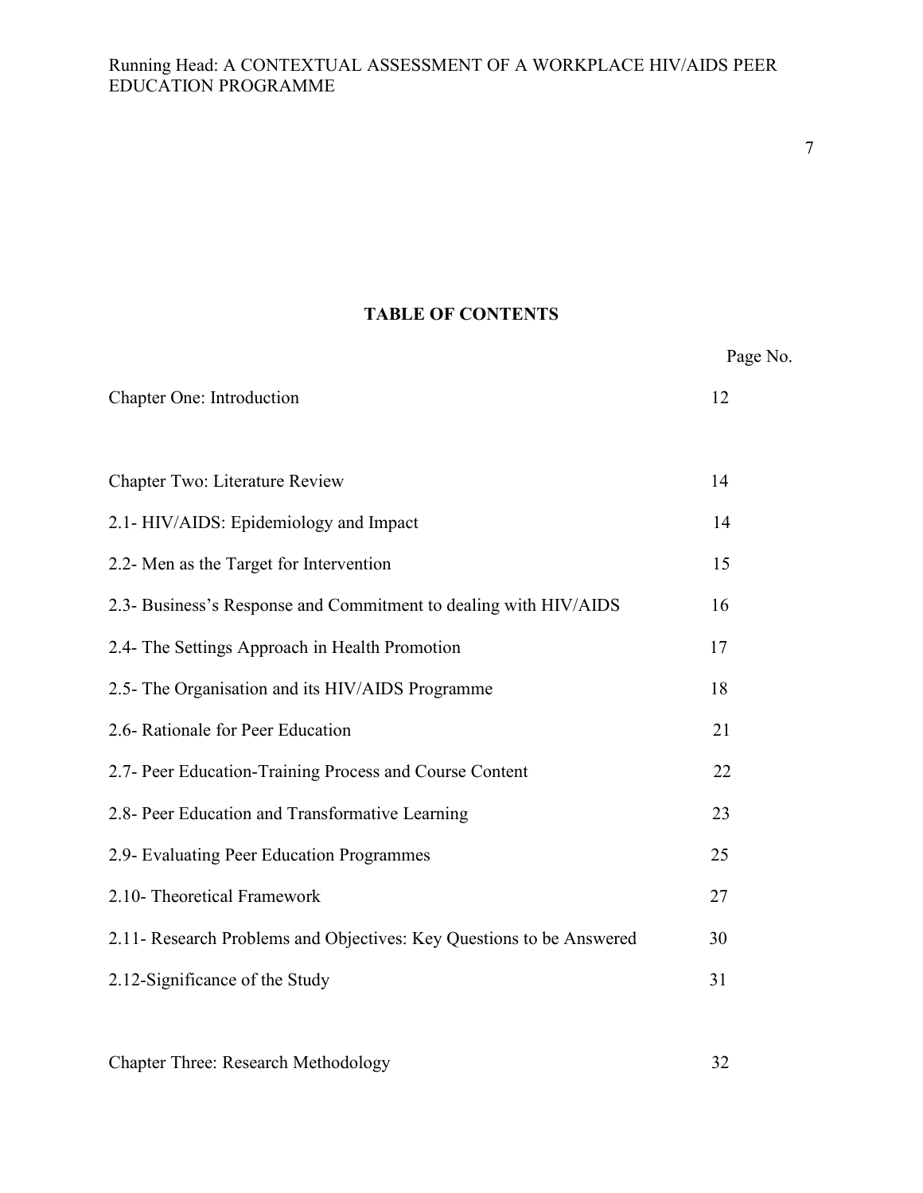**TABLE OF CONTENTS**

| | Page No. |
|---|---|
| Chapter One: Introduction | 12 |
| Chapter Two: Literature Review | 14 |
| 2.1- HIV/AIDS: Epidemiology and Impact | 14 |
| 2.2- Men as the Target for Intervention | 15 |
| 2.3- Business's Response and Commitment to dealing with HIV/AIDS | 16 |
| 2.4- The Settings Approach in Health Promotion | 17 |
| 2.5- The Organisation and its HIV/AIDS Programme | 18 |
| 2.6- Rationale for Peer Education | 21 |
| 2.7- Peer Education-Training Process and Course Content | 22 |
| 2.8- Peer Education and Transformative Learning | 23 |
| 2.9- Evaluating Peer Education Programmes | 25 |
| 2.10- Theoretical Framework | 27 |
| 2.11- Research Problems and Objectives: Key Questions to be Answered | 30 |
| 2.12-Significance of the Study | 31 |
| Chapter Three: Research Methodology | 32 |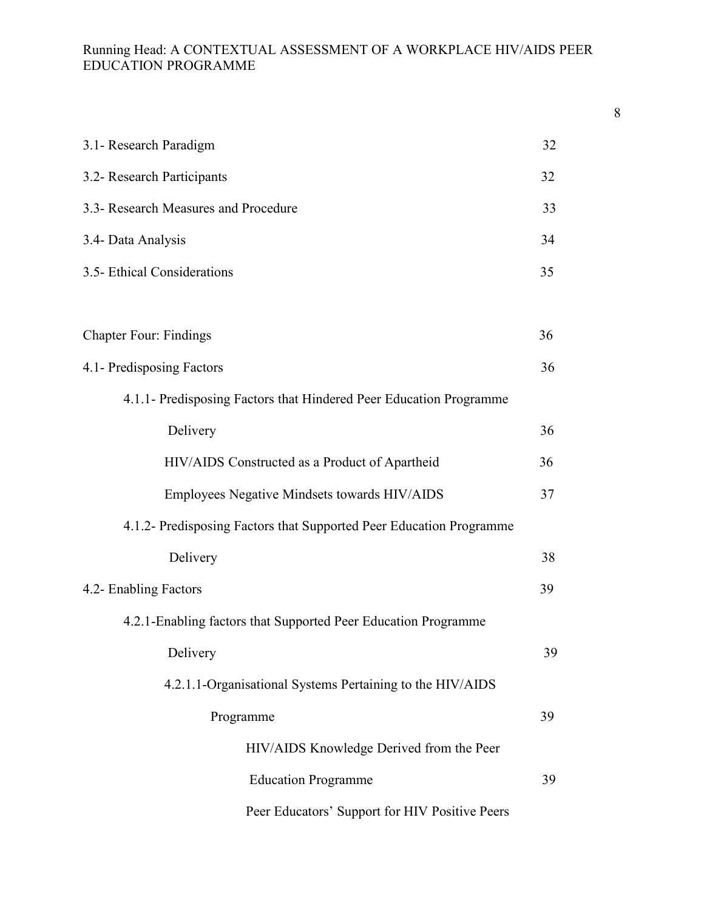| | |
|---|---|
| 3.1- Research Paradigm | 32 |
| 3.2- Research Participants | 32 |
| 3.3- Research Measures and Procedure | 33 |
| 3.4- Data Analysis | 34 |
| 3.5- Ethical Considerations | 35 |
| | |
| Chapter Four: Findings | 36 |
| 4.1- Predisposing Factors | 36 |
| 4.1.1- Predisposing Factors that Hindered Peer Education Programme Delivery | 36 |
| HIV/AIDS Constructed as a Product of Apartheid | 36 |
| Employees Negative Mindsets towards HIV/AIDS | 37 |
| 4.1.2- Predisposing Factors that Supported Peer Education Programme Delivery | 38 |
| 4.2- Enabling Factors | 39 |
| 4.2.1-Enabling factors that Supported Peer Education Programme Delivery | 39 |
| 4.2.1.1-Organisational Systems Pertaining to the HIV/AIDS Programme | 39 |
| HIV/AIDS Knowledge Derived from the Peer Education Programme | 39 |
| Peer Educators' Support for HIV Positive Peers | |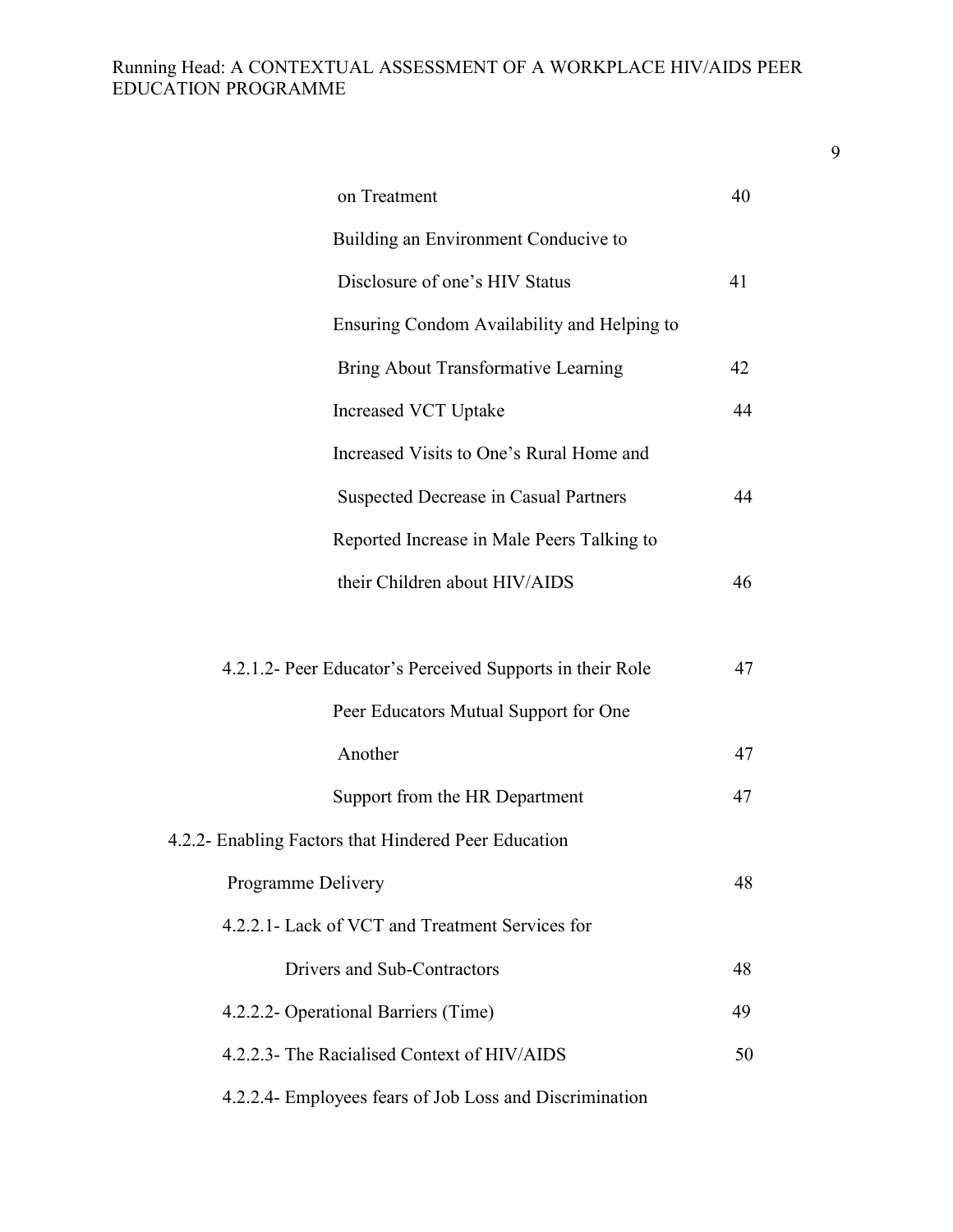on Treatment 40

Building an Environment Conducive to Disclosure of one's HIV Status 41

Ensuring Condom Availability and Helping to Bring About Transformative Learning 42

Increased VCT Uptake 44

Increased Visits to One's Rural Home and Suspected Decrease in Casual Partners 44

Reported Increase in Male Peers Talking to their Children about HIV/AIDS 46

4.2.1.2- Peer Educator's Perceived Supports in their Role 47

Peer Educators Mutual Support for One Another 47

Support from the HR Department 47

4.2.2- Enabling Factors that Hindered Peer Education Programme Delivery 48

4.2.2.1- Lack of VCT and Treatment Services for Drivers and Sub-Contractors 48

4.2.2.2- Operational Barriers (Time) 49

4.2.2.3- The Racialised Context of HIV/AIDS 50

4.2.2.4- Employees fears of Job Loss and Discrimination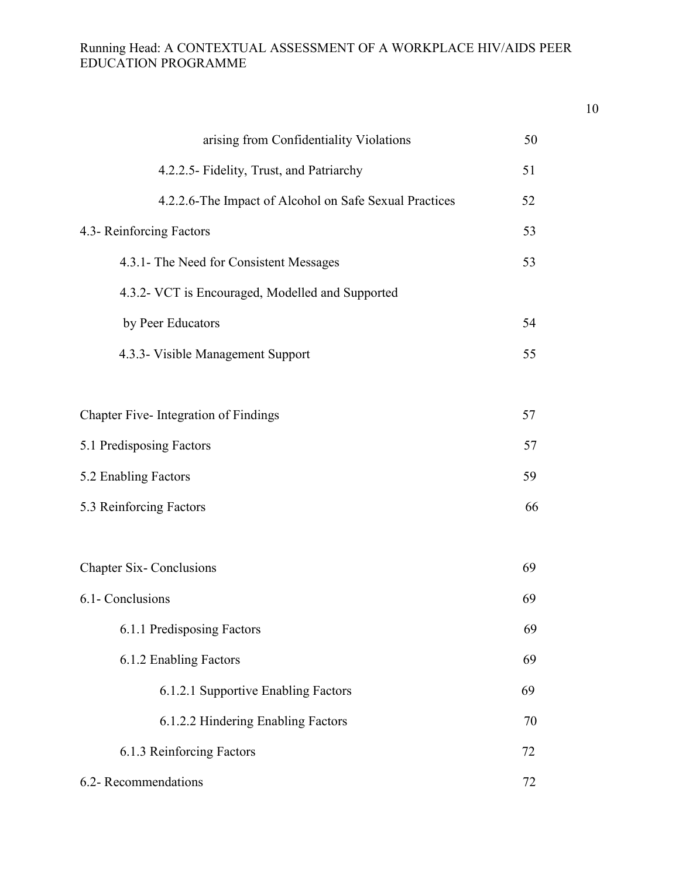arising from Confidentiality Violations 50

4.2.2.5- Fidelity, Trust, and Patriarchy 51

4.2.2.6-The Impact of Alcohol on Safe Sexual Practices 52

4.3- Reinforcing Factors 53

4.3.1- The Need for Consistent Messages 53

4.3.2- VCT is Encouraged, Modelled and Supported by Peer Educators 54

4.3.3- Visible Management Support 55

Chapter Five- Integration of Findings 57

5.1 Predisposing Factors 57

5.2 Enabling Factors 59

5.3 Reinforcing Factors 66

Chapter Six- Conclusions 69

6.1- Conclusions 69

6.1.1 Predisposing Factors 69

6.1.2 Enabling Factors 69

6.1.2.1 Supportive Enabling Factors 69

6.1.2.2 Hindering Enabling Factors 70

6.1.3 Reinforcing Factors 72

6.2- Recommendations 72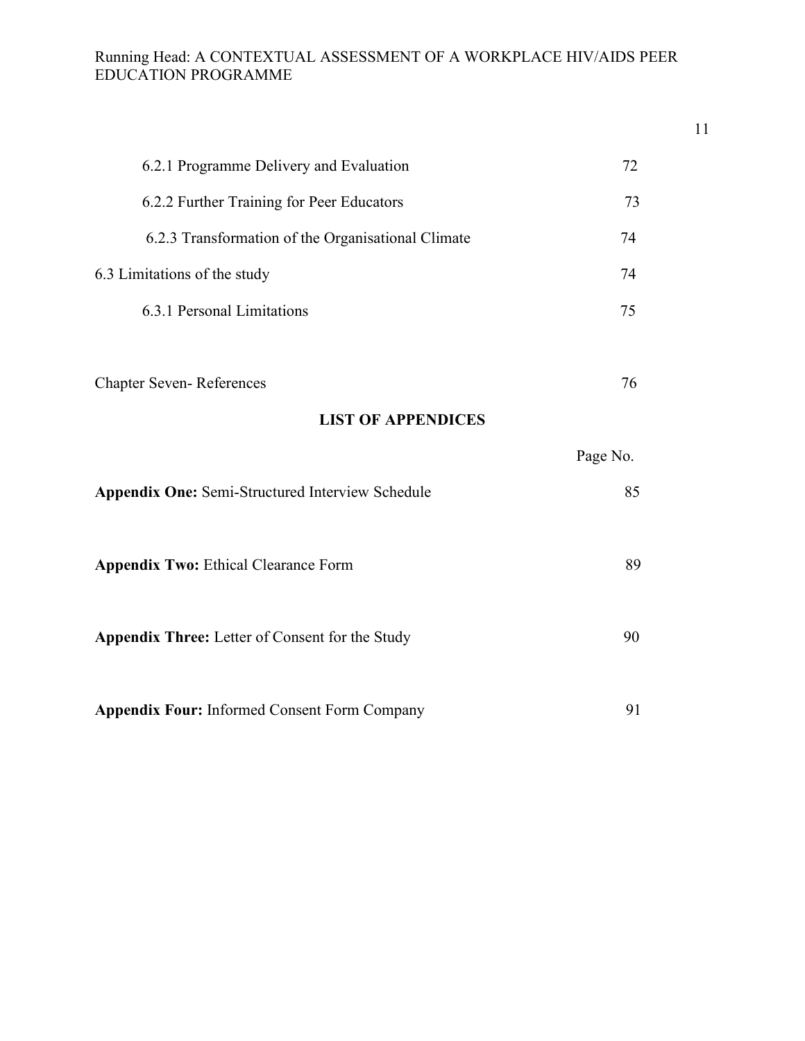| | |
|---|---|
| 6.2.1 Programme Delivery and Evaluation | 72 |
| 6.2.2 Further Training for Peer Educators | 73 |
| 6.2.3 Transformation of the Organisational Climate | 74 |
| 6.3 Limitations of the study | 74 |
| 6.3.1 Personal Limitations | 75 |
| Chapter Seven- References | 76 |

## LIST OF APPENDICES

| | Page No. |
|---|---|
| **Appendix One:** Semi-Structured Interview Schedule | 85 |
| **Appendix Two:** Ethical Clearance Form | 89 |
| **Appendix Three:** Letter of Consent for the Study | 90 |
| **Appendix Four:** Informed Consent Form Company | 91 |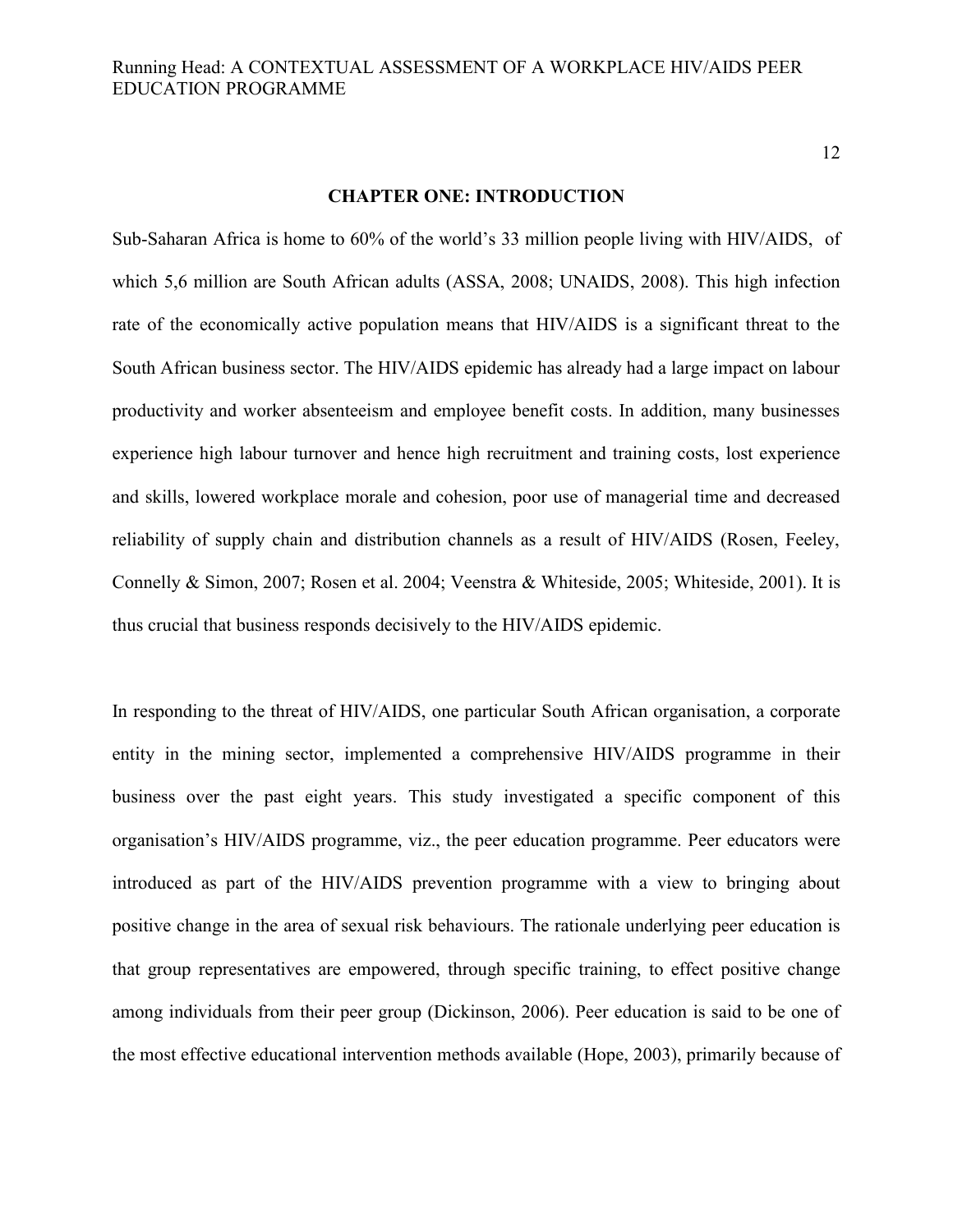# CHAPTER ONE: INTRODUCTION

Sub-Saharan Africa is home to 60% of the world's 33 million people living with HIV/AIDS, of which 5,6 million are South African adults (ASSA, 2008; UNAIDS, 2008). This high infection rate of the economically active population means that HIV/AIDS is a significant threat to the South African business sector. The HIV/AIDS epidemic has already had a large impact on labour productivity and worker absenteeism and employee benefit costs. In addition, many businesses experience high labour turnover and hence high recruitment and training costs, lost experience and skills, lowered workplace morale and cohesion, poor use of managerial time and decreased reliability of supply chain and distribution channels as a result of HIV/AIDS (Rosen, Feeley, Connelly & Simon, 2007; Rosen et al. 2004; Veenstra & Whiteside, 2005; Whiteside, 2001). It is thus crucial that business responds decisively to the HIV/AIDS epidemic.

In responding to the threat of HIV/AIDS, one particular South African organisation, a corporate entity in the mining sector, implemented a comprehensive HIV/AIDS programme in their business over the past eight years. This study investigated a specific component of this organisation's HIV/AIDS programme, viz., the peer education programme. Peer educators were introduced as part of the HIV/AIDS prevention programme with a view to bringing about positive change in the area of sexual risk behaviours. The rationale underlying peer education is that group representatives are empowered, through specific training, to effect positive change among individuals from their peer group (Dickinson, 2006). Peer education is said to be one of the most effective educational intervention methods available (Hope, 2003), primarily because of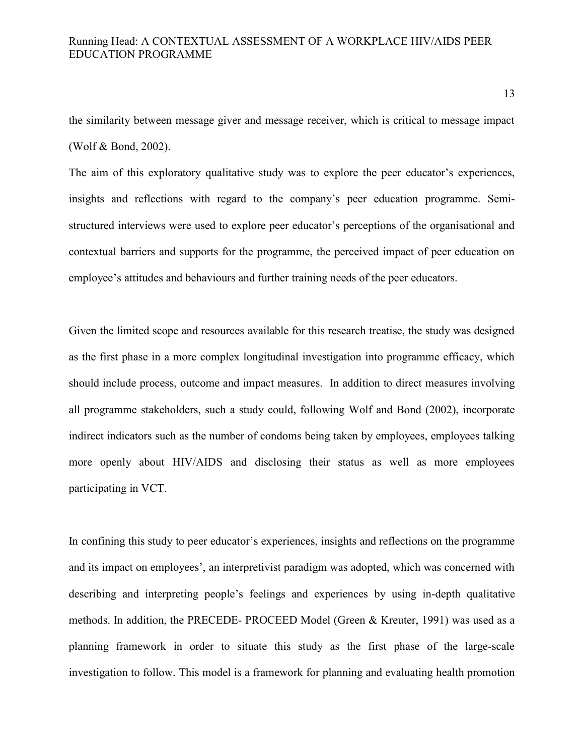the similarity between message giver and message receiver, which is critical to message impact (Wolf & Bond, 2002).

The aim of this exploratory qualitative study was to explore the peer educator's experiences, insights and reflections with regard to the company's peer education programme. Semi-structured interviews were used to explore peer educator's perceptions of the organisational and contextual barriers and supports for the programme, the perceived impact of peer education on employee's attitudes and behaviours and further training needs of the peer educators.

Given the limited scope and resources available for this research treatise, the study was designed as the first phase in a more complex longitudinal investigation into programme efficacy, which should include process, outcome and impact measures. In addition to direct measures involving all programme stakeholders, such a study could, following Wolf and Bond (2002), incorporate indirect indicators such as the number of condoms being taken by employees, employees talking more openly about HIV/AIDS and disclosing their status as well as more employees participating in VCT.

In confining this study to peer educator's experiences, insights and reflections on the programme and its impact on employees', an interpretivist paradigm was adopted, which was concerned with describing and interpreting people's feelings and experiences by using in-depth qualitative methods. In addition, the PRECEDE- PROCEED Model (Green & Kreuter, 1991) was used as a planning framework in order to situate this study as the first phase of the large-scale investigation to follow. This model is a framework for planning and evaluating health promotion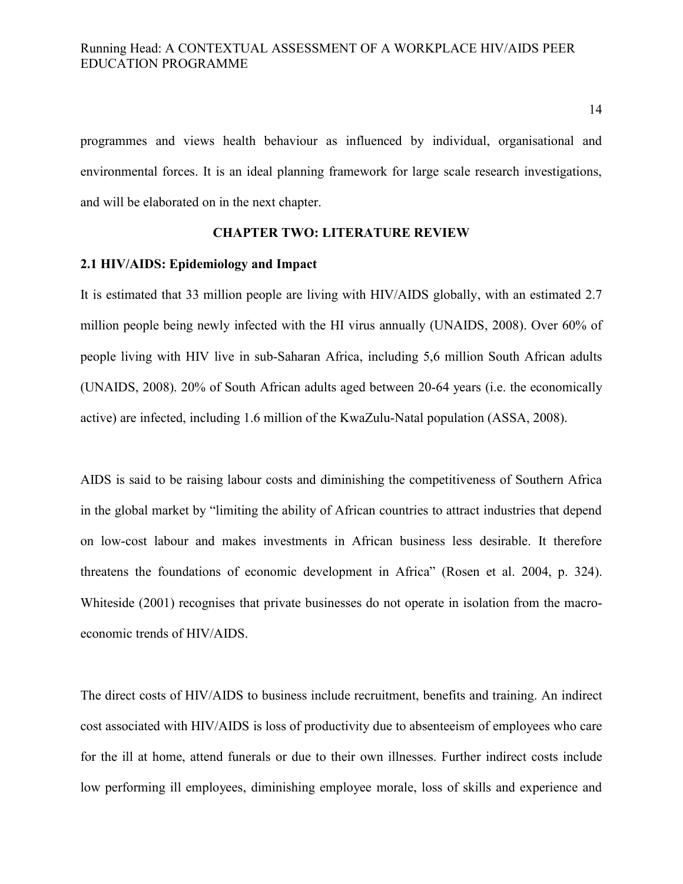programmes and views health behaviour as influenced by individual, organisational and environmental forces. It is an ideal planning framework for large scale research investigations, and will be elaborated on in the next chapter.

# CHAPTER TWO: LITERATURE REVIEW

## 2.1 HIV/AIDS: Epidemiology and Impact

It is estimated that 33 million people are living with HIV/AIDS globally, with an estimated 2.7 million people being newly infected with the HI virus annually (UNAIDS, 2008). Over 60% of people living with HIV live in sub-Saharan Africa, including 5,6 million South African adults (UNAIDS, 2008). 20% of South African adults aged between 20-64 years (i.e. the economically active) are infected, including 1.6 million of the KwaZulu-Natal population (ASSA, 2008).

AIDS is said to be raising labour costs and diminishing the competitiveness of Southern Africa in the global market by "limiting the ability of African countries to attract industries that depend on low-cost labour and makes investments in African business less desirable. It therefore threatens the foundations of economic development in Africa" (Rosen et al. 2004, p. 324). Whiteside (2001) recognises that private businesses do not operate in isolation from the macro-economic trends of HIV/AIDS.

The direct costs of HIV/AIDS to business include recruitment, benefits and training. An indirect cost associated with HIV/AIDS is loss of productivity due to absenteeism of employees who care for the ill at home, attend funerals or due to their own illnesses. Further indirect costs include low performing ill employees, diminishing employee morale, loss of skills and experience and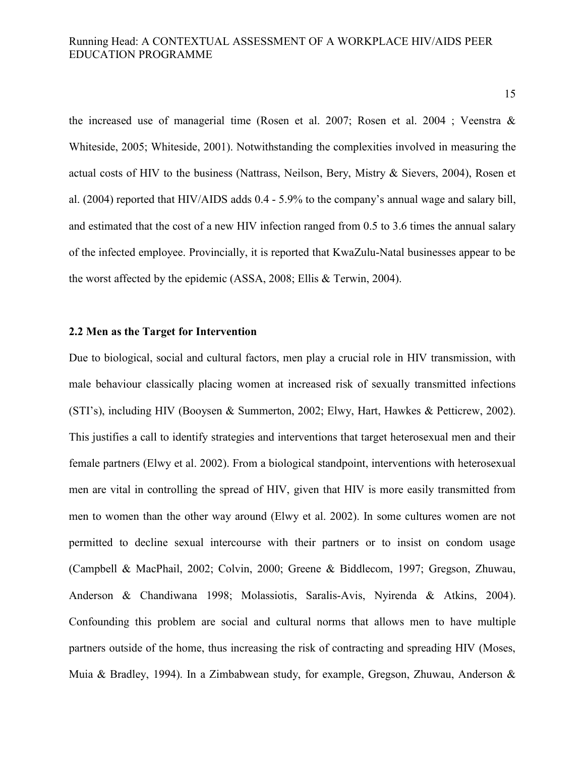the increased use of managerial time (Rosen et al. 2007; Rosen et al. 2004 ; Veenstra & Whiteside, 2005; Whiteside, 2001). Notwithstanding the complexities involved in measuring the actual costs of HIV to the business (Nattrass, Neilson, Bery, Mistry & Sievers, 2004), Rosen et al. (2004) reported that HIV/AIDS adds 0.4 - 5.9% to the company's annual wage and salary bill, and estimated that the cost of a new HIV infection ranged from 0.5 to 3.6 times the annual salary of the infected employee. Provincially, it is reported that KwaZulu-Natal businesses appear to be the worst affected by the epidemic (ASSA, 2008; Ellis & Terwin, 2004).

### 2.2 Men as the Target for Intervention

Due to biological, social and cultural factors, men play a crucial role in HIV transmission, with male behaviour classically placing women at increased risk of sexually transmitted infections (STI's), including HIV (Booysen & Summerton, 2002; Elwy, Hart, Hawkes & Petticrew, 2002). This justifies a call to identify strategies and interventions that target heterosexual men and their female partners (Elwy et al. 2002). From a biological standpoint, interventions with heterosexual men are vital in controlling the spread of HIV, given that HIV is more easily transmitted from men to women than the other way around (Elwy et al. 2002). In some cultures women are not permitted to decline sexual intercourse with their partners or to insist on condom usage (Campbell & MacPhail, 2002; Colvin, 2000; Greene & Biddlecom, 1997; Gregson, Zhuwau, Anderson & Chandiwana 1998; Molassiotis, Saralis-Avis, Nyirenda & Atkins, 2004). Confounding this problem are social and cultural norms that allows men to have multiple partners outside of the home, thus increasing the risk of contracting and spreading HIV (Moses, Muia & Bradley, 1994). In a Zimbabwean study, for example, Gregson, Zhuwau, Anderson &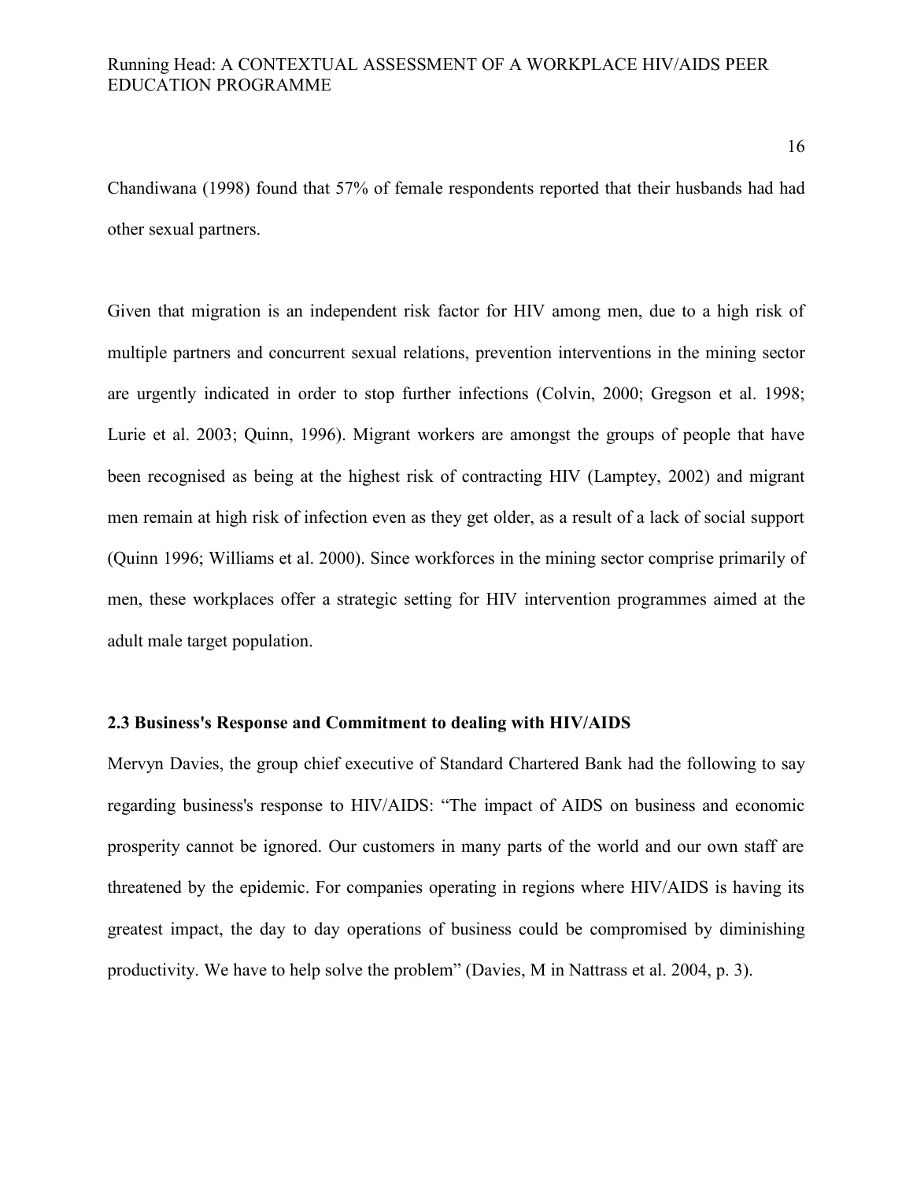Chandiwana (1998) found that 57% of female respondents reported that their husbands had had other sexual partners.

Given that migration is an independent risk factor for HIV among men, due to a high risk of multiple partners and concurrent sexual relations, prevention interventions in the mining sector are urgently indicated in order to stop further infections (Colvin, 2000; Gregson et al. 1998; Lurie et al. 2003; Quinn, 1996). Migrant workers are amongst the groups of people that have been recognised as being at the highest risk of contracting HIV (Lamptey, 2002) and migrant men remain at high risk of infection even as they get older, as a result of a lack of social support (Quinn 1996; Williams et al. 2000). Since workforces in the mining sector comprise primarily of men, these workplaces offer a strategic setting for HIV intervention programmes aimed at the adult male target population.

### 2.3 Business's Response and Commitment to dealing with HIV/AIDS

Mervyn Davies, the group chief executive of Standard Chartered Bank had the following to say regarding business's response to HIV/AIDS: "The impact of AIDS on business and economic prosperity cannot be ignored. Our customers in many parts of the world and our own staff are threatened by the epidemic. For companies operating in regions where HIV/AIDS is having its greatest impact, the day to day operations of business could be compromised by diminishing productivity. We have to help solve the problem" (Davies, M in Nattrass et al. 2004, p. 3).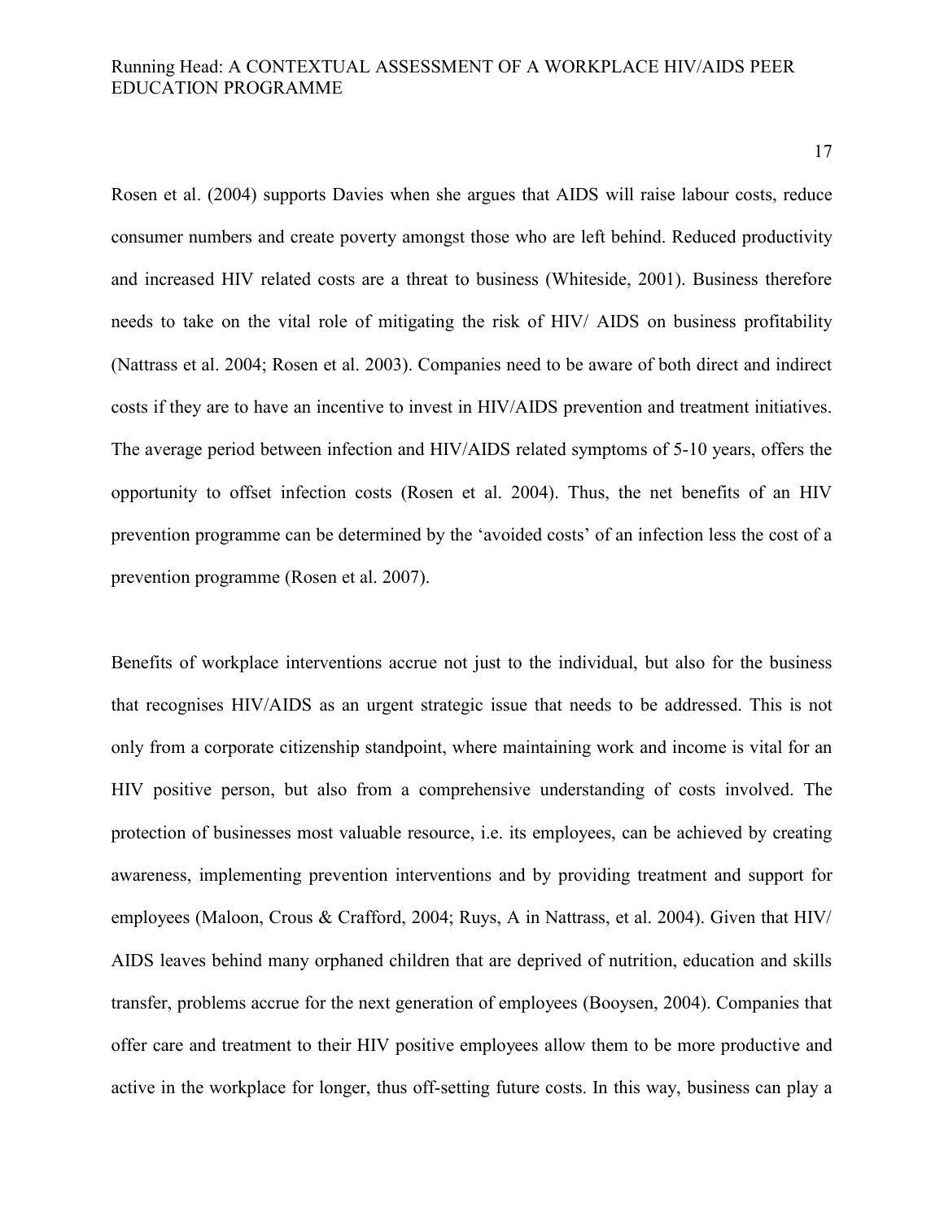Rosen et al. (2004) supports Davies when she argues that AIDS will raise labour costs, reduce consumer numbers and create poverty amongst those who are left behind. Reduced productivity and increased HIV related costs are a threat to business (Whiteside, 2001). Business therefore needs to take on the vital role of mitigating the risk of HIV/ AIDS on business profitability (Nattrass et al. 2004; Rosen et al. 2003). Companies need to be aware of both direct and indirect costs if they are to have an incentive to invest in HIV/AIDS prevention and treatment initiatives. The average period between infection and HIV/AIDS related symptoms of 5-10 years, offers the opportunity to offset infection costs (Rosen et al. 2004). Thus, the net benefits of an HIV prevention programme can be determined by the 'avoided costs' of an infection less the cost of a prevention programme (Rosen et al. 2007).

Benefits of workplace interventions accrue not just to the individual, but also for the business that recognises HIV/AIDS as an urgent strategic issue that needs to be addressed. This is not only from a corporate citizenship standpoint, where maintaining work and income is vital for an HIV positive person, but also from a comprehensive understanding of costs involved. The protection of businesses most valuable resource, i.e. its employees, can be achieved by creating awareness, implementing prevention interventions and by providing treatment and support for employees (Maloon, Crous & Crafford, 2004; Ruys, A in Nattrass, et al. 2004). Given that HIV/ AIDS leaves behind many orphaned children that are deprived of nutrition, education and skills transfer, problems accrue for the next generation of employees (Booysen, 2004). Companies that offer care and treatment to their HIV positive employees allow them to be more productive and active in the workplace for longer, thus off-setting future costs. In this way, business can play a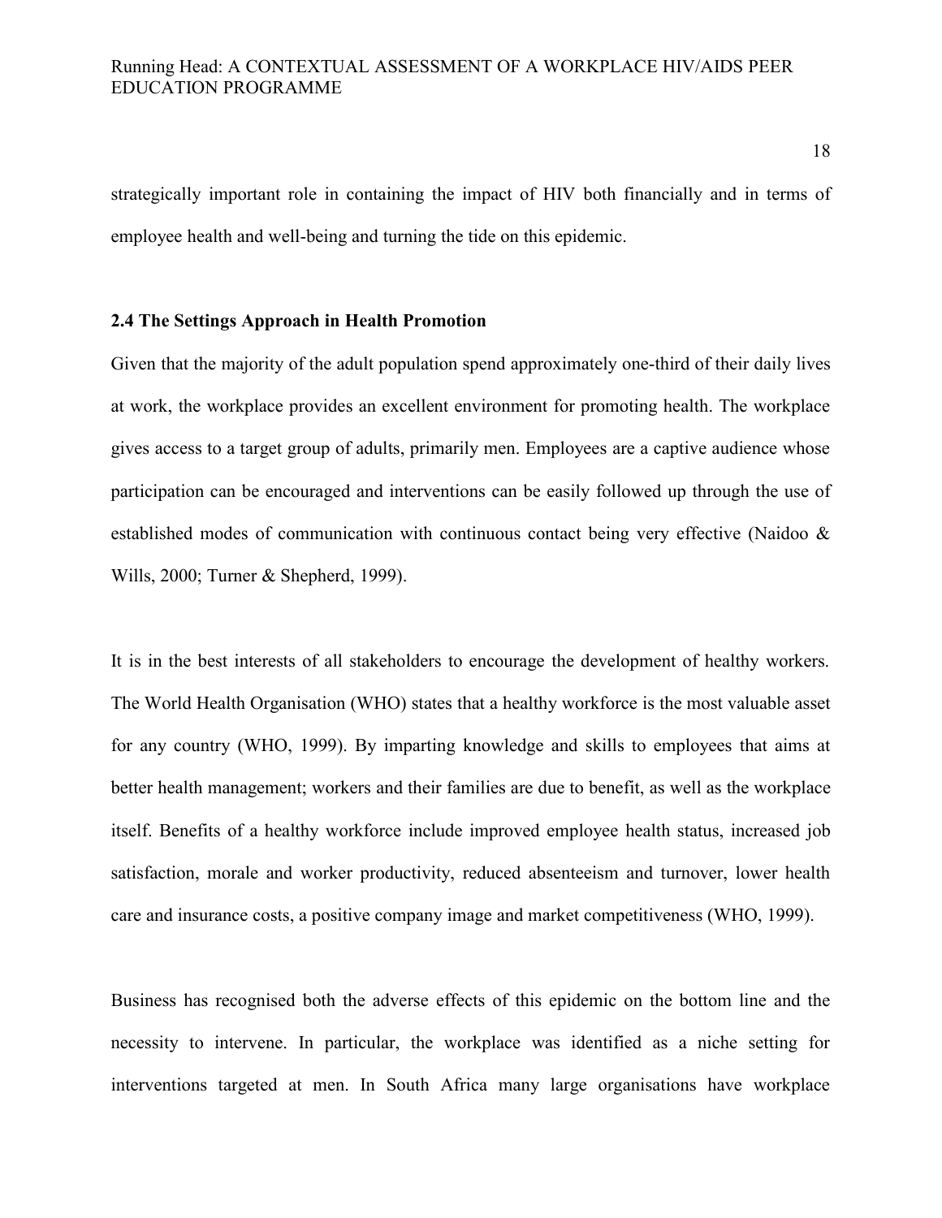strategically important role in containing the impact of HIV both financially and in terms of employee health and well-being and turning the tide on this epidemic.

### 2.4 The Settings Approach in Health Promotion

Given that the majority of the adult population spend approximately one-third of their daily lives at work, the workplace provides an excellent environment for promoting health. The workplace gives access to a target group of adults, primarily men. Employees are a captive audience whose participation can be encouraged and interventions can be easily followed up through the use of established modes of communication with continuous contact being very effective (Naidoo & Wills, 2000; Turner & Shepherd, 1999).

It is in the best interests of all stakeholders to encourage the development of healthy workers. The World Health Organisation (WHO) states that a healthy workforce is the most valuable asset for any country (WHO, 1999). By imparting knowledge and skills to employees that aims at better health management; workers and their families are due to benefit, as well as the workplace itself. Benefits of a healthy workforce include improved employee health status, increased job satisfaction, morale and worker productivity, reduced absenteeism and turnover, lower health care and insurance costs, a positive company image and market competitiveness (WHO, 1999).

Business has recognised both the adverse effects of this epidemic on the bottom line and the necessity to intervene. In particular, the workplace was identified as a niche setting for interventions targeted at men. In South Africa many large organisations have workplace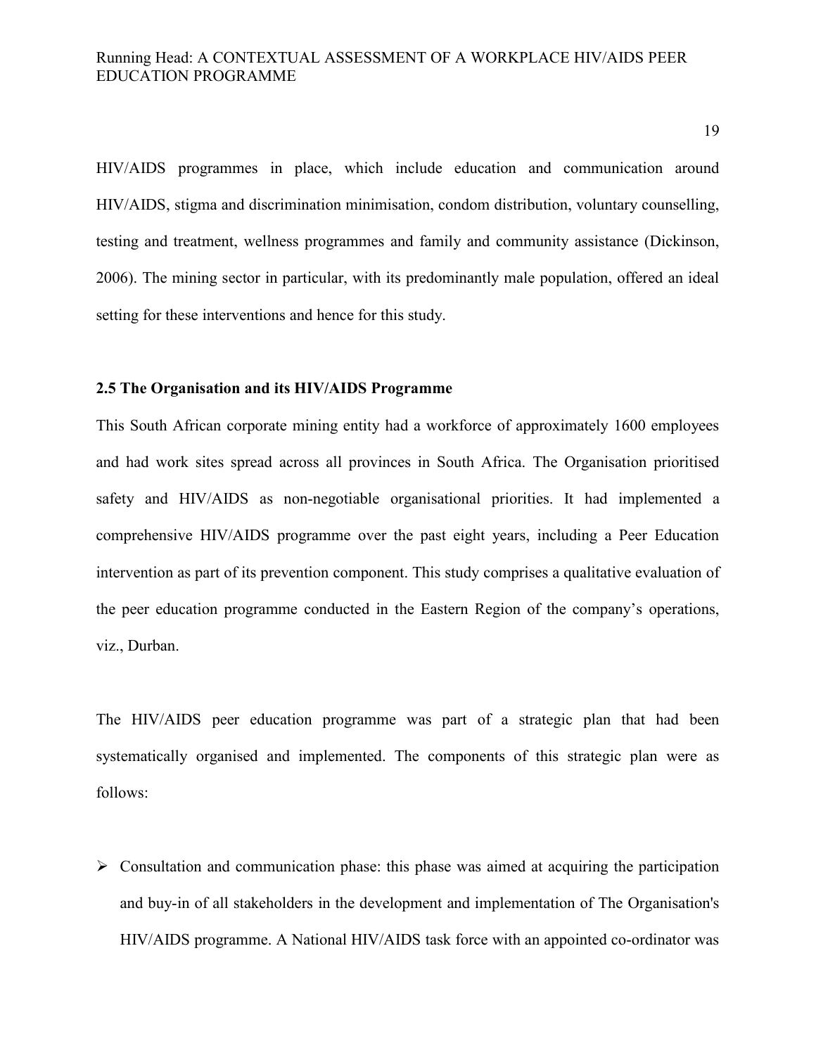HIV/AIDS programmes in place, which include education and communication around HIV/AIDS, stigma and discrimination minimisation, condom distribution, voluntary counselling, testing and treatment, wellness programmes and family and community assistance (Dickinson, 2006). The mining sector in particular, with its predominantly male population, offered an ideal setting for these interventions and hence for this study.

## 2.5 The Organisation and its HIV/AIDS Programme

This South African corporate mining entity had a workforce of approximately 1600 employees and had work sites spread across all provinces in South Africa. The Organisation prioritised safety and HIV/AIDS as non-negotiable organisational priorities. It had implemented a comprehensive HIV/AIDS programme over the past eight years, including a Peer Education intervention as part of its prevention component. This study comprises a qualitative evaluation of the peer education programme conducted in the Eastern Region of the company's operations, viz., Durban.

The HIV/AIDS peer education programme was part of a strategic plan that had been systematically organised and implemented. The components of this strategic plan were as follows:

- Consultation and communication phase: this phase was aimed at acquiring the participation and buy-in of all stakeholders in the development and implementation of The Organisation's HIV/AIDS programme. A National HIV/AIDS task force with an appointed co-ordinator was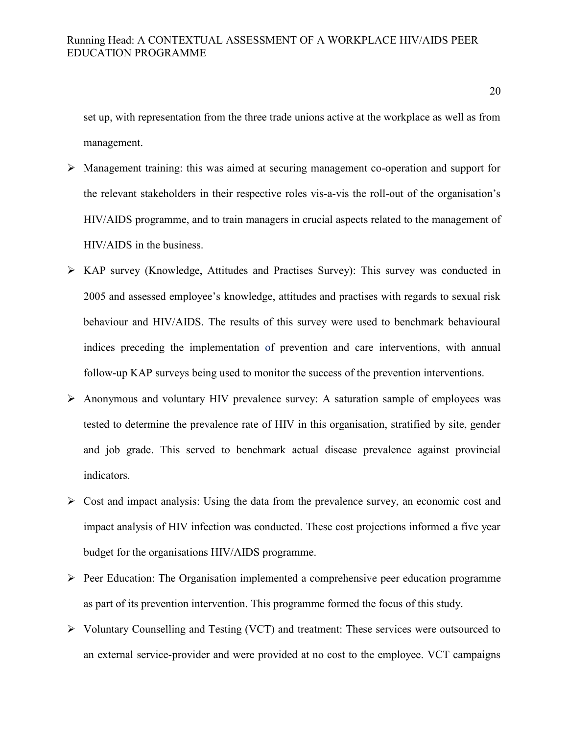set up, with representation from the three trade unions active at the workplace as well as from management.

- Management training: this was aimed at securing management co-operation and support for the relevant stakeholders in their respective roles vis-a-vis the roll-out of the organisation's HIV/AIDS programme, and to train managers in crucial aspects related to the management of HIV/AIDS in the business.
- KAP survey (Knowledge, Attitudes and Practises Survey): This survey was conducted in 2005 and assessed employee's knowledge, attitudes and practises with regards to sexual risk behaviour and HIV/AIDS. The results of this survey were used to benchmark behavioural indices preceding the implementation of prevention and care interventions, with annual follow-up KAP surveys being used to monitor the success of the prevention interventions.
- Anonymous and voluntary HIV prevalence survey: A saturation sample of employees was tested to determine the prevalence rate of HIV in this organisation, stratified by site, gender and job grade. This served to benchmark actual disease prevalence against provincial indicators.
- Cost and impact analysis: Using the data from the prevalence survey, an economic cost and impact analysis of HIV infection was conducted. These cost projections informed a five year budget for the organisations HIV/AIDS programme.
- Peer Education: The Organisation implemented a comprehensive peer education programme as part of its prevention intervention. This programme formed the focus of this study.
- Voluntary Counselling and Testing (VCT) and treatment: These services were outsourced to an external service-provider and were provided at no cost to the employee. VCT campaigns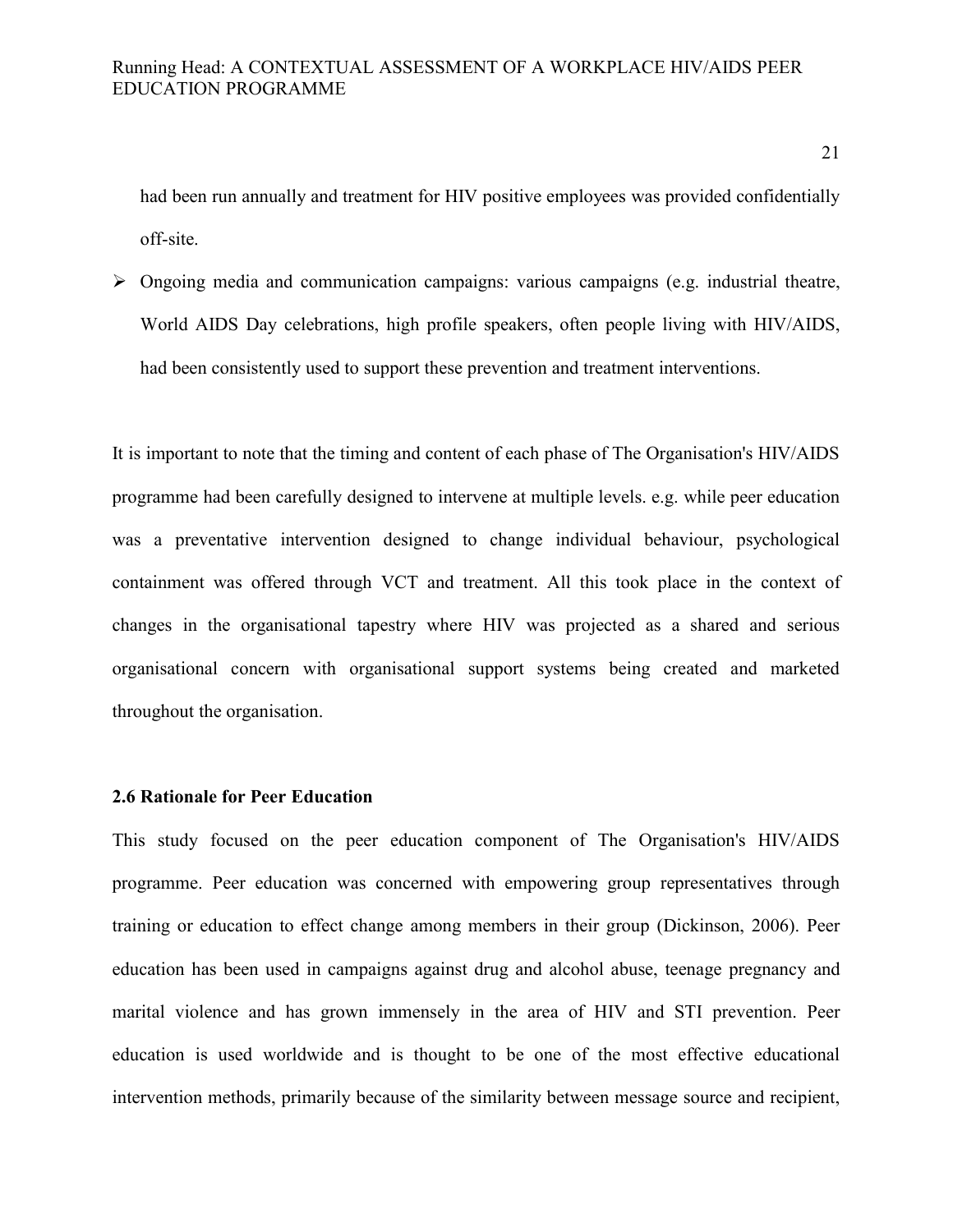had been run annually and treatment for HIV positive employees was provided confidentially off-site.

- Ongoing media and communication campaigns: various campaigns (e.g. industrial theatre, World AIDS Day celebrations, high profile speakers, often people living with HIV/AIDS, had been consistently used to support these prevention and treatment interventions.

It is important to note that the timing and content of each phase of The Organisation's HIV/AIDS programme had been carefully designed to intervene at multiple levels. e.g. while peer education was a preventative intervention designed to change individual behaviour, psychological containment was offered through VCT and treatment. All this took place in the context of changes in the organisational tapestry where HIV was projected as a shared and serious organisational concern with organisational support systems being created and marketed throughout the organisation.

### 2.6 Rationale for Peer Education

This study focused on the peer education component of The Organisation's HIV/AIDS programme. Peer education was concerned with empowering group representatives through training or education to effect change among members in their group (Dickinson, 2006). Peer education has been used in campaigns against drug and alcohol abuse, teenage pregnancy and marital violence and has grown immensely in the area of HIV and STI prevention. Peer education is used worldwide and is thought to be one of the most effective educational intervention methods, primarily because of the similarity between message source and recipient,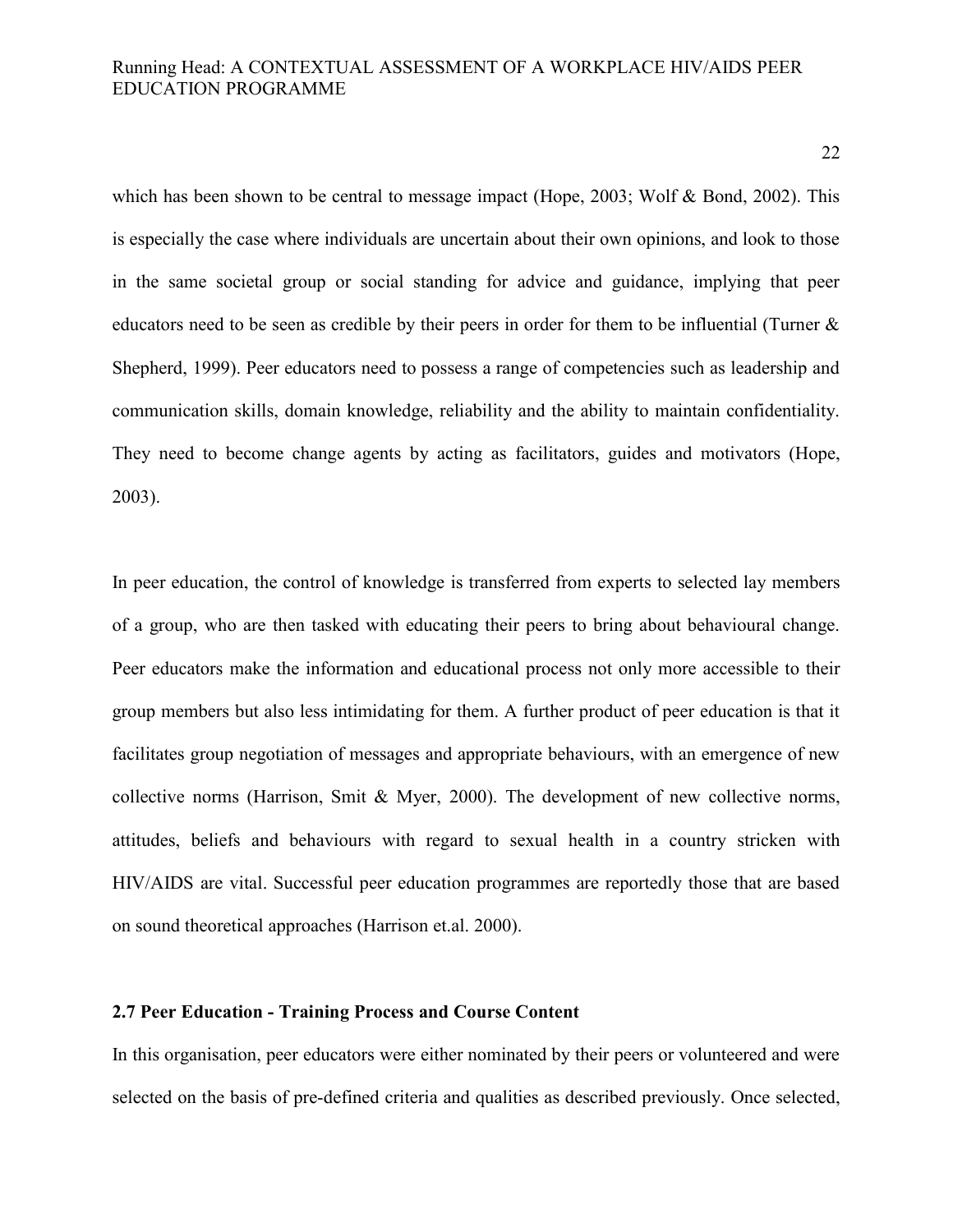which has been shown to be central to message impact (Hope, 2003; Wolf & Bond, 2002). This is especially the case where individuals are uncertain about their own opinions, and look to those in the same societal group or social standing for advice and guidance, implying that peer educators need to be seen as credible by their peers in order for them to be influential (Turner & Shepherd, 1999). Peer educators need to possess a range of competencies such as leadership and communication skills, domain knowledge, reliability and the ability to maintain confidentiality. They need to become change agents by acting as facilitators, guides and motivators (Hope, 2003).

In peer education, the control of knowledge is transferred from experts to selected lay members of a group, who are then tasked with educating their peers to bring about behavioural change. Peer educators make the information and educational process not only more accessible to their group members but also less intimidating for them. A further product of peer education is that it facilitates group negotiation of messages and appropriate behaviours, with an emergence of new collective norms (Harrison, Smit & Myer, 2000). The development of new collective norms, attitudes, beliefs and behaviours with regard to sexual health in a country stricken with HIV/AIDS are vital. Successful peer education programmes are reportedly those that are based on sound theoretical approaches (Harrison et.al. 2000).

### 2.7 Peer Education - Training Process and Course Content

In this organisation, peer educators were either nominated by their peers or volunteered and were selected on the basis of pre-defined criteria and qualities as described previously. Once selected,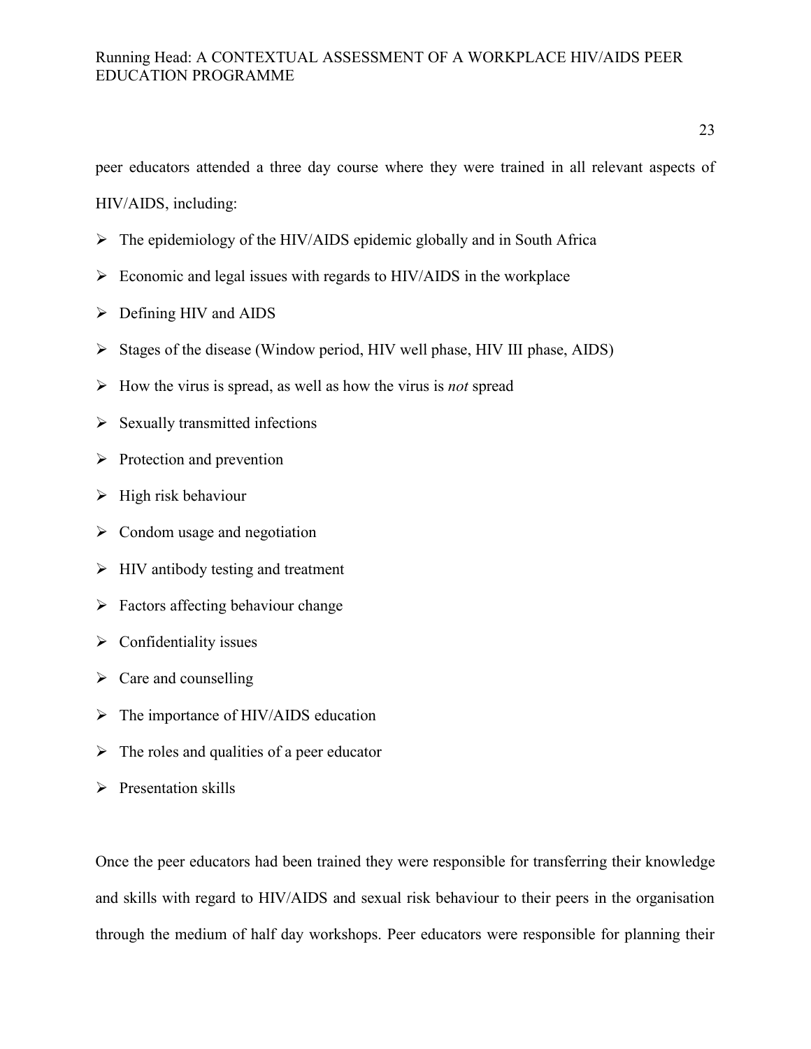peer educators attended a three day course where they were trained in all relevant aspects of HIV/AIDS, including:

- The epidemiology of the HIV/AIDS epidemic globally and in South Africa
- Economic and legal issues with regards to HIV/AIDS in the workplace
- Defining HIV and AIDS
- Stages of the disease (Window period, HIV well phase, HIV Ill phase, AIDS)
- How the virus is spread, as well as how the virus is *not* spread
- Sexually transmitted infections
- Protection and prevention
- High risk behaviour
- Condom usage and negotiation
- HIV antibody testing and treatment
- Factors affecting behaviour change
- Confidentiality issues
- Care and counselling
- The importance of HIV/AIDS education
- The roles and qualities of a peer educator
- Presentation skills

Once the peer educators had been trained they were responsible for transferring their knowledge and skills with regard to HIV/AIDS and sexual risk behaviour to their peers in the organisation through the medium of half day workshops. Peer educators were responsible for planning their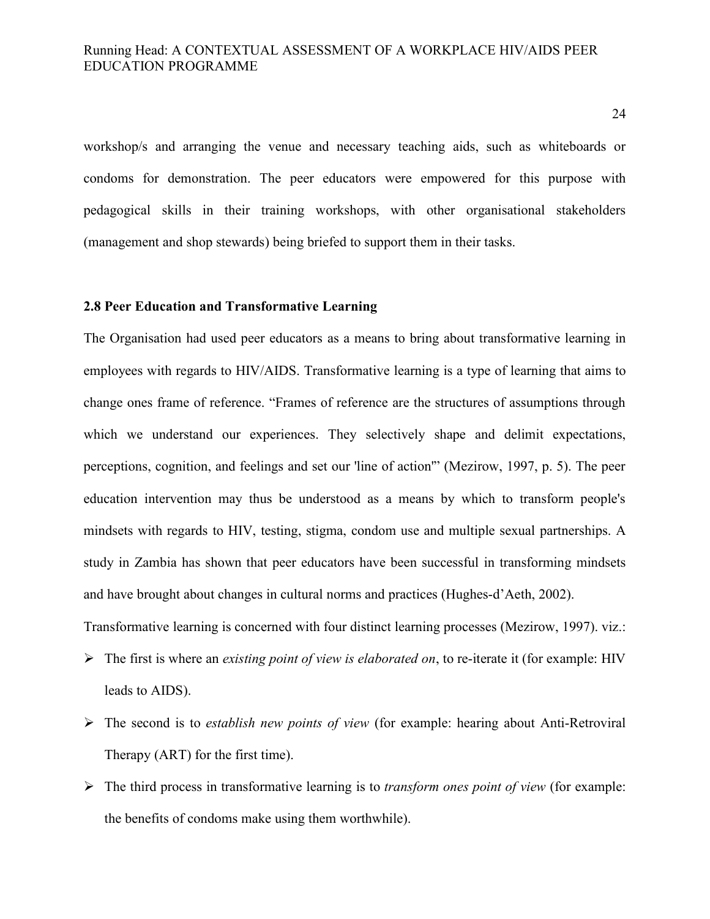workshop/s and arranging the venue and necessary teaching aids, such as whiteboards or condoms for demonstration. The peer educators were empowered for this purpose with pedagogical skills in their training workshops, with other organisational stakeholders (management and shop stewards) being briefed to support them in their tasks.

## 2.8 Peer Education and Transformative Learning

The Organisation had used peer educators as a means to bring about transformative learning in employees with regards to HIV/AIDS. Transformative learning is a type of learning that aims to change ones frame of reference. "Frames of reference are the structures of assumptions through which we understand our experiences. They selectively shape and delimit expectations, perceptions, cognition, and feelings and set our 'line of action'" (Mezirow, 1997, p. 5). The peer education intervention may thus be understood as a means by which to transform people's mindsets with regards to HIV, testing, stigma, condom use and multiple sexual partnerships. A study in Zambia has shown that peer educators have been successful in transforming mindsets and have brought about changes in cultural norms and practices (Hughes-d'Aeth, 2002).

Transformative learning is concerned with four distinct learning processes (Mezirow, 1997). viz.:

- The first is where an *existing point of view is elaborated on*, to re-iterate it (for example: HIV leads to AIDS).
- The second is to *establish new points of view* (for example: hearing about Anti-Retroviral Therapy (ART) for the first time).
- The third process in transformative learning is to *transform ones point of view* (for example: the benefits of condoms make using them worthwhile).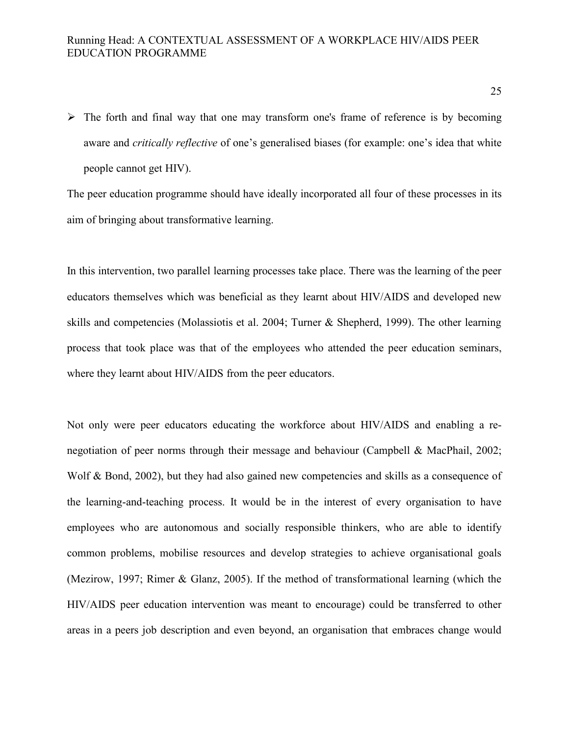- The forth and final way that one may transform one's frame of reference is by becoming aware and *critically reflective* of one's generalised biases (for example: one's idea that white people cannot get HIV).

The peer education programme should have ideally incorporated all four of these processes in its aim of bringing about transformative learning.

In this intervention, two parallel learning processes take place. There was the learning of the peer educators themselves which was beneficial as they learnt about HIV/AIDS and developed new skills and competencies (Molassiotis et al. 2004; Turner & Shepherd, 1999). The other learning process that took place was that of the employees who attended the peer education seminars, where they learnt about HIV/AIDS from the peer educators.

Not only were peer educators educating the workforce about HIV/AIDS and enabling a re-negotiation of peer norms through their message and behaviour (Campbell & MacPhail, 2002; Wolf & Bond, 2002), but they had also gained new competencies and skills as a consequence of the learning-and-teaching process. It would be in the interest of every organisation to have employees who are autonomous and socially responsible thinkers, who are able to identify common problems, mobilise resources and develop strategies to achieve organisational goals (Mezirow, 1997; Rimer & Glanz, 2005). If the method of transformational learning (which the HIV/AIDS peer education intervention was meant to encourage) could be transferred to other areas in a peers job description and even beyond, an organisation that embraces change would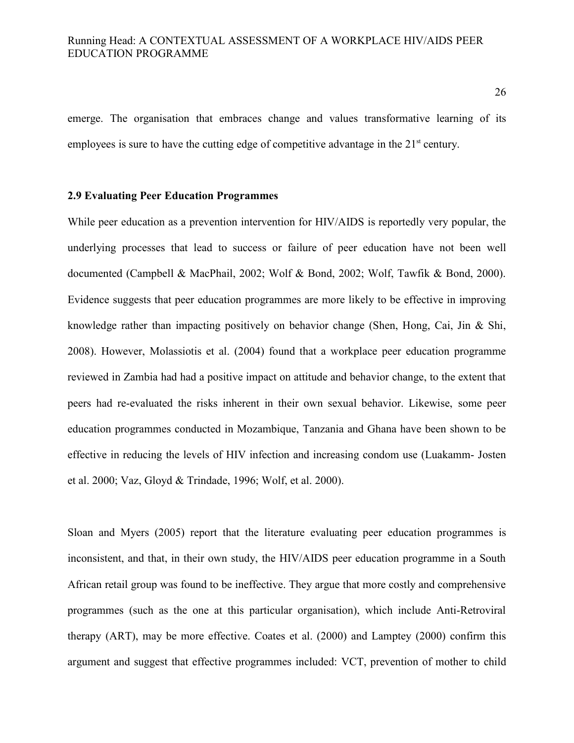emerge. The organisation that embraces change and values transformative learning of its employees is sure to have the cutting edge of competitive advantage in the 21st century.

### 2.9 Evaluating Peer Education Programmes

While peer education as a prevention intervention for HIV/AIDS is reportedly very popular, the underlying processes that lead to success or failure of peer education have not been well documented (Campbell & MacPhail, 2002; Wolf & Bond, 2002; Wolf, Tawfik & Bond, 2000). Evidence suggests that peer education programmes are more likely to be effective in improving knowledge rather than impacting positively on behavior change (Shen, Hong, Cai, Jin & Shi, 2008). However, Molassiotis et al. (2004) found that a workplace peer education programme reviewed in Zambia had had a positive impact on attitude and behavior change, to the extent that peers had re-evaluated the risks inherent in their own sexual behavior. Likewise, some peer education programmes conducted in Mozambique, Tanzania and Ghana have been shown to be effective in reducing the levels of HIV infection and increasing condom use (Luakamm- Josten et al. 2000; Vaz, Gloyd & Trindade, 1996; Wolf, et al. 2000).

Sloan and Myers (2005) report that the literature evaluating peer education programmes is inconsistent, and that, in their own study, the HIV/AIDS peer education programme in a South African retail group was found to be ineffective. They argue that more costly and comprehensive programmes (such as the one at this particular organisation), which include Anti-Retroviral therapy (ART), may be more effective. Coates et al. (2000) and Lamptey (2000) confirm this argument and suggest that effective programmes included: VCT, prevention of mother to child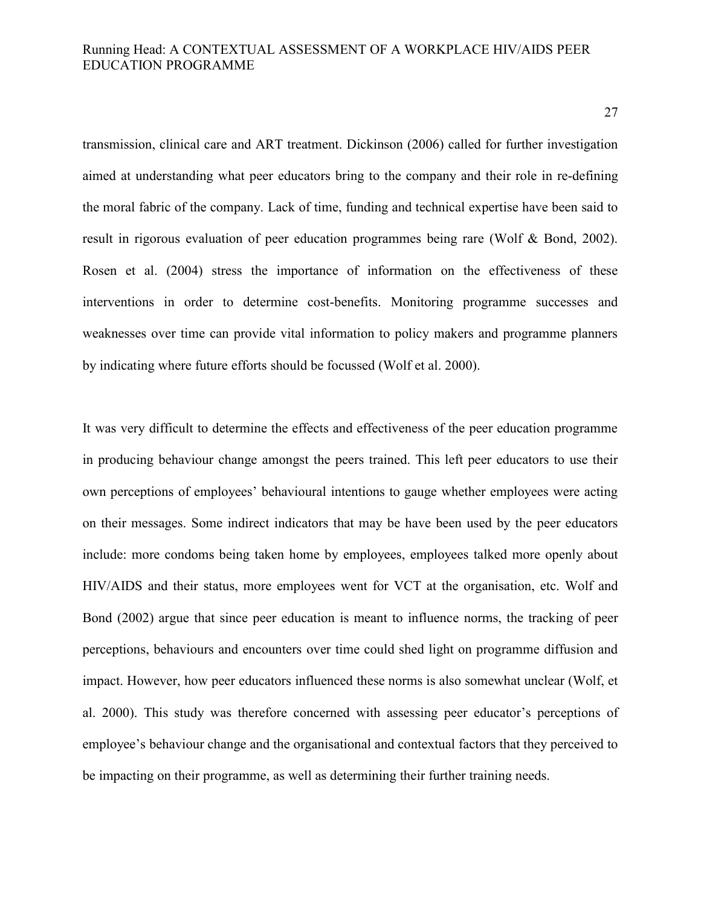transmission, clinical care and ART treatment. Dickinson (2006) called for further investigation aimed at understanding what peer educators bring to the company and their role in re-defining the moral fabric of the company. Lack of time, funding and technical expertise have been said to result in rigorous evaluation of peer education programmes being rare (Wolf & Bond, 2002). Rosen et al. (2004) stress the importance of information on the effectiveness of these interventions in order to determine cost-benefits. Monitoring programme successes and weaknesses over time can provide vital information to policy makers and programme planners by indicating where future efforts should be focussed (Wolf et al. 2000).

It was very difficult to determine the effects and effectiveness of the peer education programme in producing behaviour change amongst the peers trained. This left peer educators to use their own perceptions of employees' behavioural intentions to gauge whether employees were acting on their messages. Some indirect indicators that may be have been used by the peer educators include: more condoms being taken home by employees, employees talked more openly about HIV/AIDS and their status, more employees went for VCT at the organisation, etc. Wolf and Bond (2002) argue that since peer education is meant to influence norms, the tracking of peer perceptions, behaviours and encounters over time could shed light on programme diffusion and impact. However, how peer educators influenced these norms is also somewhat unclear (Wolf, et al. 2000). This study was therefore concerned with assessing peer educator's perceptions of employee's behaviour change and the organisational and contextual factors that they perceived to be impacting on their programme, as well as determining their further training needs.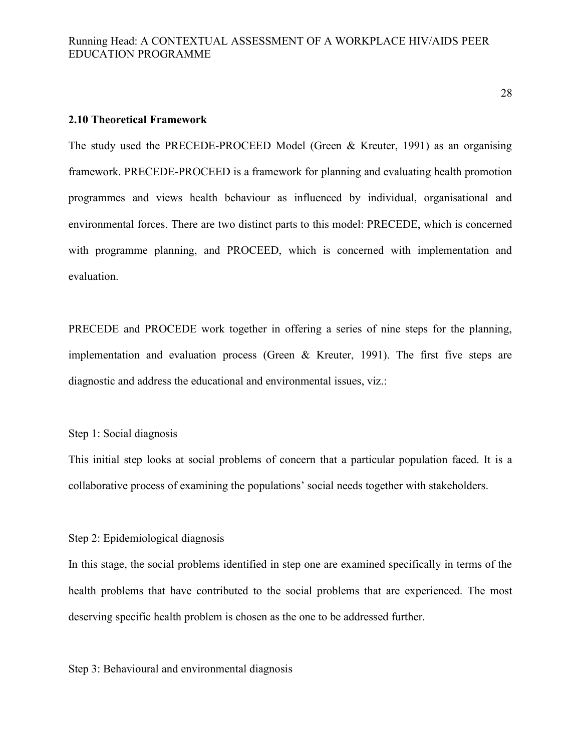## 2.10 Theoretical Framework

The study used the PRECEDE-PROCEED Model (Green & Kreuter, 1991) as an organising framework. PRECEDE-PROCEED is a framework for planning and evaluating health promotion programmes and views health behaviour as influenced by individual, organisational and environmental forces. There are two distinct parts to this model: PRECEDE, which is concerned with programme planning, and PROCEED, which is concerned with implementation and evaluation.

PRECEDE and PROCEDE work together in offering a series of nine steps for the planning, implementation and evaluation process (Green & Kreuter, 1991). The first five steps are diagnostic and address the educational and environmental issues, viz.:

Step 1: Social diagnosis

This initial step looks at social problems of concern that a particular population faced. It is a collaborative process of examining the populations' social needs together with stakeholders.

Step 2: Epidemiological diagnosis

In this stage, the social problems identified in step one are examined specifically in terms of the health problems that have contributed to the social problems that are experienced. The most deserving specific health problem is chosen as the one to be addressed further.

Step 3: Behavioural and environmental diagnosis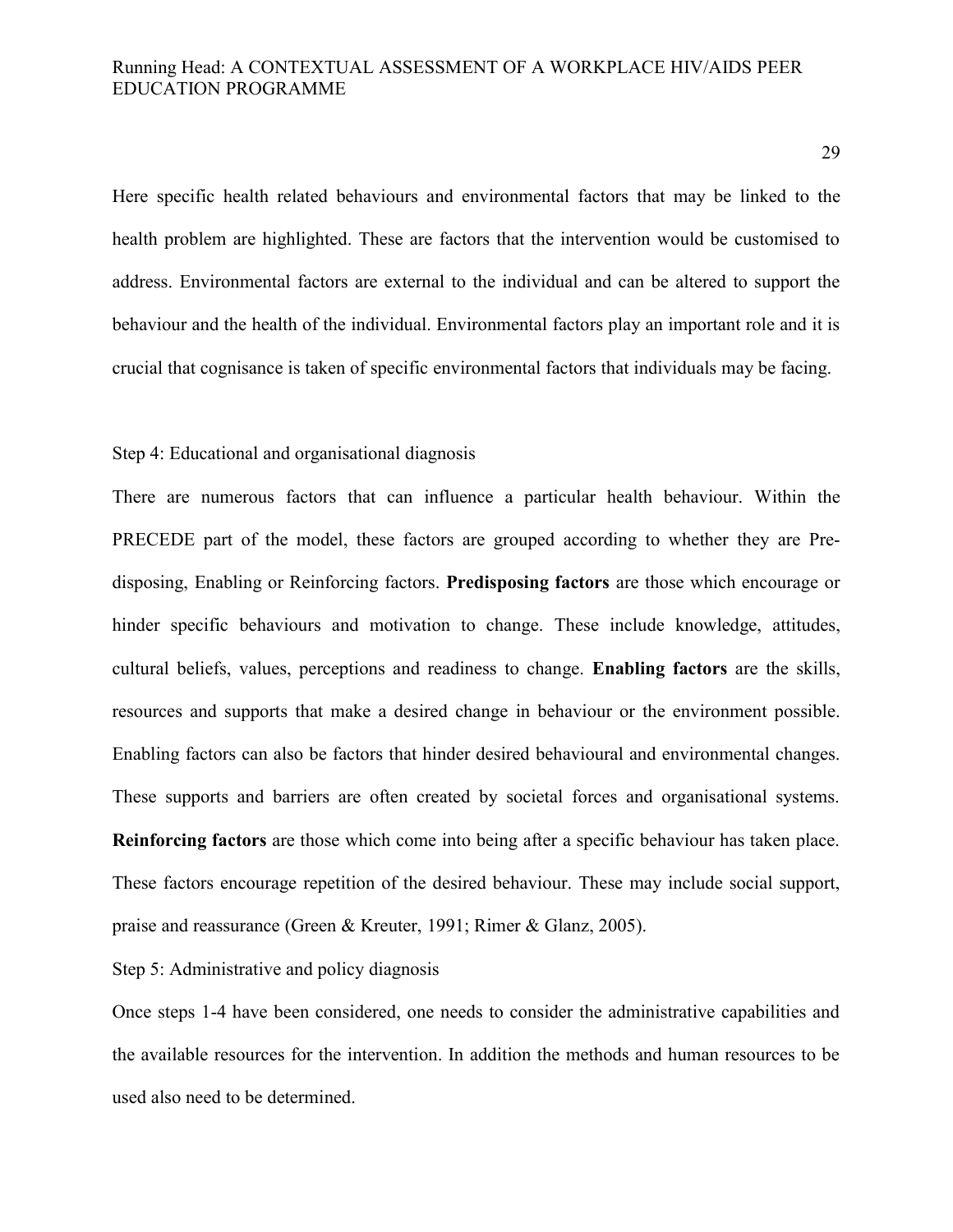Here specific health related behaviours and environmental factors that may be linked to the health problem are highlighted. These are factors that the intervention would be customised to address. Environmental factors are external to the individual and can be altered to support the behaviour and the health of the individual. Environmental factors play an important role and it is crucial that cognisance is taken of specific environmental factors that individuals may be facing.

Step 4: Educational and organisational diagnosis

There are numerous factors that can influence a particular health behaviour. Within the PRECEDE part of the model, these factors are grouped according to whether they are Pre-disposing, Enabling or Reinforcing factors. **Predisposing factors** are those which encourage or hinder specific behaviours and motivation to change. These include knowledge, attitudes, cultural beliefs, values, perceptions and readiness to change. **Enabling factors** are the skills, resources and supports that make a desired change in behaviour or the environment possible. Enabling factors can also be factors that hinder desired behavioural and environmental changes. These supports and barriers are often created by societal forces and organisational systems. **Reinforcing factors** are those which come into being after a specific behaviour has taken place. These factors encourage repetition of the desired behaviour. These may include social support, praise and reassurance (Green & Kreuter, 1991; Rimer & Glanz, 2005).

Step 5: Administrative and policy diagnosis

Once steps 1-4 have been considered, one needs to consider the administrative capabilities and the available resources for the intervention. In addition the methods and human resources to be used also need to be determined.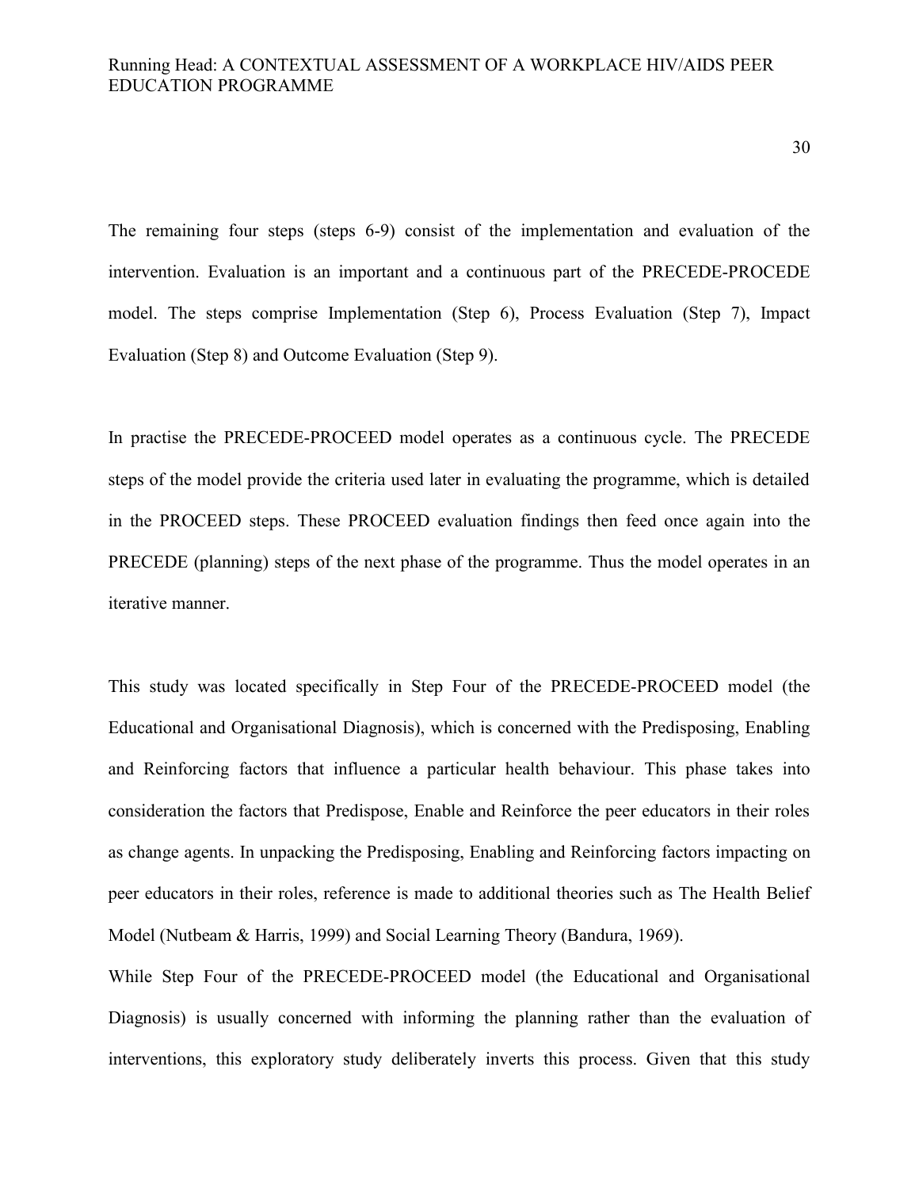The remaining four steps (steps 6-9) consist of the implementation and evaluation of the intervention. Evaluation is an important and a continuous part of the PRECEDE-PROCEDE model. The steps comprise Implementation (Step 6), Process Evaluation (Step 7), Impact Evaluation (Step 8) and Outcome Evaluation (Step 9).

In practise the PRECEDE-PROCEED model operates as a continuous cycle. The PRECEDE steps of the model provide the criteria used later in evaluating the programme, which is detailed in the PROCEED steps. These PROCEED evaluation findings then feed once again into the PRECEDE (planning) steps of the next phase of the programme. Thus the model operates in an iterative manner.

This study was located specifically in Step Four of the PRECEDE-PROCEED model (the Educational and Organisational Diagnosis), which is concerned with the Predisposing, Enabling and Reinforcing factors that influence a particular health behaviour. This phase takes into consideration the factors that Predispose, Enable and Reinforce the peer educators in their roles as change agents. In unpacking the Predisposing, Enabling and Reinforcing factors impacting on peer educators in their roles, reference is made to additional theories such as The Health Belief Model (Nutbeam & Harris, 1999) and Social Learning Theory (Bandura, 1969).

While Step Four of the PRECEDE-PROCEED model (the Educational and Organisational Diagnosis) is usually concerned with informing the planning rather than the evaluation of interventions, this exploratory study deliberately inverts this process. Given that this study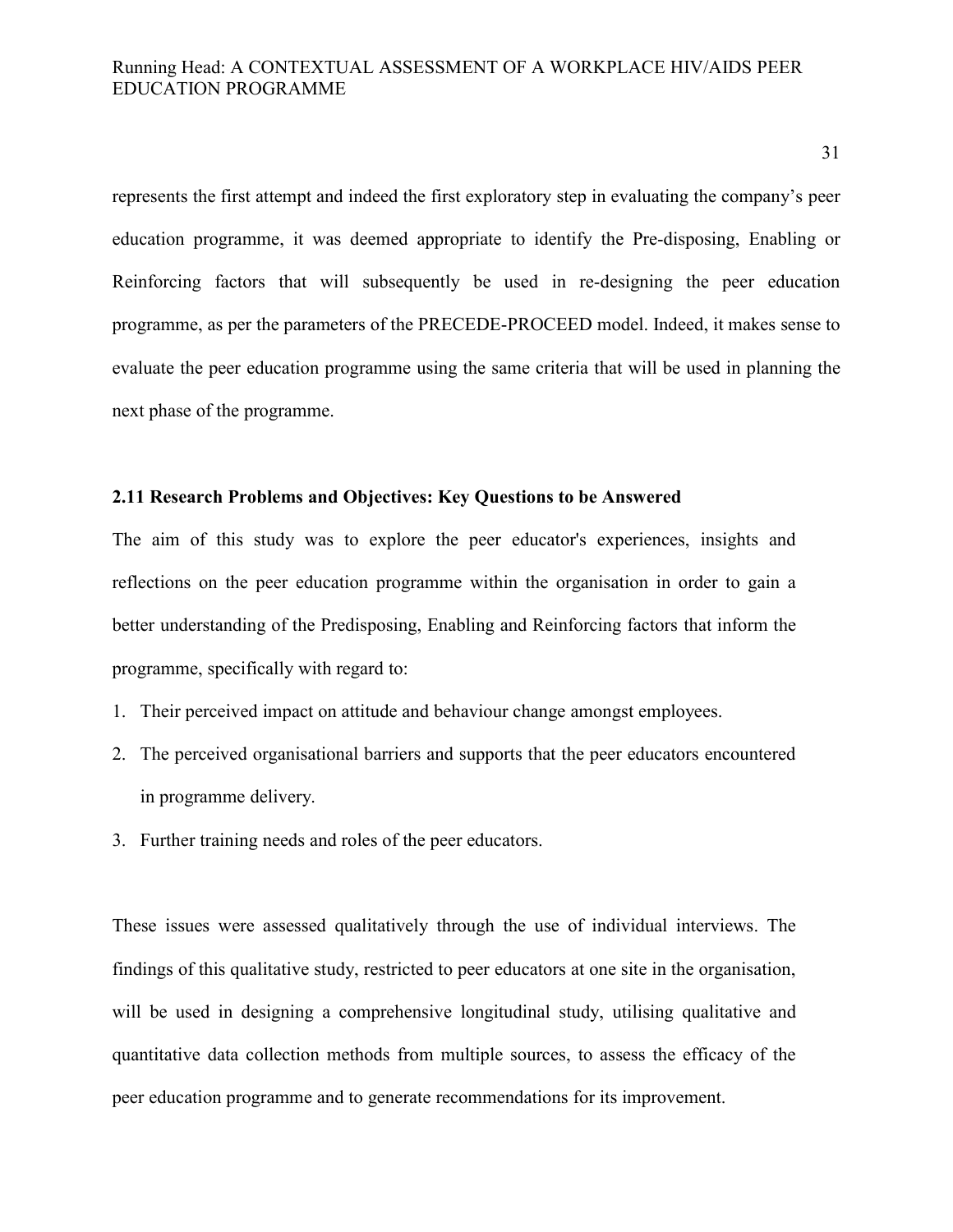represents the first attempt and indeed the first exploratory step in evaluating the company's peer education programme, it was deemed appropriate to identify the Pre-disposing, Enabling or Reinforcing factors that will subsequently be used in re-designing the peer education programme, as per the parameters of the PRECEDE-PROCEED model. Indeed, it makes sense to evaluate the peer education programme using the same criteria that will be used in planning the next phase of the programme.

### 2.11 Research Problems and Objectives: Key Questions to be Answered

The aim of this study was to explore the peer educator's experiences, insights and reflections on the peer education programme within the organisation in order to gain a better understanding of the Predisposing, Enabling and Reinforcing factors that inform the programme, specifically with regard to:

1. Their perceived impact on attitude and behaviour change amongst employees.
2. The perceived organisational barriers and supports that the peer educators encountered in programme delivery.
3. Further training needs and roles of the peer educators.

These issues were assessed qualitatively through the use of individual interviews. The findings of this qualitative study, restricted to peer educators at one site in the organisation, will be used in designing a comprehensive longitudinal study, utilising qualitative and quantitative data collection methods from multiple sources, to assess the efficacy of the peer education programme and to generate recommendations for its improvement.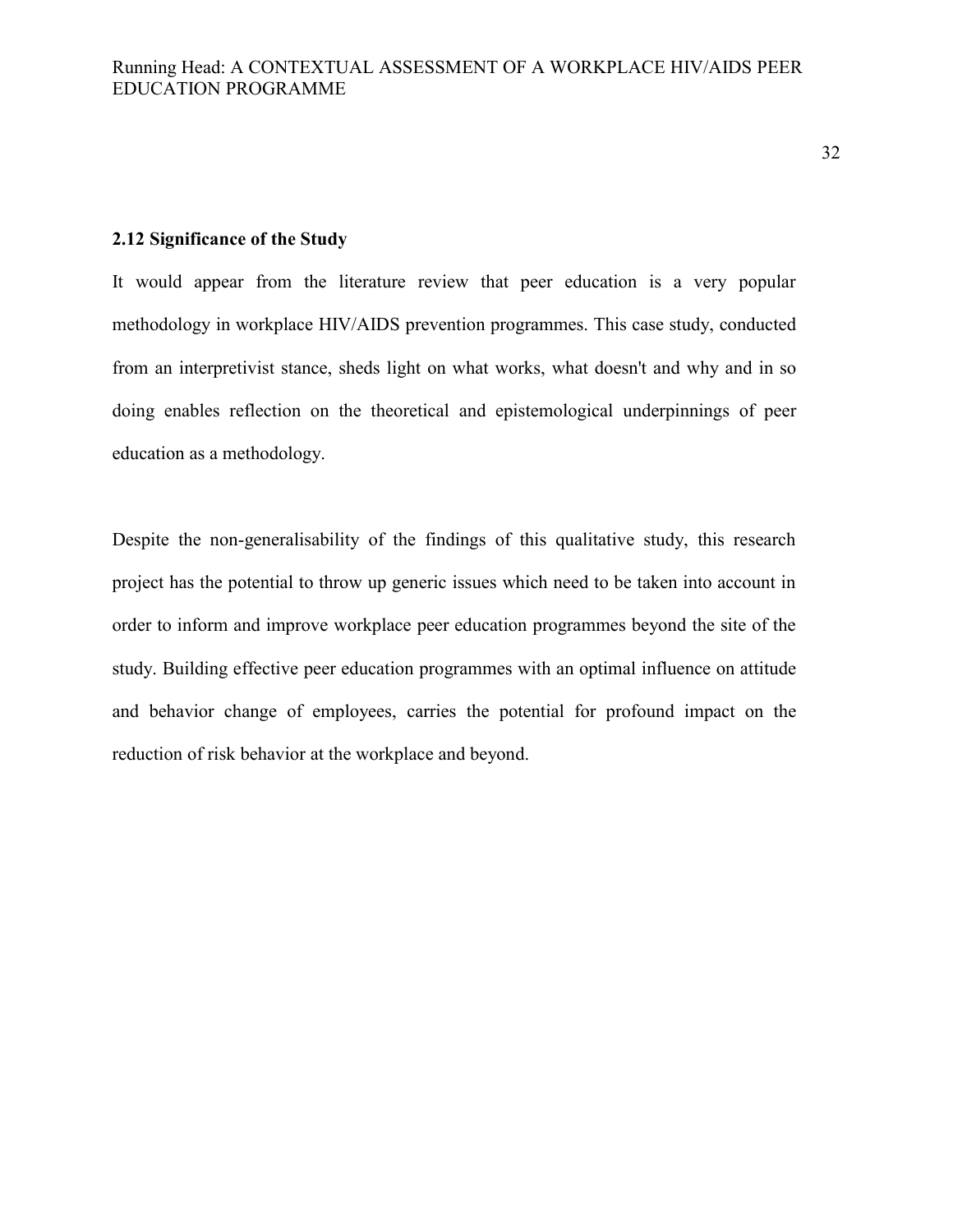## 2.12 Significance of the Study

It would appear from the literature review that peer education is a very popular methodology in workplace HIV/AIDS prevention programmes. This case study, conducted from an interpretivist stance, sheds light on what works, what doesn't and why and in so doing enables reflection on the theoretical and epistemological underpinnings of peer education as a methodology.

Despite the non-generalisability of the findings of this qualitative study, this research project has the potential to throw up generic issues which need to be taken into account in order to inform and improve workplace peer education programmes beyond the site of the study. Building effective peer education programmes with an optimal influence on attitude and behavior change of employees, carries the potential for profound impact on the reduction of risk behavior at the workplace and beyond.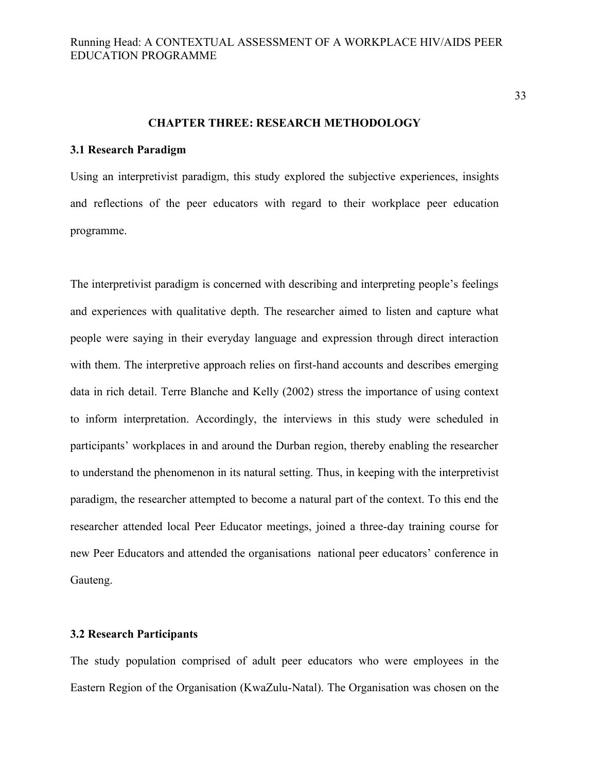# CHAPTER THREE: RESEARCH METHODOLOGY

## 3.1 Research Paradigm

Using an interpretivist paradigm, this study explored the subjective experiences, insights and reflections of the peer educators with regard to their workplace peer education programme.

The interpretivist paradigm is concerned with describing and interpreting people's feelings and experiences with qualitative depth. The researcher aimed to listen and capture what people were saying in their everyday language and expression through direct interaction with them. The interpretive approach relies on first-hand accounts and describes emerging data in rich detail. Terre Blanche and Kelly (2002) stress the importance of using context to inform interpretation. Accordingly, the interviews in this study were scheduled in participants' workplaces in and around the Durban region, thereby enabling the researcher to understand the phenomenon in its natural setting. Thus, in keeping with the interpretivist paradigm, the researcher attempted to become a natural part of the context. To this end the researcher attended local Peer Educator meetings, joined a three-day training course for new Peer Educators and attended the organisations national peer educators' conference in Gauteng.

## 3.2 Research Participants

The study population comprised of adult peer educators who were employees in the Eastern Region of the Organisation (KwaZulu-Natal). The Organisation was chosen on the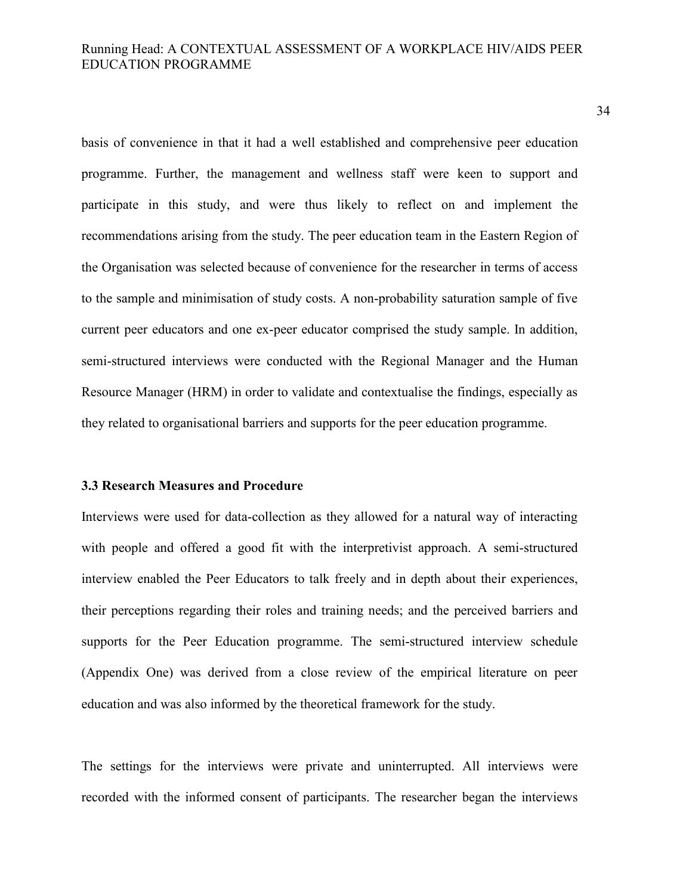basis of convenience in that it had a well established and comprehensive peer education programme. Further, the management and wellness staff were keen to support and participate in this study, and were thus likely to reflect on and implement the recommendations arising from the study. The peer education team in the Eastern Region of the Organisation was selected because of convenience for the researcher in terms of access to the sample and minimisation of study costs. A non-probability saturation sample of five current peer educators and one ex-peer educator comprised the study sample. In addition, semi-structured interviews were conducted with the Regional Manager and the Human Resource Manager (HRM) in order to validate and contextualise the findings, especially as they related to organisational barriers and supports for the peer education programme.

### 3.3 Research Measures and Procedure

Interviews were used for data-collection as they allowed for a natural way of interacting with people and offered a good fit with the interpretivist approach. A semi-structured interview enabled the Peer Educators to talk freely and in depth about their experiences, their perceptions regarding their roles and training needs; and the perceived barriers and supports for the Peer Education programme. The semi-structured interview schedule (Appendix One) was derived from a close review of the empirical literature on peer education and was also informed by the theoretical framework for the study.

The settings for the interviews were private and uninterrupted. All interviews were recorded with the informed consent of participants. The researcher began the interviews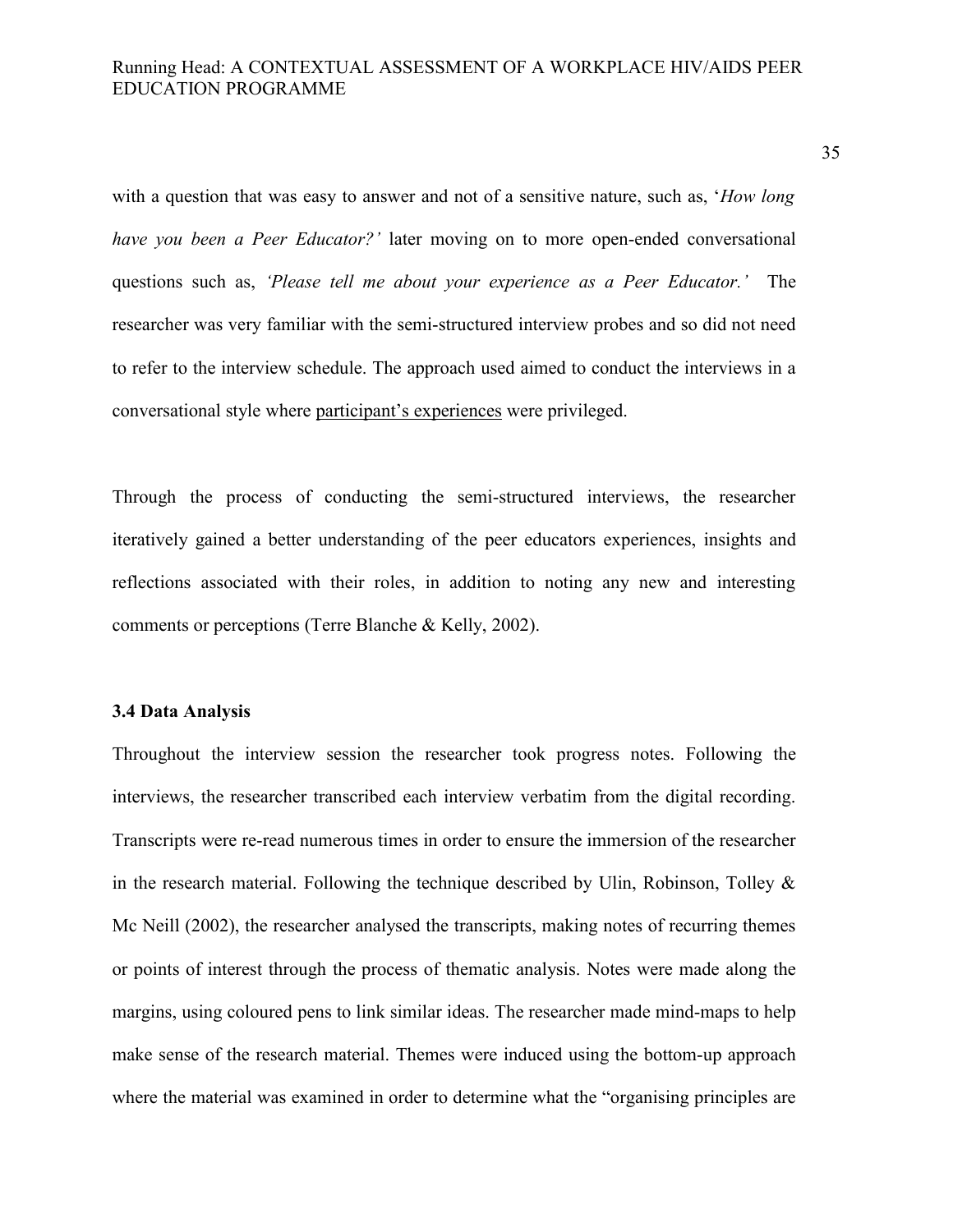with a question that was easy to answer and not of a sensitive nature, such as, '*How long have you been a Peer Educator?'* later moving on to more open-ended conversational questions such as, *'Please tell me about your experience as a Peer Educator.'* The researcher was very familiar with the semi-structured interview probes and so did not need to refer to the interview schedule. The approach used aimed to conduct the interviews in a conversational style where participant's experiences were privileged.

Through the process of conducting the semi-structured interviews, the researcher iteratively gained a better understanding of the peer educators experiences, insights and reflections associated with their roles, in addition to noting any new and interesting comments or perceptions (Terre Blanche & Kelly, 2002).

### 3.4 Data Analysis

Throughout the interview session the researcher took progress notes. Following the interviews, the researcher transcribed each interview verbatim from the digital recording. Transcripts were re-read numerous times in order to ensure the immersion of the researcher in the research material. Following the technique described by Ulin, Robinson, Tolley & Mc Neill (2002), the researcher analysed the transcripts, making notes of recurring themes or points of interest through the process of thematic analysis. Notes were made along the margins, using coloured pens to link similar ideas. The researcher made mind-maps to help make sense of the research material. Themes were induced using the bottom-up approach where the material was examined in order to determine what the "organising principles are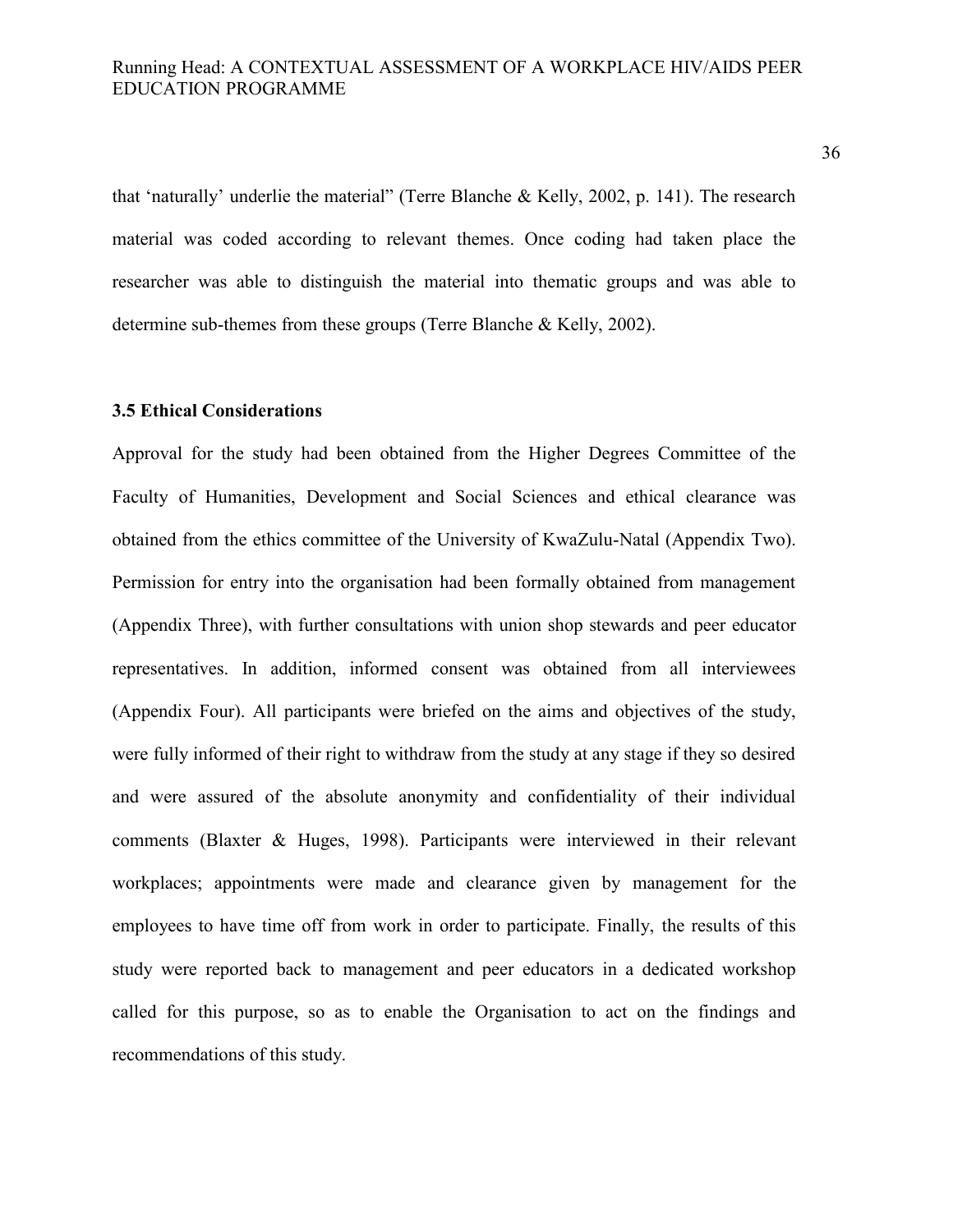that 'naturally' underlie the material" (Terre Blanche & Kelly, 2002, p. 141). The research material was coded according to relevant themes. Once coding had taken place the researcher was able to distinguish the material into thematic groups and was able to determine sub-themes from these groups (Terre Blanche & Kelly, 2002).

### 3.5 Ethical Considerations

Approval for the study had been obtained from the Higher Degrees Committee of the Faculty of Humanities, Development and Social Sciences and ethical clearance was obtained from the ethics committee of the University of KwaZulu-Natal (Appendix Two). Permission for entry into the organisation had been formally obtained from management (Appendix Three), with further consultations with union shop stewards and peer educator representatives. In addition, informed consent was obtained from all interviewees (Appendix Four). All participants were briefed on the aims and objectives of the study, were fully informed of their right to withdraw from the study at any stage if they so desired and were assured of the absolute anonymity and confidentiality of their individual comments (Blaxter & Huges, 1998). Participants were interviewed in their relevant workplaces; appointments were made and clearance given by management for the employees to have time off from work in order to participate. Finally, the results of this study were reported back to management and peer educators in a dedicated workshop called for this purpose, so as to enable the Organisation to act on the findings and recommendations of this study.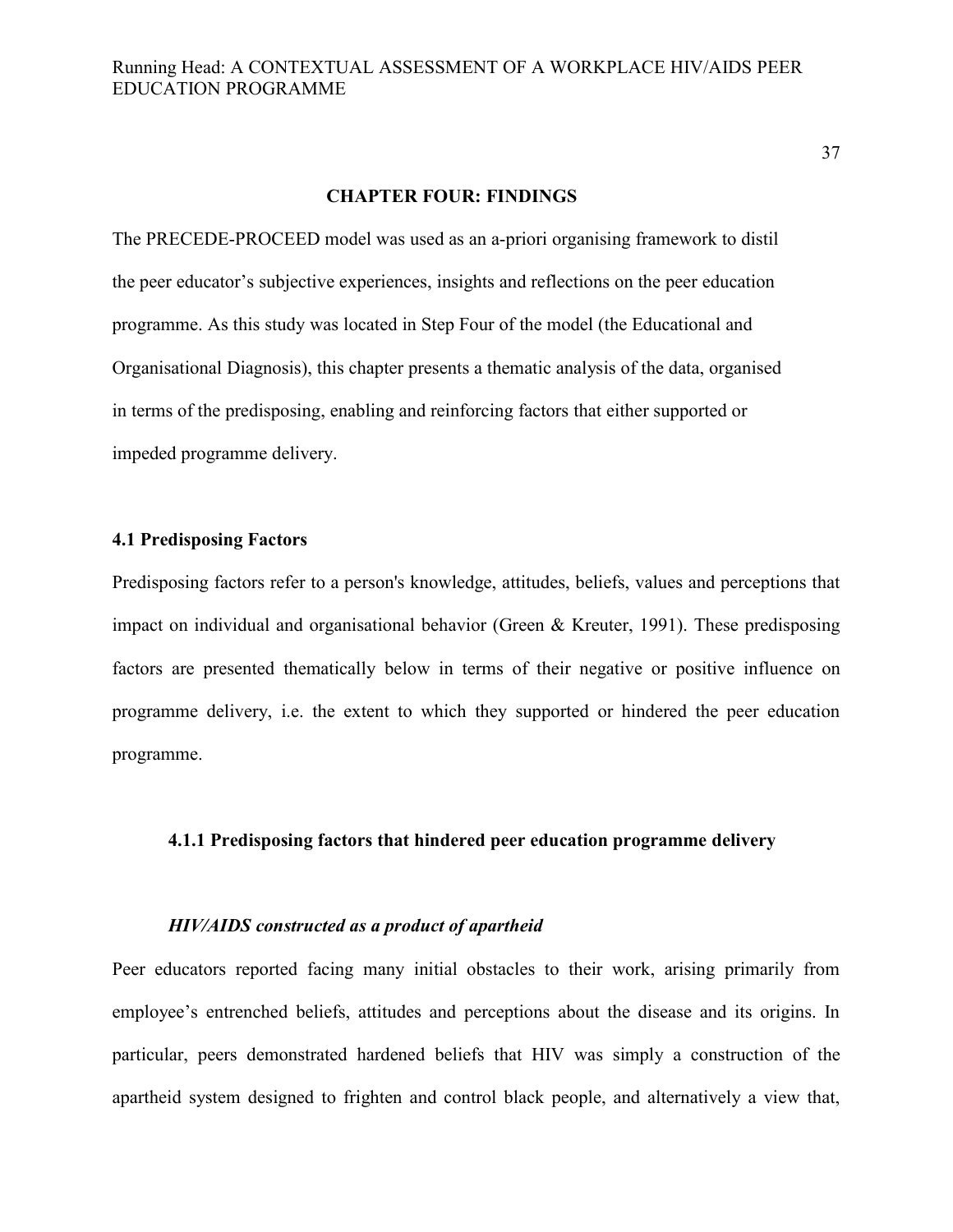# CHAPTER FOUR: FINDINGS

The PRECEDE-PROCEED model was used as an a-priori organising framework to distil the peer educator's subjective experiences, insights and reflections on the peer education programme. As this study was located in Step Four of the model (the Educational and Organisational Diagnosis), this chapter presents a thematic analysis of the data, organised in terms of the predisposing, enabling and reinforcing factors that either supported or impeded programme delivery.

## 4.1 Predisposing Factors

Predisposing factors refer to a person's knowledge, attitudes, beliefs, values and perceptions that impact on individual and organisational behavior (Green & Kreuter, 1991). These predisposing factors are presented thematically below in terms of their negative or positive influence on programme delivery, i.e. the extent to which they supported or hindered the peer education programme.

### 4.1.1 Predisposing factors that hindered peer education programme delivery

#### *HIV/AIDS constructed as a product of apartheid*

Peer educators reported facing many initial obstacles to their work, arising primarily from employee's entrenched beliefs, attitudes and perceptions about the disease and its origins. In particular, peers demonstrated hardened beliefs that HIV was simply a construction of the apartheid system designed to frighten and control black people, and alternatively a view that,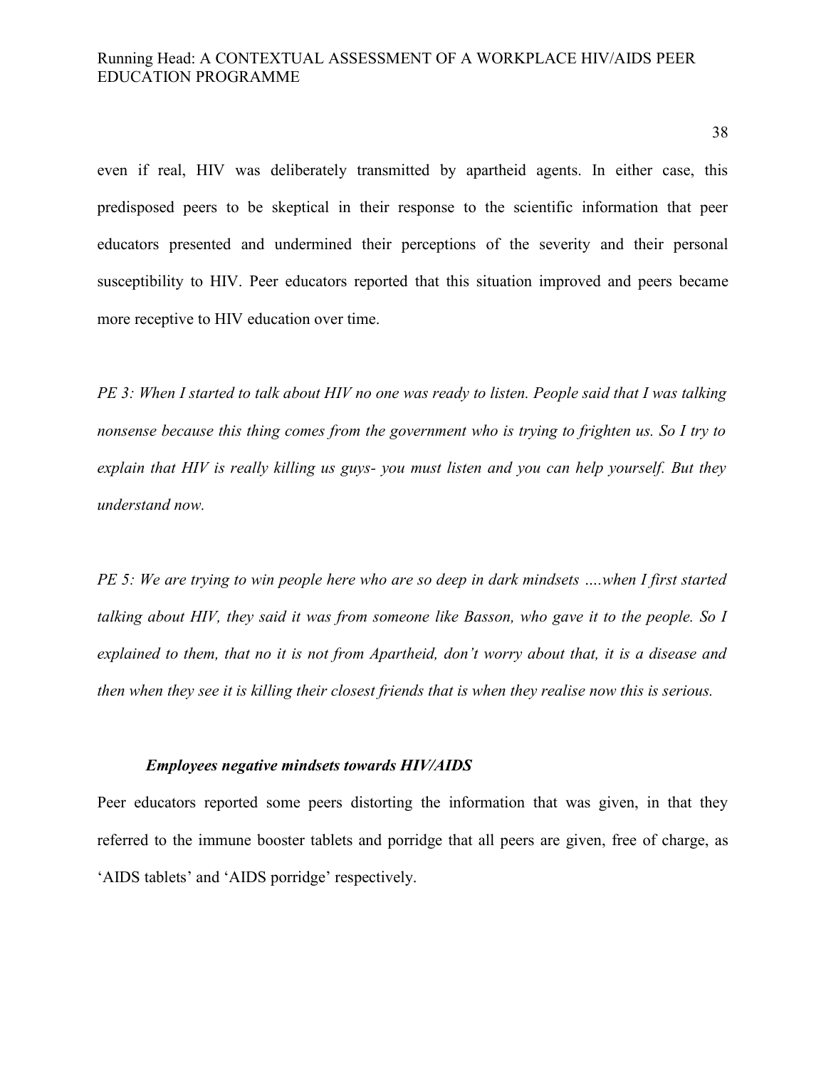even if real, HIV was deliberately transmitted by apartheid agents. In either case, this predisposed peers to be skeptical in their response to the scientific information that peer educators presented and undermined their perceptions of the severity and their personal susceptibility to HIV. Peer educators reported that this situation improved and peers became more receptive to HIV education over time.

*PE 3: When I started to talk about HIV no one was ready to listen. People said that I was talking nonsense because this thing comes from the government who is trying to frighten us. So I try to explain that HIV is really killing us guys- you must listen and you can help yourself. But they understand now.*

*PE 5: We are trying to win people here who are so deep in dark mindsets ….when I first started talking about HIV, they said it was from someone like Basson, who gave it to the people. So I explained to them, that no it is not from Apartheid, don't worry about that, it is a disease and then when they see it is killing their closest friends that is when they realise now this is serious.*

### *Employees negative mindsets towards HIV/AIDS*

Peer educators reported some peers distorting the information that was given, in that they referred to the immune booster tablets and porridge that all peers are given, free of charge, as 'AIDS tablets' and 'AIDS porridge' respectively.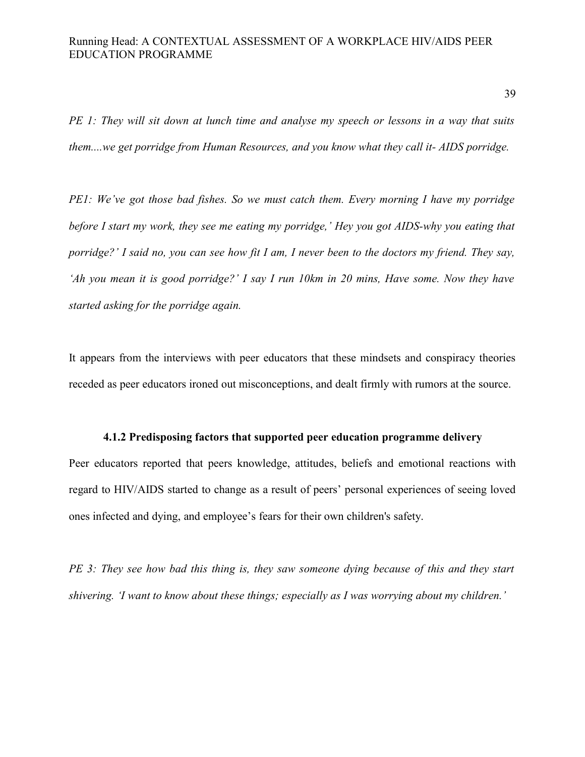*PE 1: They will sit down at lunch time and analyse my speech or lessons in a way that suits them....we get porridge from Human Resources, and you know what they call it- AIDS porridge.*

*PE1: We've got those bad fishes. So we must catch them. Every morning I have my porridge before I start my work, they see me eating my porridge,' Hey you got AIDS-why you eating that porridge?' I said no, you can see how fit I am, I never been to the doctors my friend. They say, 'Ah you mean it is good porridge?' I say I run 10km in 20 mins, Have some. Now they have started asking for the porridge again.*

It appears from the interviews with peer educators that these mindsets and conspiracy theories receded as peer educators ironed out misconceptions, and dealt firmly with rumors at the source.

#### 4.1.2 Predisposing factors that supported peer education programme delivery

Peer educators reported that peers knowledge, attitudes, beliefs and emotional reactions with regard to HIV/AIDS started to change as a result of peers' personal experiences of seeing loved ones infected and dying, and employee's fears for their own children's safety.

*PE 3: They see how bad this thing is, they saw someone dying because of this and they start shivering. 'I want to know about these things; especially as I was worrying about my children.'*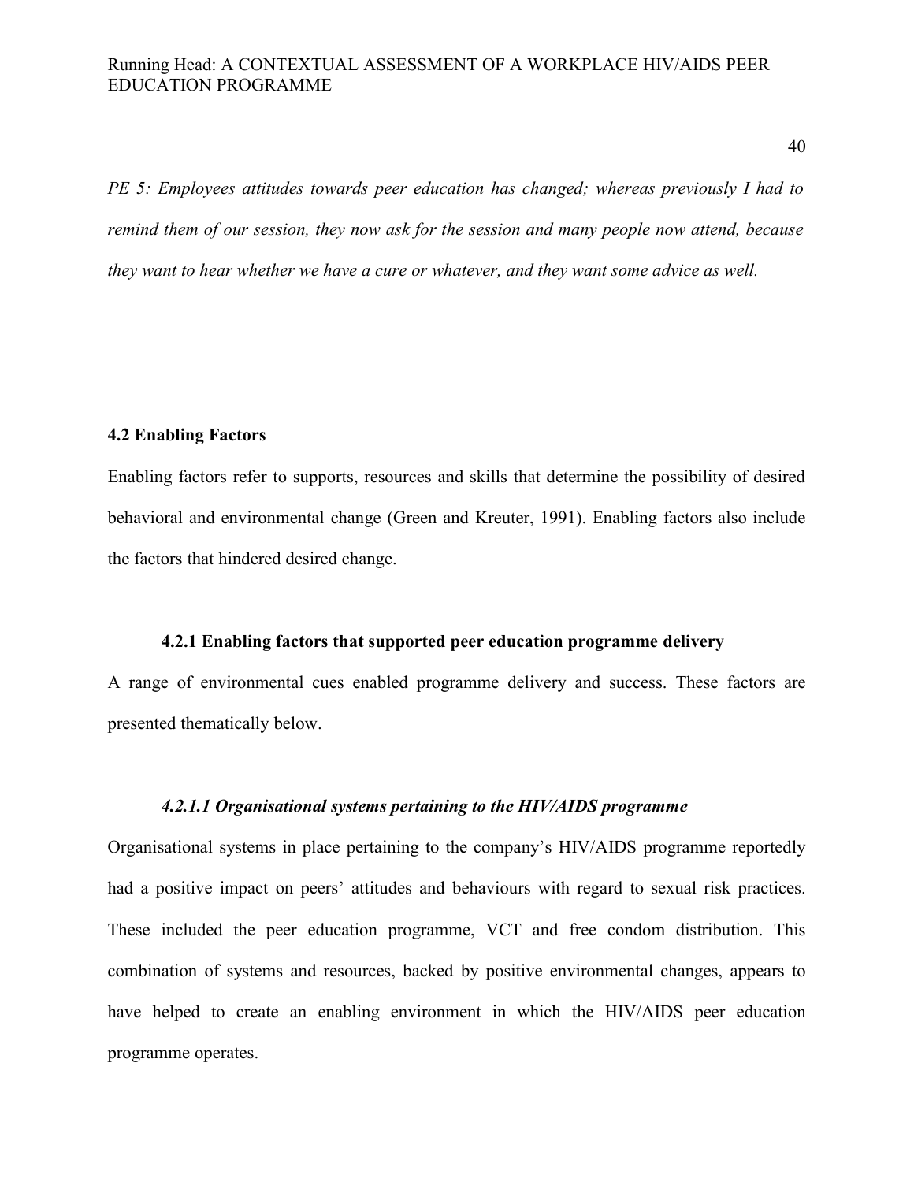*PE 5: Employees attitudes towards peer education has changed; whereas previously I had to remind them of our session, they now ask for the session and many people now attend, because they want to hear whether we have a cure or whatever, and they want some advice as well.*

## 4.2 Enabling Factors

Enabling factors refer to supports, resources and skills that determine the possibility of desired behavioral and environmental change (Green and Kreuter, 1991). Enabling factors also include the factors that hindered desired change.

### 4.2.1 Enabling factors that supported peer education programme delivery

A range of environmental cues enabled programme delivery and success. These factors are presented thematically below.

#### *4.2.1.1 Organisational systems pertaining to the HIV/AIDS programme*

Organisational systems in place pertaining to the company's HIV/AIDS programme reportedly had a positive impact on peers' attitudes and behaviours with regard to sexual risk practices. These included the peer education programme, VCT and free condom distribution. This combination of systems and resources, backed by positive environmental changes, appears to have helped to create an enabling environment in which the HIV/AIDS peer education programme operates.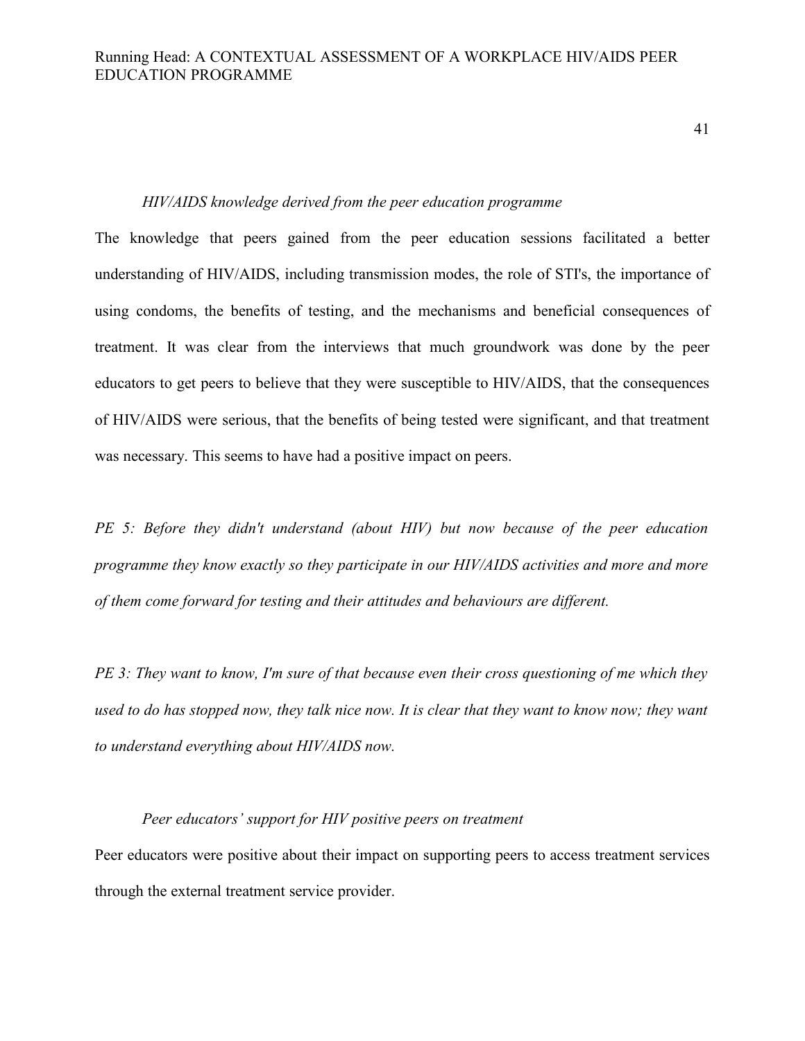### *HIV/AIDS knowledge derived from the peer education programme*

The knowledge that peers gained from the peer education sessions facilitated a better understanding of HIV/AIDS, including transmission modes, the role of STI's, the importance of using condoms, the benefits of testing, and the mechanisms and beneficial consequences of treatment. It was clear from the interviews that much groundwork was done by the peer educators to get peers to believe that they were susceptible to HIV/AIDS, that the consequences of HIV/AIDS were serious, that the benefits of being tested were significant, and that treatment was necessary. This seems to have had a positive impact on peers.

*PE 5: Before they didn't understand (about HIV) but now because of the peer education programme they know exactly so they participate in our HIV/AIDS activities and more and more of them come forward for testing and their attitudes and behaviours are different.*

*PE 3: They want to know, I'm sure of that because even their cross questioning of me which they used to do has stopped now, they talk nice now. It is clear that they want to know now; they want to understand everything about HIV/AIDS now.*

### *Peer educators' support for HIV positive peers on treatment*

Peer educators were positive about their impact on supporting peers to access treatment services through the external treatment service provider.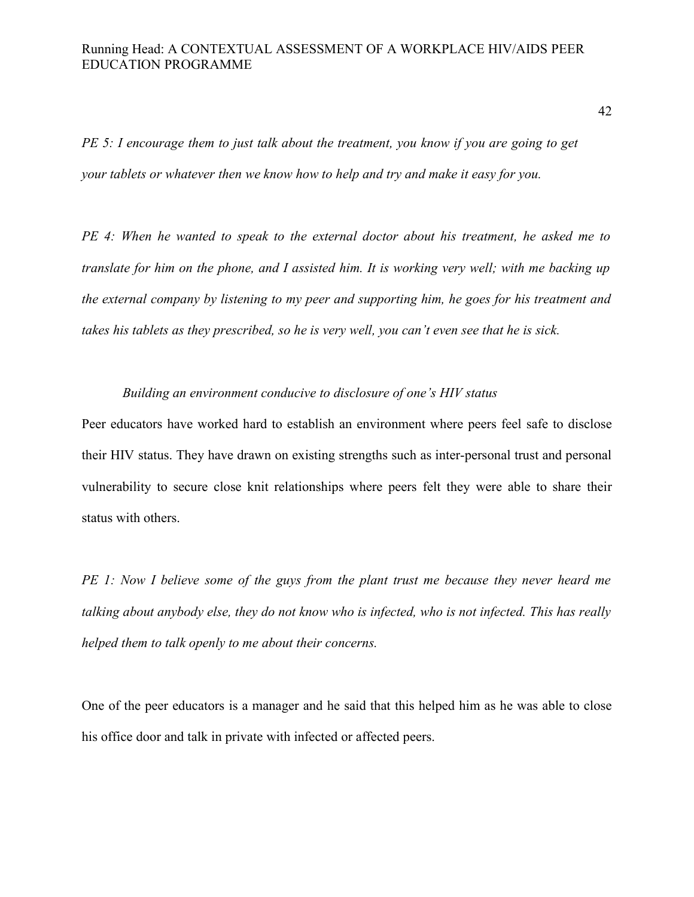*PE 5: I encourage them to just talk about the treatment, you know if you are going to get your tablets or whatever then we know how to help and try and make it easy for you.*

*PE 4: When he wanted to speak to the external doctor about his treatment, he asked me to translate for him on the phone, and I assisted him. It is working very well; with me backing up the external company by listening to my peer and supporting him, he goes for his treatment and takes his tablets as they prescribed, so he is very well, you can't even see that he is sick.*

*Building an environment conducive to disclosure of one's HIV status*

Peer educators have worked hard to establish an environment where peers feel safe to disclose their HIV status. They have drawn on existing strengths such as inter-personal trust and personal vulnerability to secure close knit relationships where peers felt they were able to share their status with others.

*PE 1: Now I believe some of the guys from the plant trust me because they never heard me talking about anybody else, they do not know who is infected, who is not infected. This has really helped them to talk openly to me about their concerns.*

One of the peer educators is a manager and he said that this helped him as he was able to close his office door and talk in private with infected or affected peers.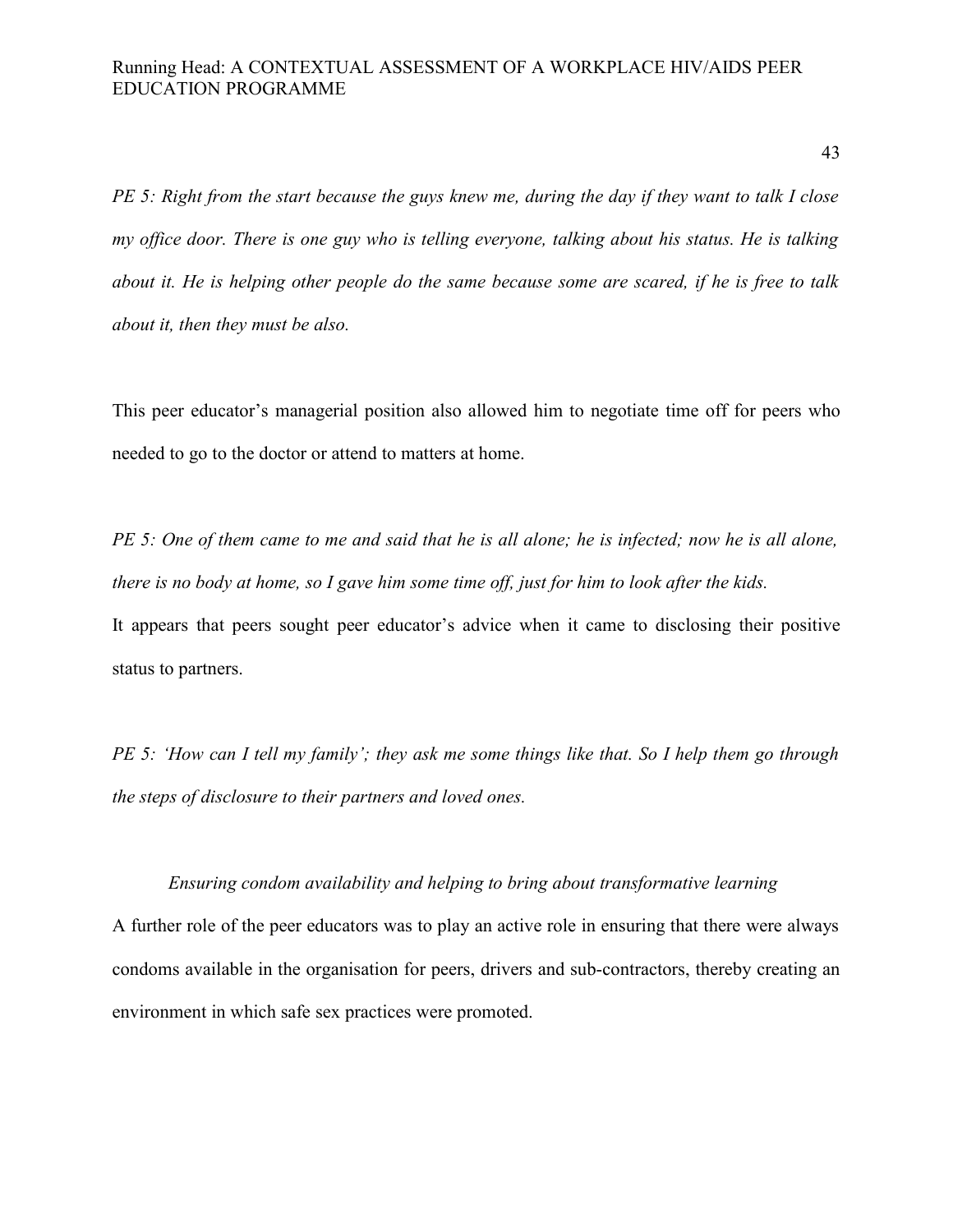*PE 5: Right from the start because the guys knew me, during the day if they want to talk I close my office door. There is one guy who is telling everyone, talking about his status. He is talking about it. He is helping other people do the same because some are scared, if he is free to talk about it, then they must be also.*

This peer educator's managerial position also allowed him to negotiate time off for peers who needed to go to the doctor or attend to matters at home.

*PE 5: One of them came to me and said that he is all alone; he is infected; now he is all alone, there is no body at home, so I gave him some time off, just for him to look after the kids.*

It appears that peers sought peer educator's advice when it came to disclosing their positive status to partners.

*PE 5: 'How can I tell my family'; they ask me some things like that. So I help them go through the steps of disclosure to their partners and loved ones.*

*Ensuring condom availability and helping to bring about transformative learning*

A further role of the peer educators was to play an active role in ensuring that there were always condoms available in the organisation for peers, drivers and sub-contractors, thereby creating an environment in which safe sex practices were promoted.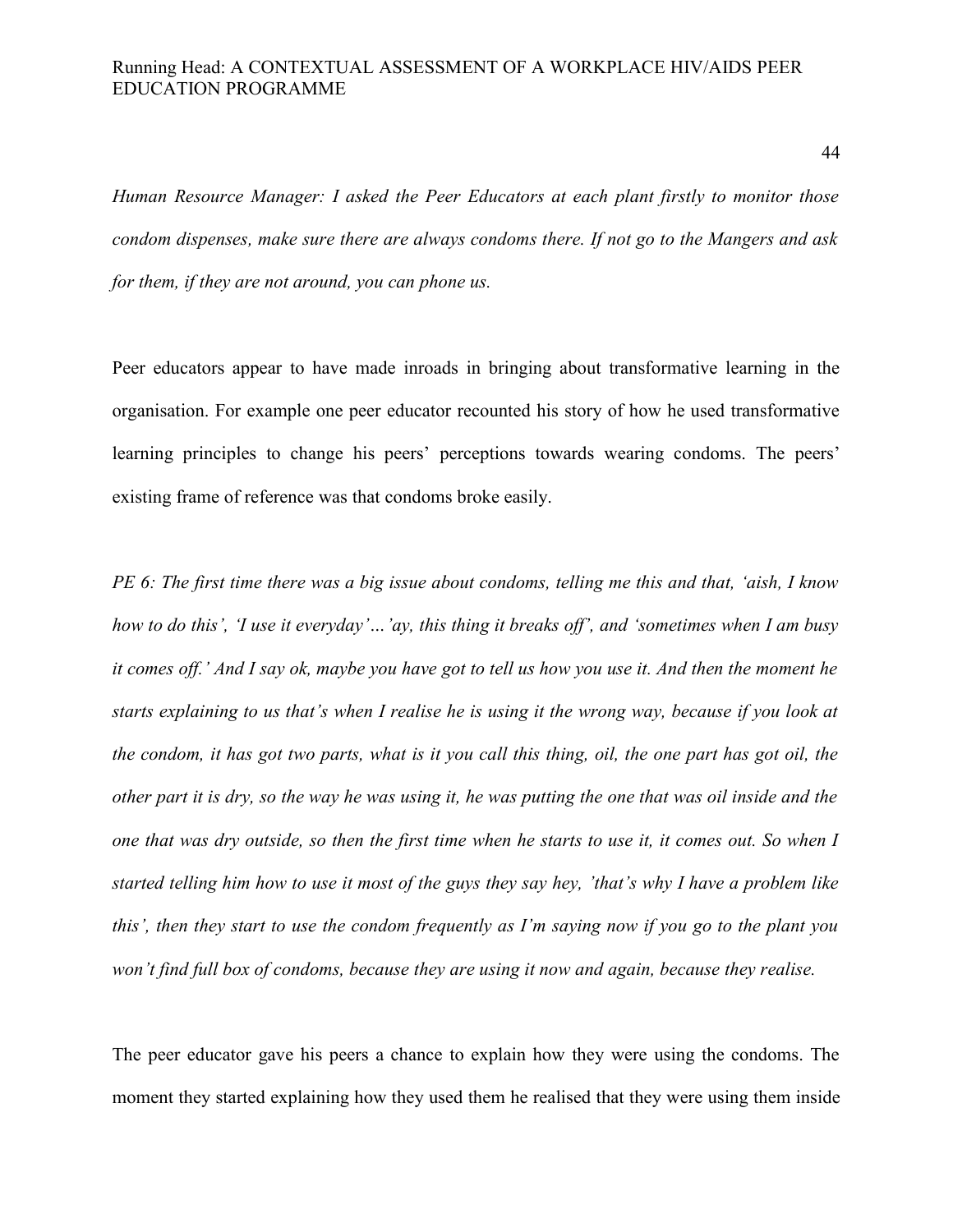*Human Resource Manager: I asked the Peer Educators at each plant firstly to monitor those condom dispenses, make sure there are always condoms there. If not go to the Mangers and ask for them, if they are not around, you can phone us.*

Peer educators appear to have made inroads in bringing about transformative learning in the organisation. For example one peer educator recounted his story of how he used transformative learning principles to change his peers' perceptions towards wearing condoms. The peers' existing frame of reference was that condoms broke easily.

*PE 6: The first time there was a big issue about condoms, telling me this and that, 'aish, I know how to do this', 'I use it everyday'…'ay, this thing it breaks off', and 'sometimes when I am busy it comes off.' And I say ok, maybe you have got to tell us how you use it. And then the moment he starts explaining to us that's when I realise he is using it the wrong way, because if you look at the condom, it has got two parts, what is it you call this thing, oil, the one part has got oil, the other part it is dry, so the way he was using it, he was putting the one that was oil inside and the one that was dry outside, so then the first time when he starts to use it, it comes out. So when I started telling him how to use it most of the guys they say hey, 'that's why I have a problem like this', then they start to use the condom frequently as I'm saying now if you go to the plant you won't find full box of condoms, because they are using it now and again, because they realise.*

The peer educator gave his peers a chance to explain how they were using the condoms. The moment they started explaining how they used them he realised that they were using them inside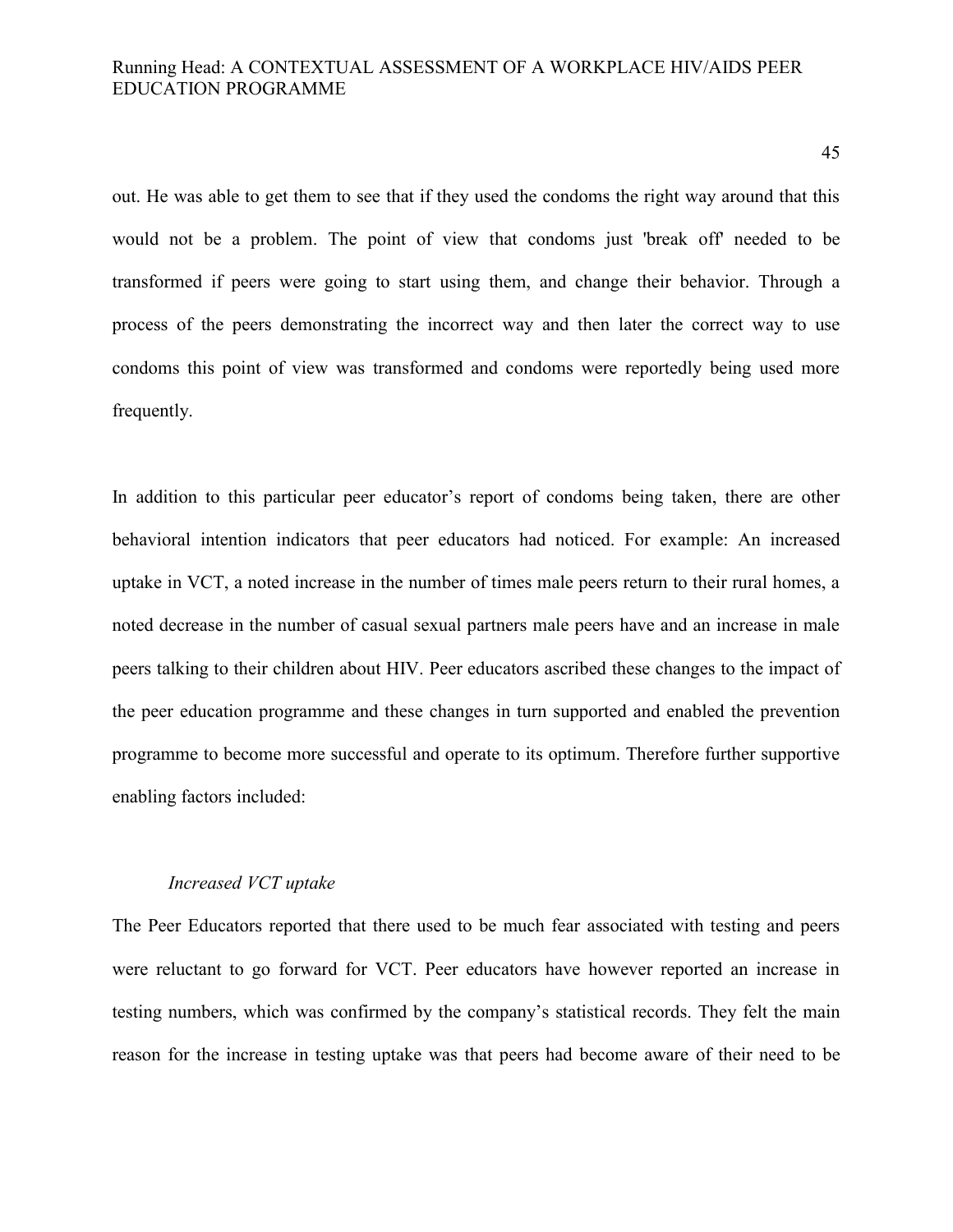out. He was able to get them to see that if they used the condoms the right way around that this would not be a problem. The point of view that condoms just 'break off' needed to be transformed if peers were going to start using them, and change their behavior. Through a process of the peers demonstrating the incorrect way and then later the correct way to use condoms this point of view was transformed and condoms were reportedly being used more frequently.

In addition to this particular peer educator's report of condoms being taken, there are other behavioral intention indicators that peer educators had noticed. For example: An increased uptake in VCT, a noted increase in the number of times male peers return to their rural homes, a noted decrease in the number of casual sexual partners male peers have and an increase in male peers talking to their children about HIV. Peer educators ascribed these changes to the impact of the peer education programme and these changes in turn supported and enabled the prevention programme to become more successful and operate to its optimum. Therefore further supportive enabling factors included:

*Increased VCT uptake*

The Peer Educators reported that there used to be much fear associated with testing and peers were reluctant to go forward for VCT. Peer educators have however reported an increase in testing numbers, which was confirmed by the company's statistical records. They felt the main reason for the increase in testing uptake was that peers had become aware of their need to be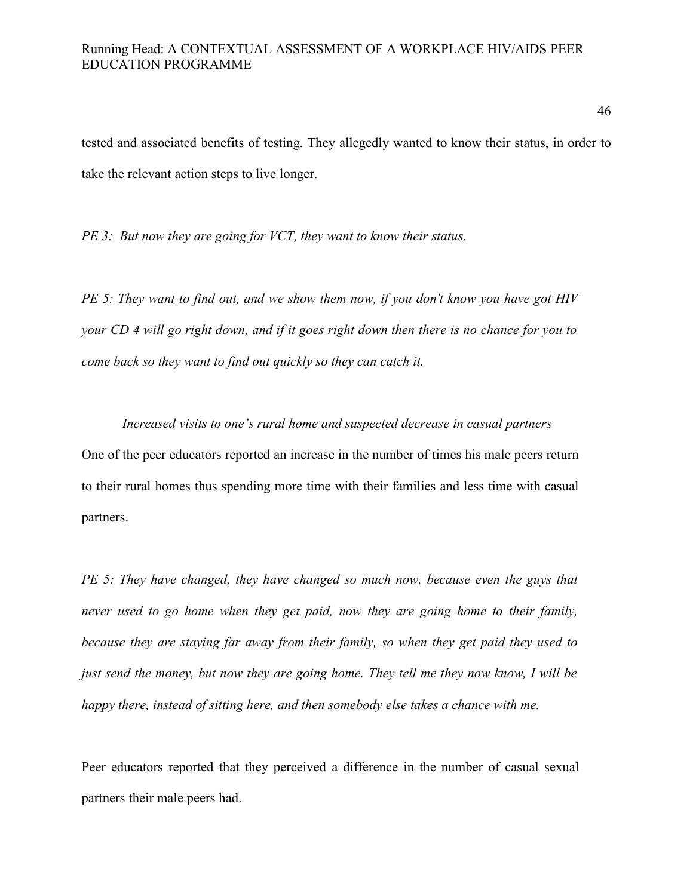tested and associated benefits of testing. They allegedly wanted to know their status, in order to take the relevant action steps to live longer.

*PE 3: But now they are going for VCT, they want to know their status.*

*PE 5: They want to find out, and we show them now, if you don't know you have got HIV your CD 4 will go right down, and if it goes right down then there is no chance for you to come back so they want to find out quickly so they can catch it.*

*Increased visits to one's rural home and suspected decrease in casual partners*

One of the peer educators reported an increase in the number of times his male peers return to their rural homes thus spending more time with their families and less time with casual partners.

*PE 5: They have changed, they have changed so much now, because even the guys that never used to go home when they get paid, now they are going home to their family, because they are staying far away from their family, so when they get paid they used to just send the money, but now they are going home. They tell me they now know, I will be happy there, instead of sitting here, and then somebody else takes a chance with me.*

Peer educators reported that they perceived a difference in the number of casual sexual partners their male peers had.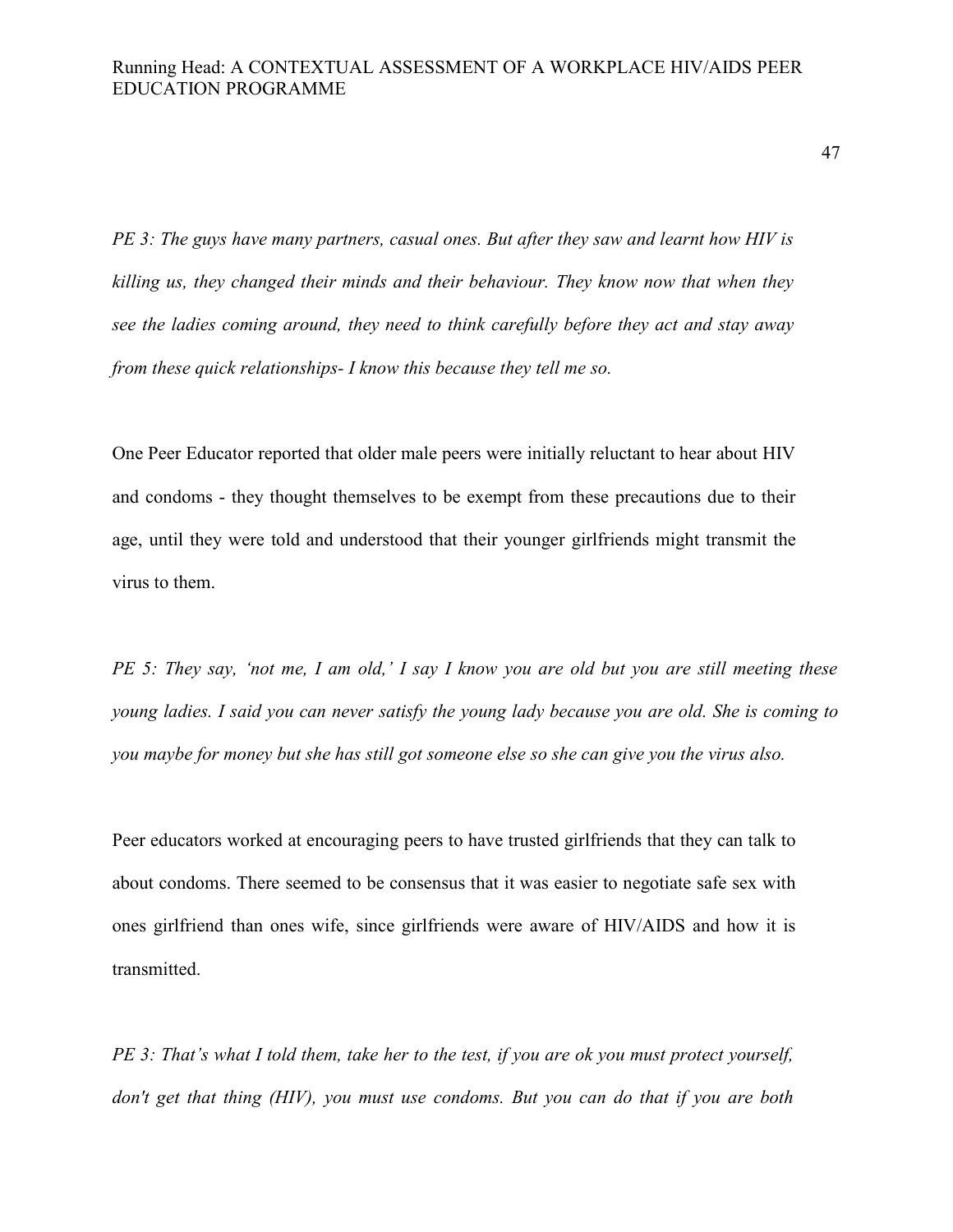*PE 3: The guys have many partners, casual ones. But after they saw and learnt how HIV is killing us, they changed their minds and their behaviour. They know now that when they see the ladies coming around, they need to think carefully before they act and stay away from these quick relationships- I know this because they tell me so.*

One Peer Educator reported that older male peers were initially reluctant to hear about HIV and condoms - they thought themselves to be exempt from these precautions due to their age, until they were told and understood that their younger girlfriends might transmit the virus to them.

*PE 5: They say, 'not me, I am old,' I say I know you are old but you are still meeting these young ladies. I said you can never satisfy the young lady because you are old. She is coming to you maybe for money but she has still got someone else so she can give you the virus also.*

Peer educators worked at encouraging peers to have trusted girlfriends that they can talk to about condoms. There seemed to be consensus that it was easier to negotiate safe sex with ones girlfriend than ones wife, since girlfriends were aware of HIV/AIDS and how it is transmitted.

*PE 3: That's what I told them, take her to the test, if you are ok you must protect yourself, don't get that thing (HIV), you must use condoms. But you can do that if you are both*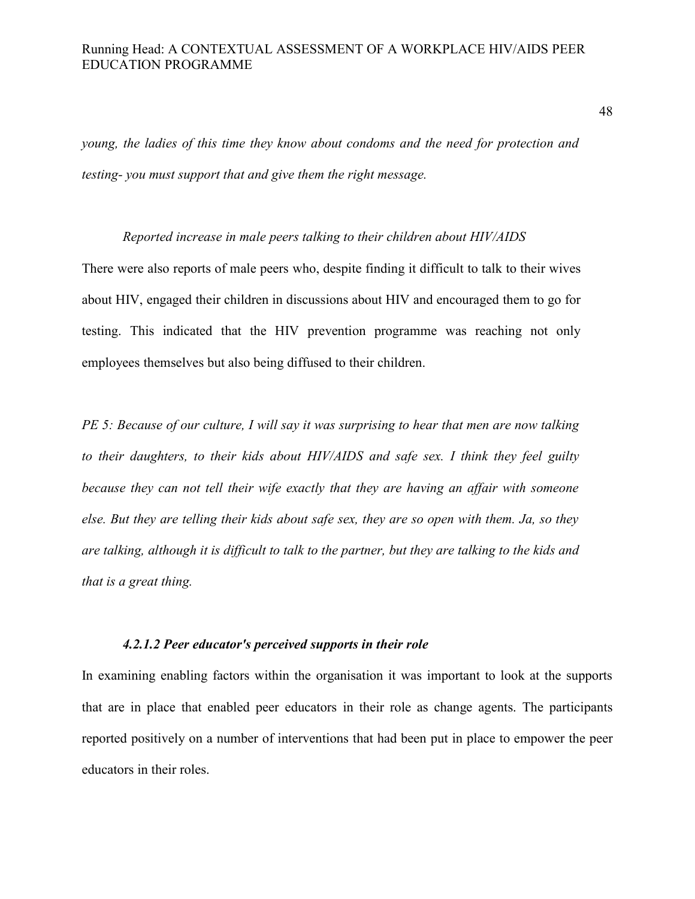*young, the ladies of this time they know about condoms and the need for protection and testing- you must support that and give them the right message.*

*Reported increase in male peers talking to their children about HIV/AIDS*

There were also reports of male peers who, despite finding it difficult to talk to their wives about HIV, engaged their children in discussions about HIV and encouraged them to go for testing. This indicated that the HIV prevention programme was reaching not only employees themselves but also being diffused to their children.

*PE 5: Because of our culture, I will say it was surprising to hear that men are now talking to their daughters, to their kids about HIV/AIDS and safe sex. I think they feel guilty because they can not tell their wife exactly that they are having an affair with someone else. But they are telling their kids about safe sex, they are so open with them. Ja, so they are talking, although it is difficult to talk to the partner, but they are talking to the kids and that is a great thing.*

#### *4.2.1.2 Peer educator's perceived supports in their role*

In examining enabling factors within the organisation it was important to look at the supports that are in place that enabled peer educators in their role as change agents. The participants reported positively on a number of interventions that had been put in place to empower the peer educators in their roles.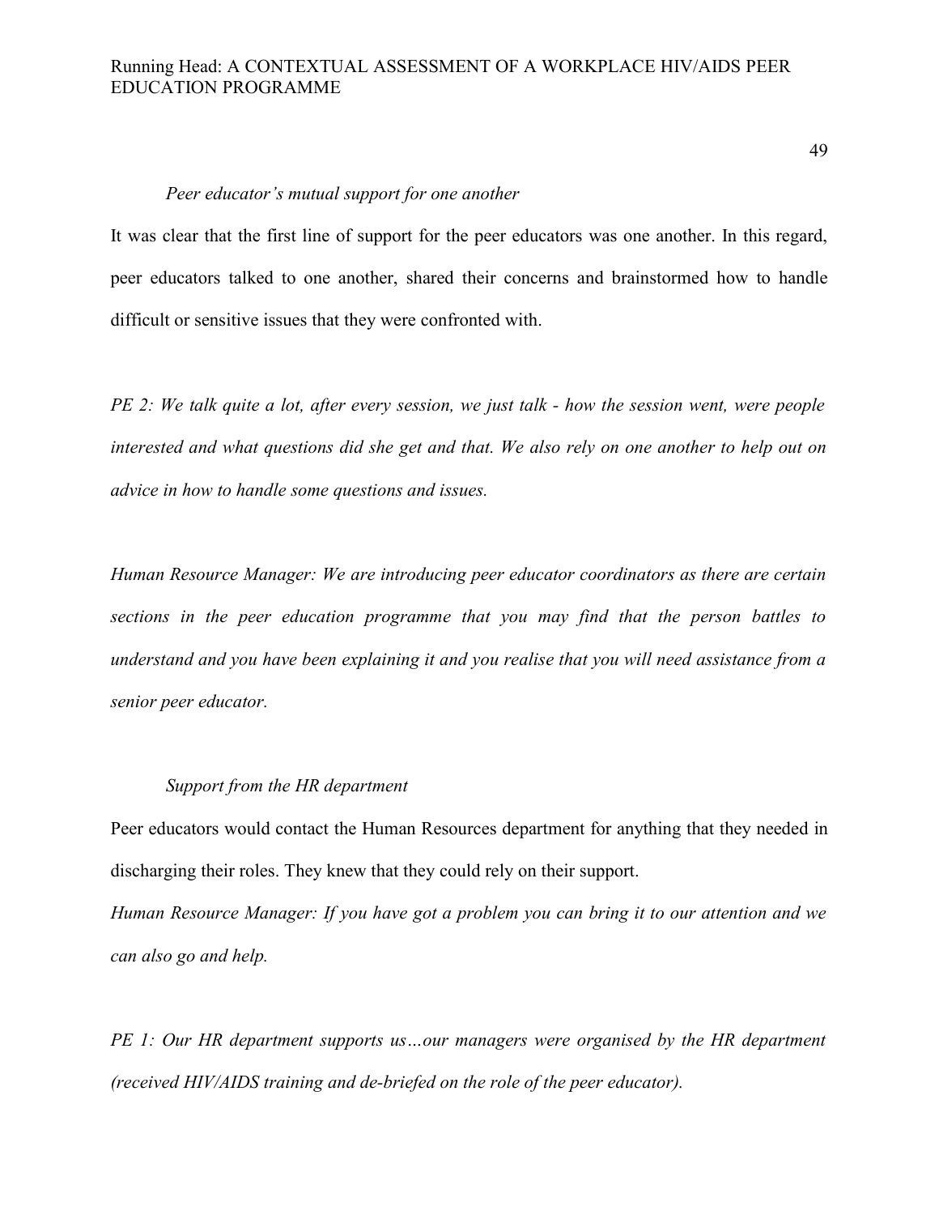*Peer educator's mutual support for one another*

It was clear that the first line of support for the peer educators was one another. In this regard, peer educators talked to one another, shared their concerns and brainstormed how to handle difficult or sensitive issues that they were confronted with.

*PE 2: We talk quite a lot, after every session, we just talk - how the session went, were people interested and what questions did she get and that. We also rely on one another to help out on advice in how to handle some questions and issues.*

*Human Resource Manager: We are introducing peer educator coordinators as there are certain sections in the peer education programme that you may find that the person battles to understand and you have been explaining it and you realise that you will need assistance from a senior peer educator.*

*Support from the HR department*

Peer educators would contact the Human Resources department for anything that they needed in discharging their roles. They knew that they could rely on their support.

*Human Resource Manager: If you have got a problem you can bring it to our attention and we can also go and help.*

*PE 1: Our HR department supports us…our managers were organised by the HR department (received HIV/AIDS training and de-briefed on the role of the peer educator).*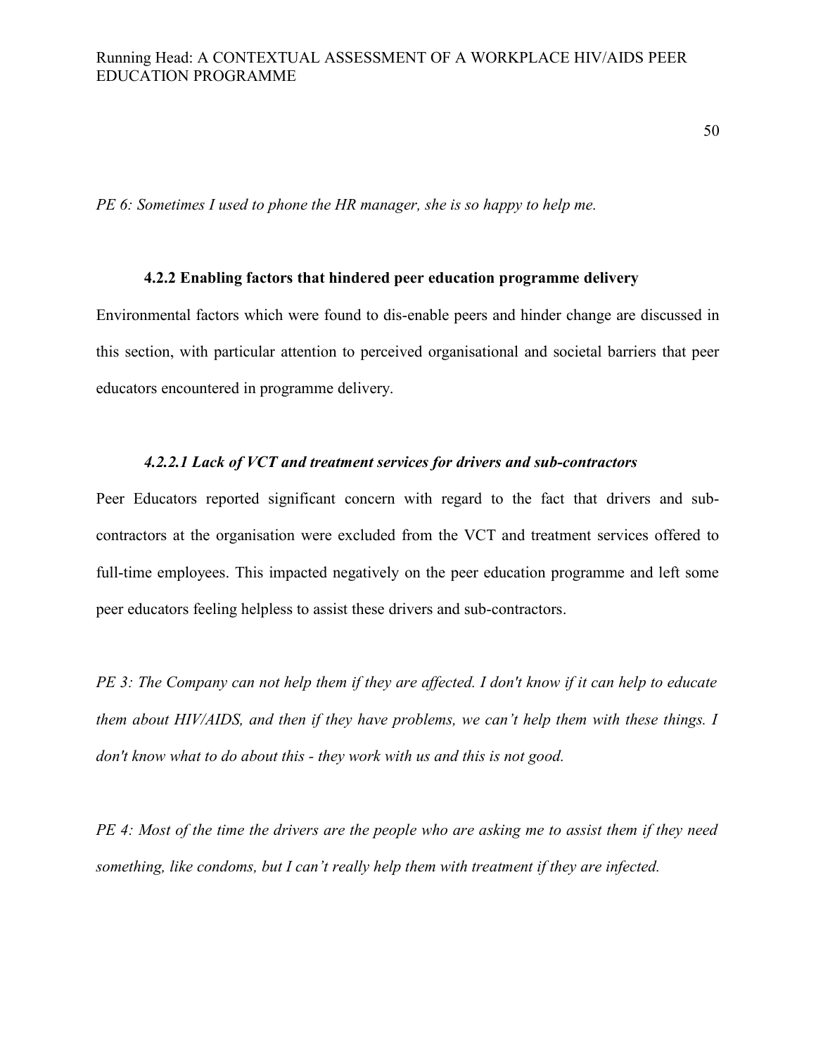*PE 6: Sometimes I used to phone the HR manager, she is so happy to help me.*

### 4.2.2 Enabling factors that hindered peer education programme delivery

Environmental factors which were found to dis-enable peers and hinder change are discussed in this section, with particular attention to perceived organisational and societal barriers that peer educators encountered in programme delivery.

#### *4.2.2.1 Lack of VCT and treatment services for drivers and sub-contractors*

Peer Educators reported significant concern with regard to the fact that drivers and sub-contractors at the organisation were excluded from the VCT and treatment services offered to full-time employees. This impacted negatively on the peer education programme and left some peer educators feeling helpless to assist these drivers and sub-contractors.

*PE 3: The Company can not help them if they are affected. I don't know if it can help to educate them about HIV/AIDS, and then if they have problems, we can't help them with these things. I don't know what to do about this - they work with us and this is not good.*

*PE 4: Most of the time the drivers are the people who are asking me to assist them if they need something, like condoms, but I can't really help them with treatment if they are infected.*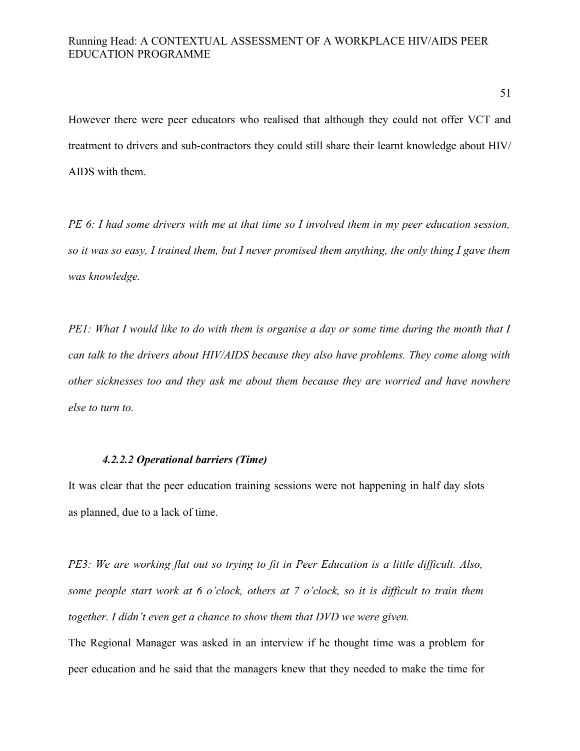However there were peer educators who realised that although they could not offer VCT and treatment to drivers and sub-contractors they could still share their learnt knowledge about HIV/ AIDS with them.

*PE 6: I had some drivers with me at that time so I involved them in my peer education session, so it was so easy, I trained them, but I never promised them anything, the only thing I gave them was knowledge.*

*PE1: What I would like to do with them is organise a day or some time during the month that I can talk to the drivers about HIV/AIDS because they also have problems. They come along with other sicknesses too and they ask me about them because they are worried and have nowhere else to turn to.*

#### *4.2.2.2 Operational barriers (Time)*

It was clear that the peer education training sessions were not happening in half day slots as planned, due to a lack of time.

*PE3: We are working flat out so trying to fit in Peer Education is a little difficult. Also, some people start work at 6 o'clock, others at 7 o'clock, so it is difficult to train them together. I didn't even get a chance to show them that DVD we were given.*

The Regional Manager was asked in an interview if he thought time was a problem for peer education and he said that the managers knew that they needed to make the time for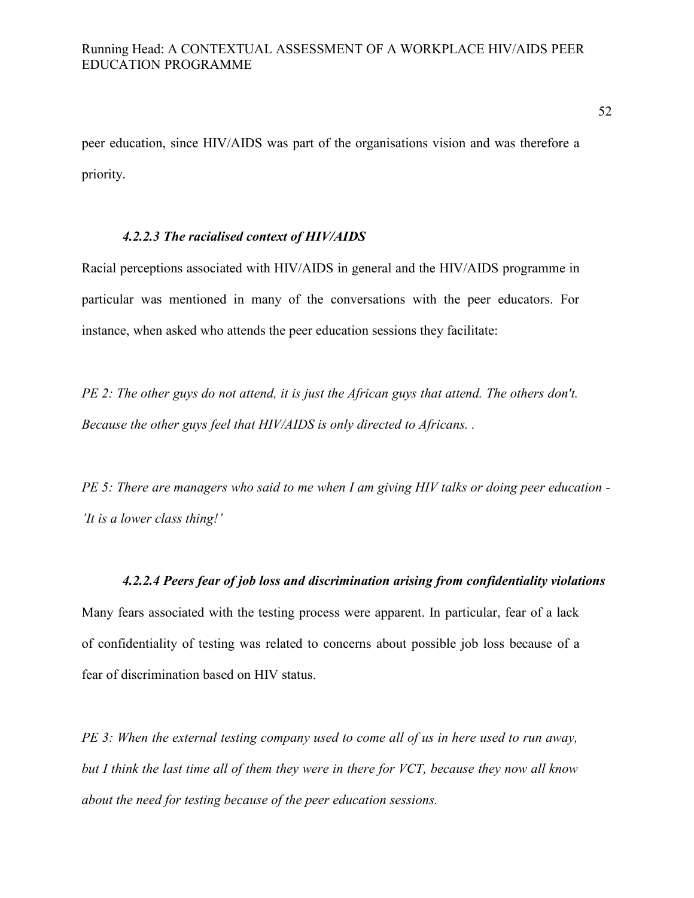peer education, since HIV/AIDS was part of the organisations vision and was therefore a priority.

#### *4.2.2.3 The racialised context of HIV/AIDS*

Racial perceptions associated with HIV/AIDS in general and the HIV/AIDS programme in particular was mentioned in many of the conversations with the peer educators. For instance, when asked who attends the peer education sessions they facilitate:

*PE 2: The other guys do not attend, it is just the African guys that attend. The others don't. Because the other guys feel that HIV/AIDS is only directed to Africans. .*

*PE 5: There are managers who said to me when I am giving HIV talks or doing peer education - 'It is a lower class thing!'*

#### *4.2.2.4 Peers fear of job loss and discrimination arising from confidentiality violations*

Many fears associated with the testing process were apparent. In particular, fear of a lack of confidentiality of testing was related to concerns about possible job loss because of a fear of discrimination based on HIV status.

*PE 3: When the external testing company used to come all of us in here used to run away, but I think the last time all of them they were in there for VCT, because they now all know about the need for testing because of the peer education sessions.*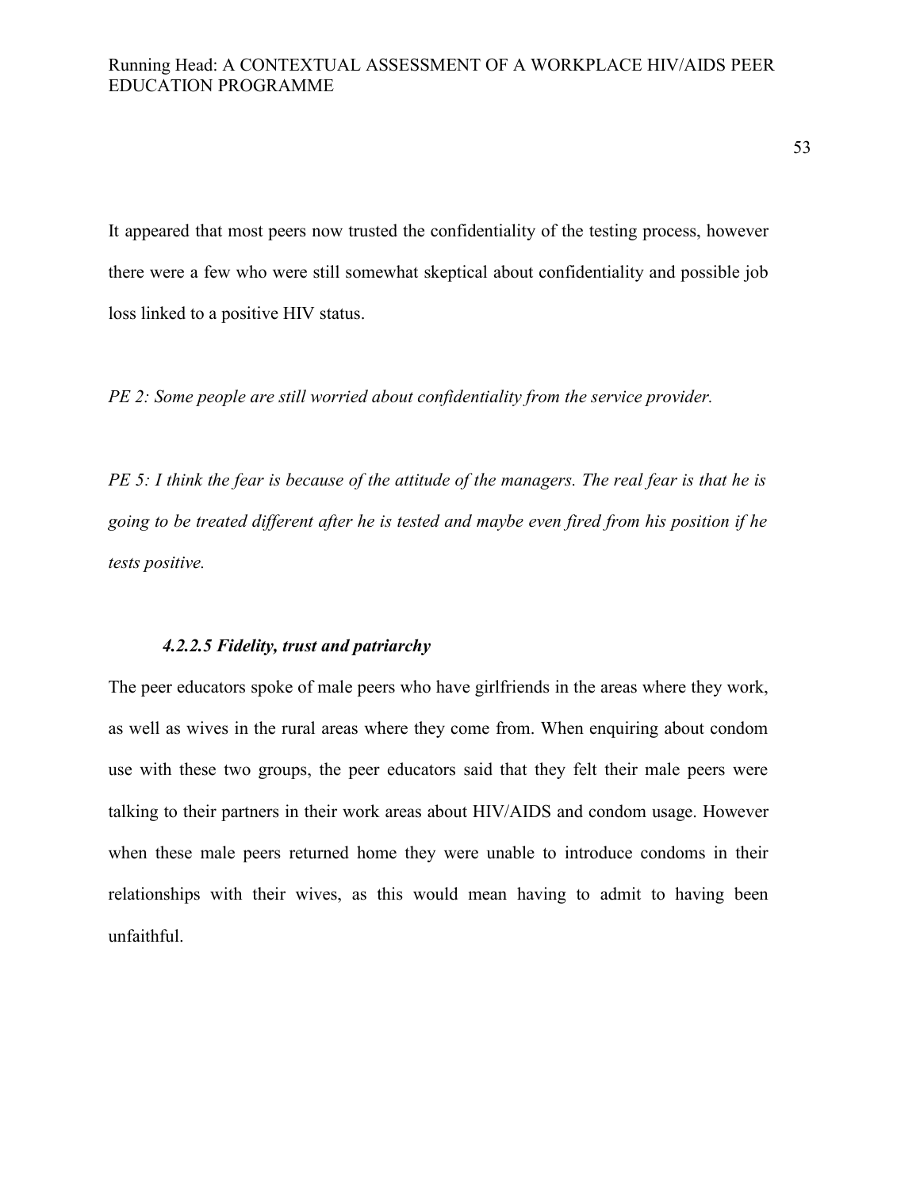It appeared that most peers now trusted the confidentiality of the testing process, however there were a few who were still somewhat skeptical about confidentiality and possible job loss linked to a positive HIV status.

*PE 2: Some people are still worried about confidentiality from the service provider.*

*PE 5: I think the fear is because of the attitude of the managers. The real fear is that he is going to be treated different after he is tested and maybe even fired from his position if he tests positive.*

#### *4.2.2.5 Fidelity, trust and patriarchy*

The peer educators spoke of male peers who have girlfriends in the areas where they work, as well as wives in the rural areas where they come from. When enquiring about condom use with these two groups, the peer educators said that they felt their male peers were talking to their partners in their work areas about HIV/AIDS and condom usage. However when these male peers returned home they were unable to introduce condoms in their relationships with their wives, as this would mean having to admit to having been unfaithful.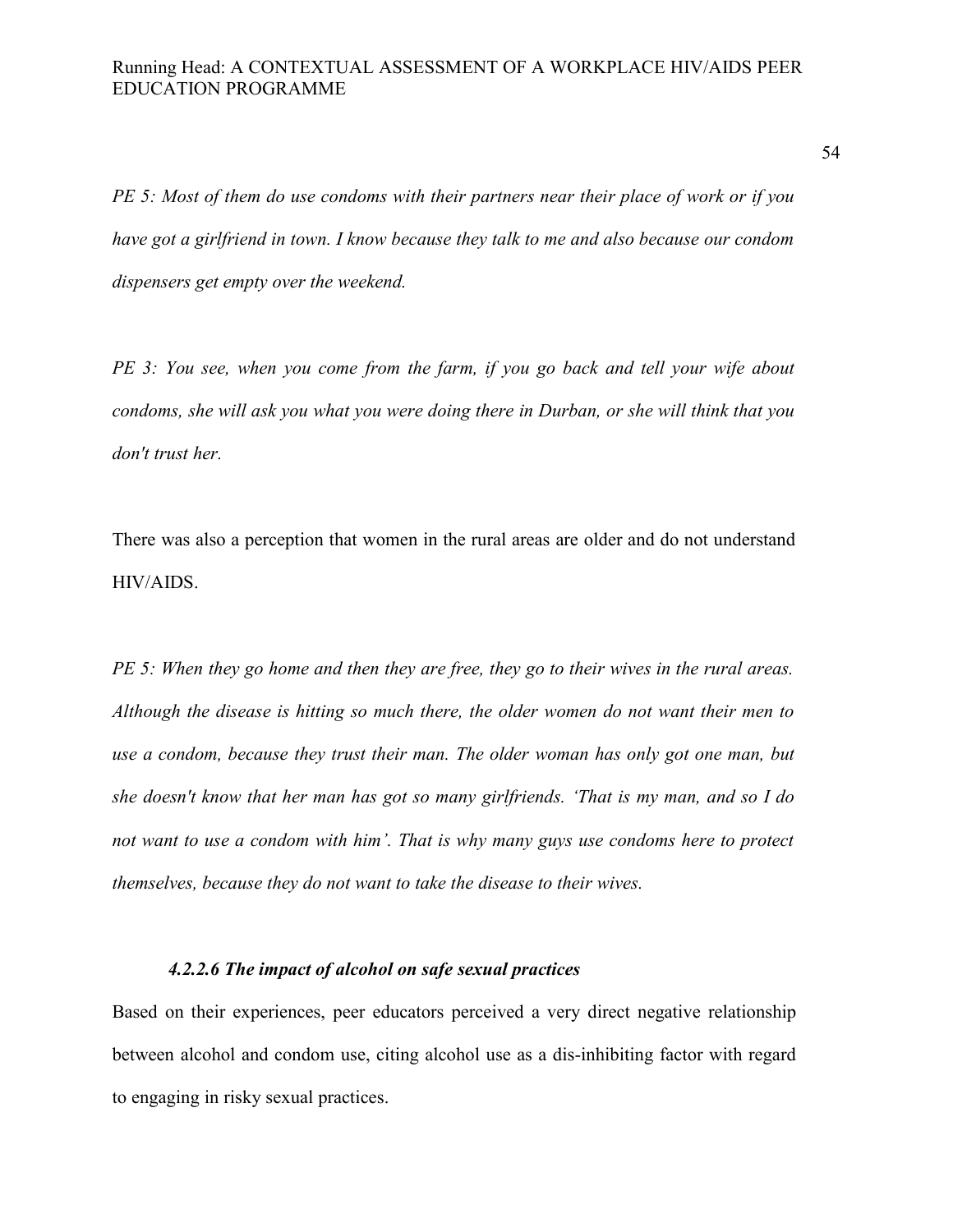*PE 5: Most of them do use condoms with their partners near their place of work or if you have got a girlfriend in town. I know because they talk to me and also because our condom dispensers get empty over the weekend.*

*PE 3: You see, when you come from the farm, if you go back and tell your wife about condoms, she will ask you what you were doing there in Durban, or she will think that you don't trust her.*

There was also a perception that women in the rural areas are older and do not understand HIV/AIDS.

*PE 5: When they go home and then they are free, they go to their wives in the rural areas. Although the disease is hitting so much there, the older women do not want their men to use a condom, because they trust their man. The older woman has only got one man, but she doesn't know that her man has got so many girlfriends. 'That is my man, and so I do not want to use a condom with him'. That is why many guys use condoms here to protect themselves, because they do not want to take the disease to their wives.*

#### *4.2.2.6 The impact of alcohol on safe sexual practices*

Based on their experiences, peer educators perceived a very direct negative relationship between alcohol and condom use, citing alcohol use as a dis-inhibiting factor with regard to engaging in risky sexual practices.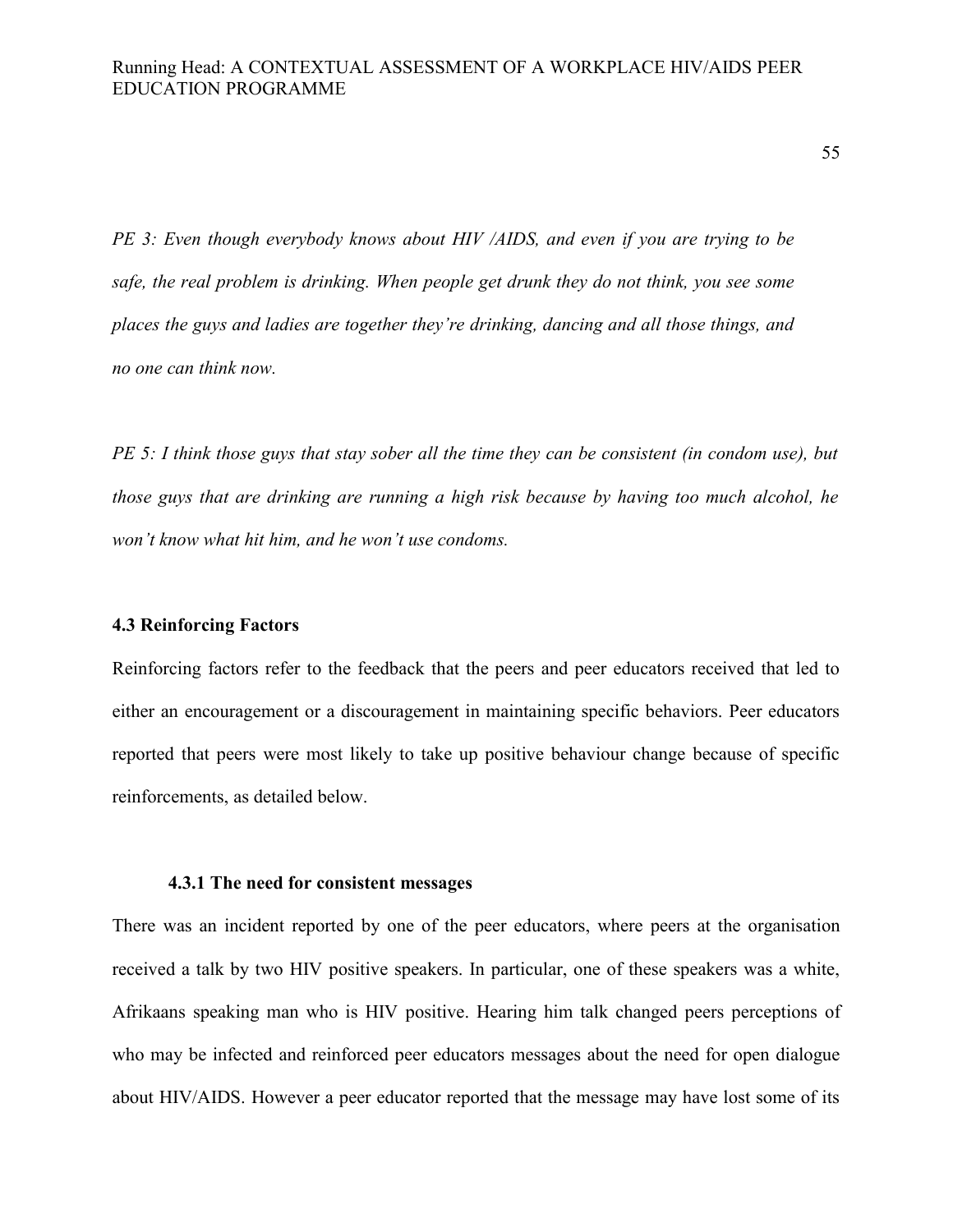*PE 3: Even though everybody knows about HIV /AIDS, and even if you are trying to be safe, the real problem is drinking. When people get drunk they do not think, you see some places the guys and ladies are together they're drinking, dancing and all those things, and no one can think now.*

*PE 5: I think those guys that stay sober all the time they can be consistent (in condom use), but those guys that are drinking are running a high risk because by having too much alcohol, he won't know what hit him, and he won't use condoms.*

### 4.3 Reinforcing Factors

Reinforcing factors refer to the feedback that the peers and peer educators received that led to either an encouragement or a discouragement in maintaining specific behaviors. Peer educators reported that peers were most likely to take up positive behaviour change because of specific reinforcements, as detailed below.

#### 4.3.1 The need for consistent messages

There was an incident reported by one of the peer educators, where peers at the organisation received a talk by two HIV positive speakers. In particular, one of these speakers was a white, Afrikaans speaking man who is HIV positive. Hearing him talk changed peers perceptions of who may be infected and reinforced peer educators messages about the need for open dialogue about HIV/AIDS. However a peer educator reported that the message may have lost some of its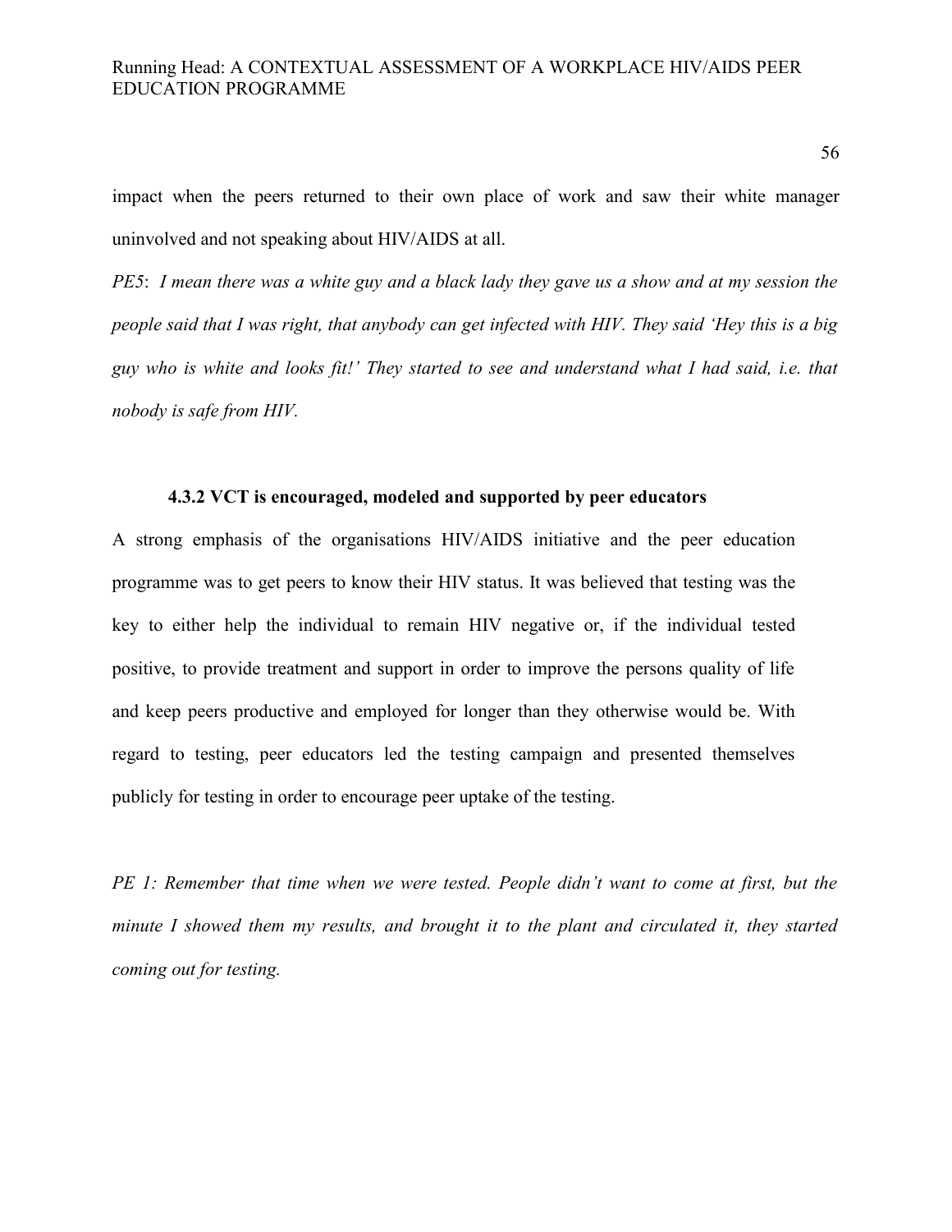impact when the peers returned to their own place of work and saw their white manager uninvolved and not speaking about HIV/AIDS at all.

*PE5*: *I mean there was a white guy and a black lady they gave us a show and at my session the people said that I was right, that anybody can get infected with HIV. They said 'Hey this is a big guy who is white and looks fit!' They started to see and understand what I had said, i.e. that nobody is safe from HIV.*

### 4.3.2 VCT is encouraged, modeled and supported by peer educators

A strong emphasis of the organisations HIV/AIDS initiative and the peer education programme was to get peers to know their HIV status. It was believed that testing was the key to either help the individual to remain HIV negative or, if the individual tested positive, to provide treatment and support in order to improve the persons quality of life and keep peers productive and employed for longer than they otherwise would be. With regard to testing, peer educators led the testing campaign and presented themselves publicly for testing in order to encourage peer uptake of the testing.

*PE 1: Remember that time when we were tested. People didn't want to come at first, but the minute I showed them my results, and brought it to the plant and circulated it, they started coming out for testing.*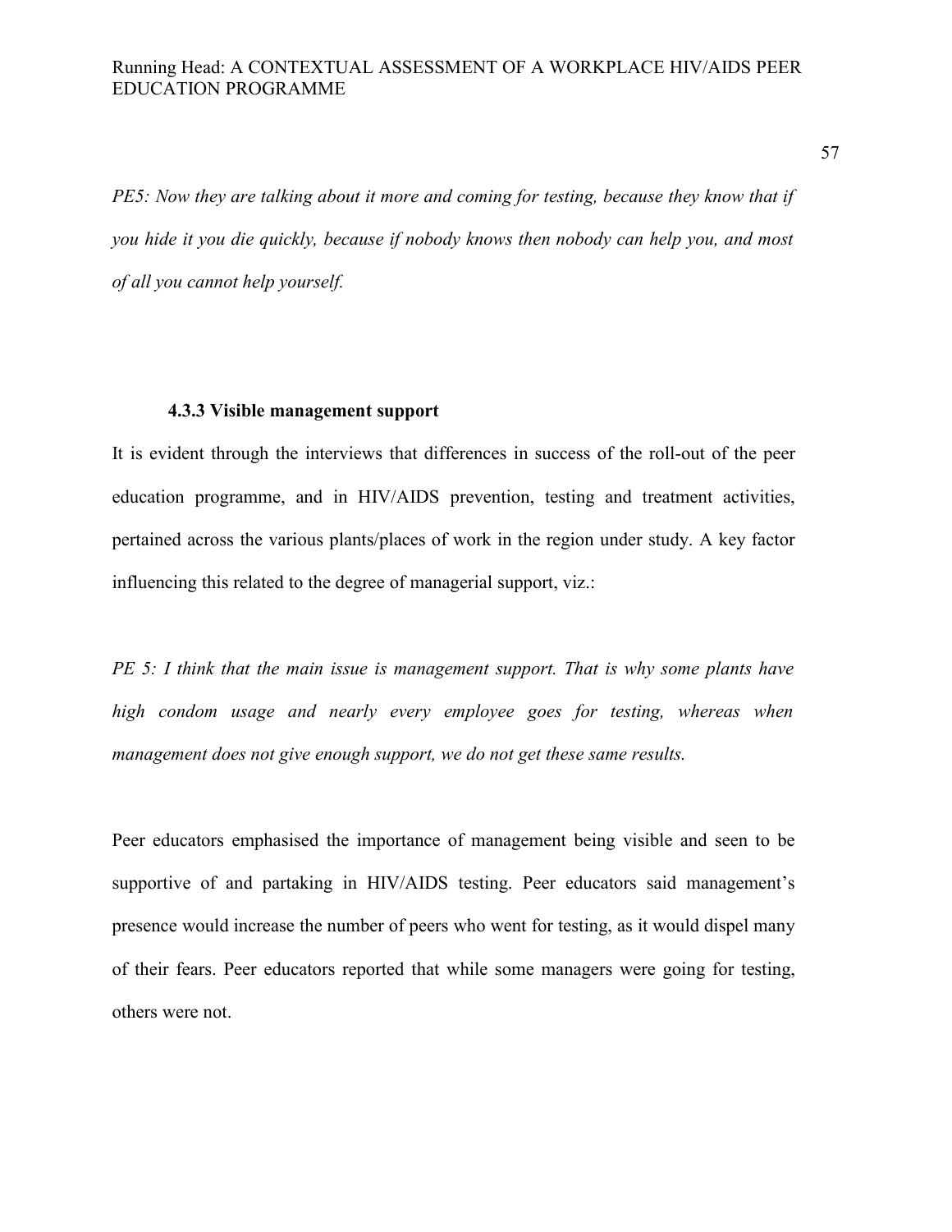*PE5: Now they are talking about it more and coming for testing, because they know that if you hide it you die quickly, because if nobody knows then nobody can help you, and most of all you cannot help yourself.*

### 4.3.3 Visible management support

It is evident through the interviews that differences in success of the roll-out of the peer education programme, and in HIV/AIDS prevention, testing and treatment activities, pertained across the various plants/places of work in the region under study. A key factor influencing this related to the degree of managerial support, viz.:

*PE 5: I think that the main issue is management support. That is why some plants have high condom usage and nearly every employee goes for testing, whereas when management does not give enough support, we do not get these same results.*

Peer educators emphasised the importance of management being visible and seen to be supportive of and partaking in HIV/AIDS testing. Peer educators said management's presence would increase the number of peers who went for testing, as it would dispel many of their fears. Peer educators reported that while some managers were going for testing, others were not.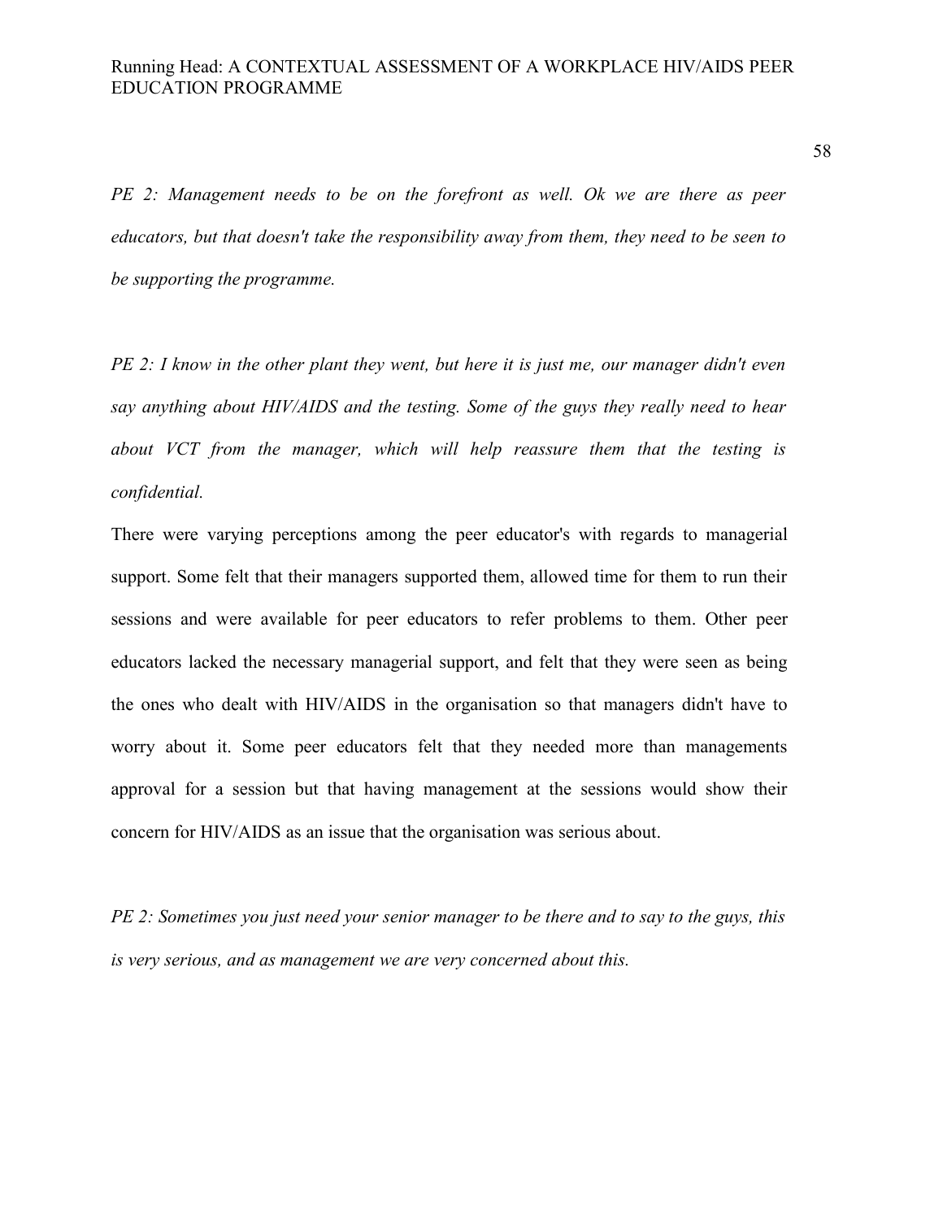*PE 2: Management needs to be on the forefront as well. Ok we are there as peer educators, but that doesn't take the responsibility away from them, they need to be seen to be supporting the programme.*

*PE 2: I know in the other plant they went, but here it is just me, our manager didn't even say anything about HIV/AIDS and the testing. Some of the guys they really need to hear about VCT from the manager, which will help reassure them that the testing is confidential.*

There were varying perceptions among the peer educator's with regards to managerial support. Some felt that their managers supported them, allowed time for them to run their sessions and were available for peer educators to refer problems to them. Other peer educators lacked the necessary managerial support, and felt that they were seen as being the ones who dealt with HIV/AIDS in the organisation so that managers didn't have to worry about it. Some peer educators felt that they needed more than managements approval for a session but that having management at the sessions would show their concern for HIV/AIDS as an issue that the organisation was serious about.

*PE 2: Sometimes you just need your senior manager to be there and to say to the guys, this is very serious, and as management we are very concerned about this.*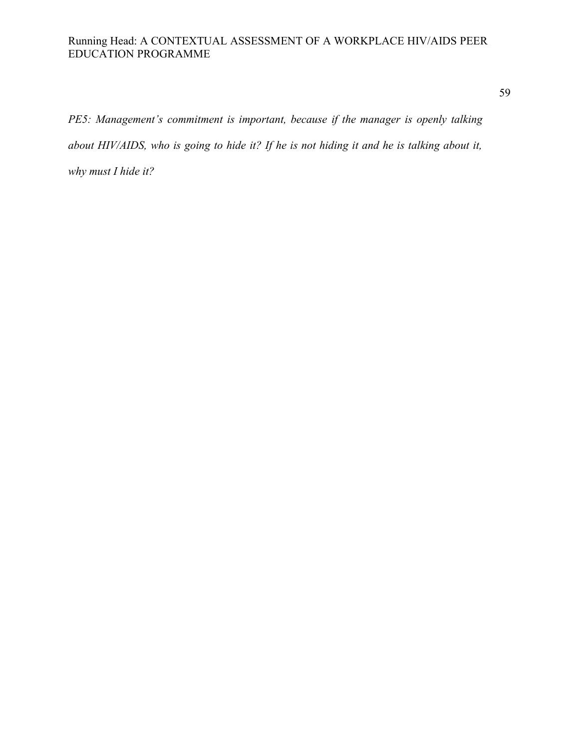*PE5: Management's commitment is important, because if the manager is openly talking about HIV/AIDS, who is going to hide it? If he is not hiding it and he is talking about it, why must I hide it?*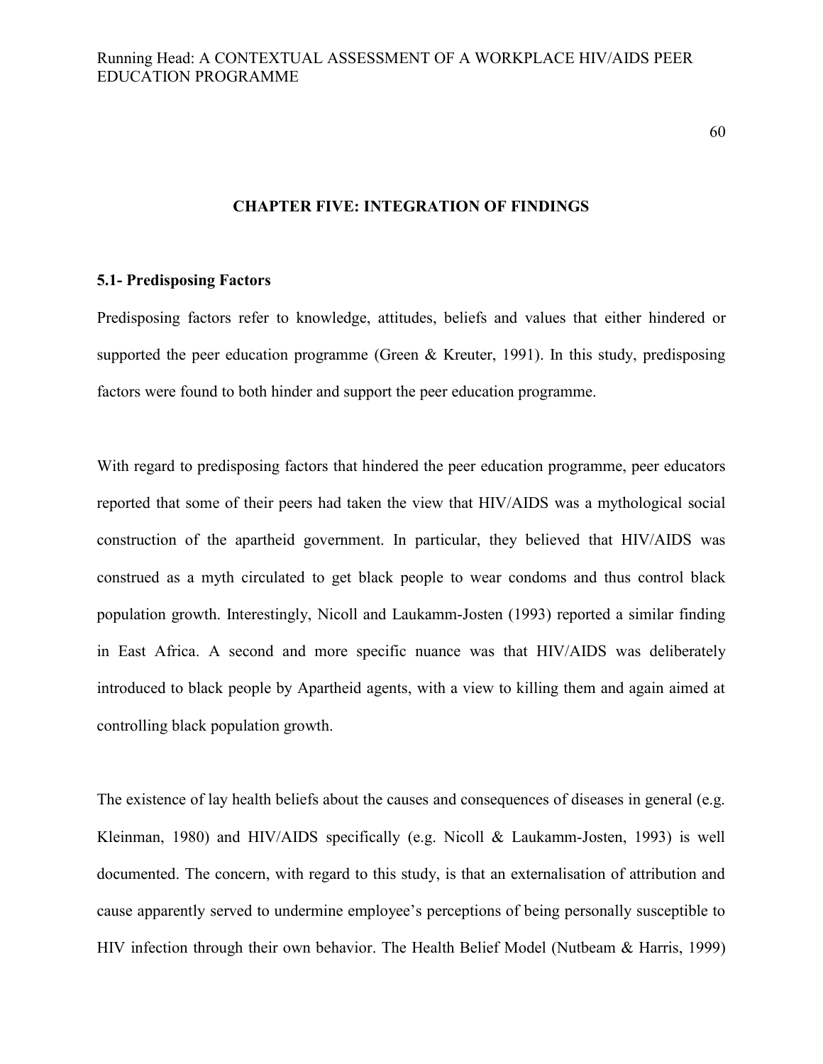# CHAPTER FIVE: INTEGRATION OF FINDINGS

## 5.1- Predisposing Factors

Predisposing factors refer to knowledge, attitudes, beliefs and values that either hindered or supported the peer education programme (Green & Kreuter, 1991). In this study, predisposing factors were found to both hinder and support the peer education programme.

With regard to predisposing factors that hindered the peer education programme, peer educators reported that some of their peers had taken the view that HIV/AIDS was a mythological social construction of the apartheid government. In particular, they believed that HIV/AIDS was construed as a myth circulated to get black people to wear condoms and thus control black population growth. Interestingly, Nicoll and Laukamm-Josten (1993) reported a similar finding in East Africa. A second and more specific nuance was that HIV/AIDS was deliberately introduced to black people by Apartheid agents, with a view to killing them and again aimed at controlling black population growth.

The existence of lay health beliefs about the causes and consequences of diseases in general (e.g. Kleinman, 1980) and HIV/AIDS specifically (e.g. Nicoll & Laukamm-Josten, 1993) is well documented. The concern, with regard to this study, is that an externalisation of attribution and cause apparently served to undermine employee's perceptions of being personally susceptible to HIV infection through their own behavior. The Health Belief Model (Nutbeam & Harris, 1999)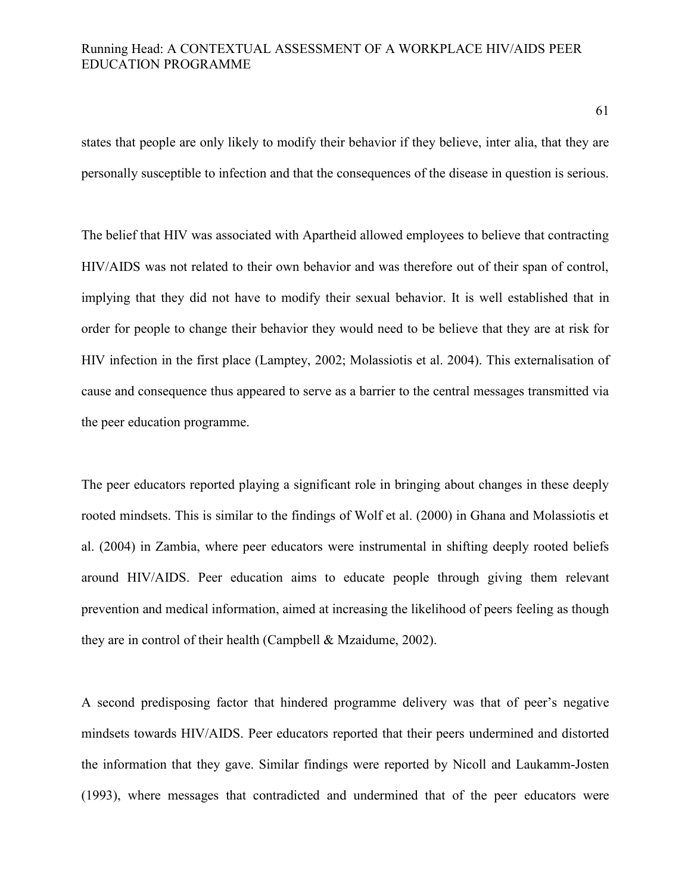states that people are only likely to modify their behavior if they believe, inter alia, that they are personally susceptible to infection and that the consequences of the disease in question is serious.

The belief that HIV was associated with Apartheid allowed employees to believe that contracting HIV/AIDS was not related to their own behavior and was therefore out of their span of control, implying that they did not have to modify their sexual behavior. It is well established that in order for people to change their behavior they would need to be believe that they are at risk for HIV infection in the first place (Lamptey, 2002; Molassiotis et al. 2004). This externalisation of cause and consequence thus appeared to serve as a barrier to the central messages transmitted via the peer education programme.

The peer educators reported playing a significant role in bringing about changes in these deeply rooted mindsets. This is similar to the findings of Wolf et al. (2000) in Ghana and Molassiotis et al. (2004) in Zambia, where peer educators were instrumental in shifting deeply rooted beliefs around HIV/AIDS. Peer education aims to educate people through giving them relevant prevention and medical information, aimed at increasing the likelihood of peers feeling as though they are in control of their health (Campbell & Mzaidume, 2002).

A second predisposing factor that hindered programme delivery was that of peer's negative mindsets towards HIV/AIDS. Peer educators reported that their peers undermined and distorted the information that they gave. Similar findings were reported by Nicoll and Laukamm-Josten (1993), where messages that contradicted and undermined that of the peer educators were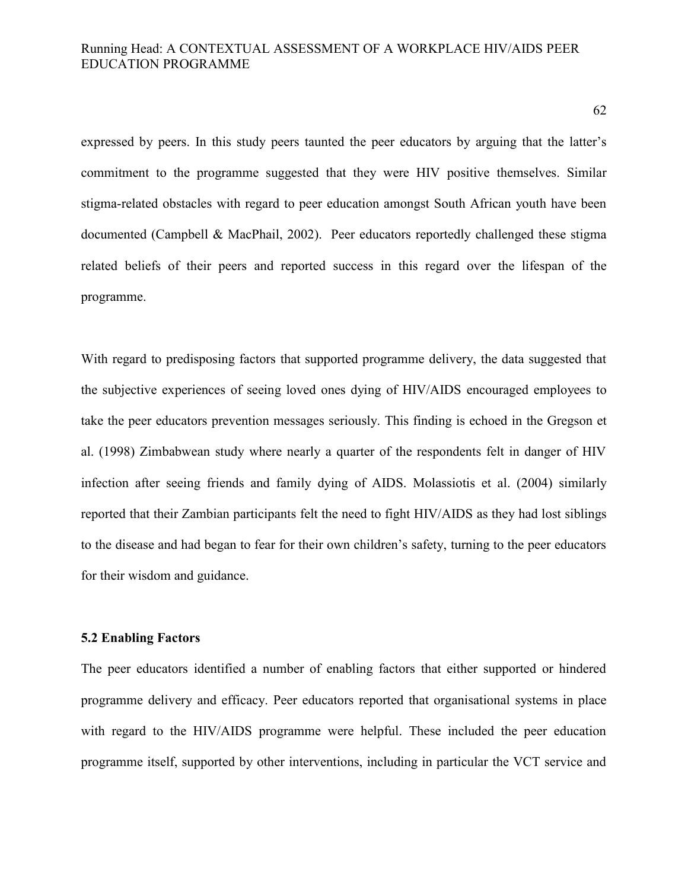expressed by peers. In this study peers taunted the peer educators by arguing that the latter's commitment to the programme suggested that they were HIV positive themselves. Similar stigma-related obstacles with regard to peer education amongst South African youth have been documented (Campbell & MacPhail, 2002). Peer educators reportedly challenged these stigma related beliefs of their peers and reported success in this regard over the lifespan of the programme.

With regard to predisposing factors that supported programme delivery, the data suggested that the subjective experiences of seeing loved ones dying of HIV/AIDS encouraged employees to take the peer educators prevention messages seriously. This finding is echoed in the Gregson et al. (1998) Zimbabwean study where nearly a quarter of the respondents felt in danger of HIV infection after seeing friends and family dying of AIDS. Molassiotis et al. (2004) similarly reported that their Zambian participants felt the need to fight HIV/AIDS as they had lost siblings to the disease and had began to fear for their own children's safety, turning to the peer educators for their wisdom and guidance.

### 5.2 Enabling Factors

The peer educators identified a number of enabling factors that either supported or hindered programme delivery and efficacy. Peer educators reported that organisational systems in place with regard to the HIV/AIDS programme were helpful. These included the peer education programme itself, supported by other interventions, including in particular the VCT service and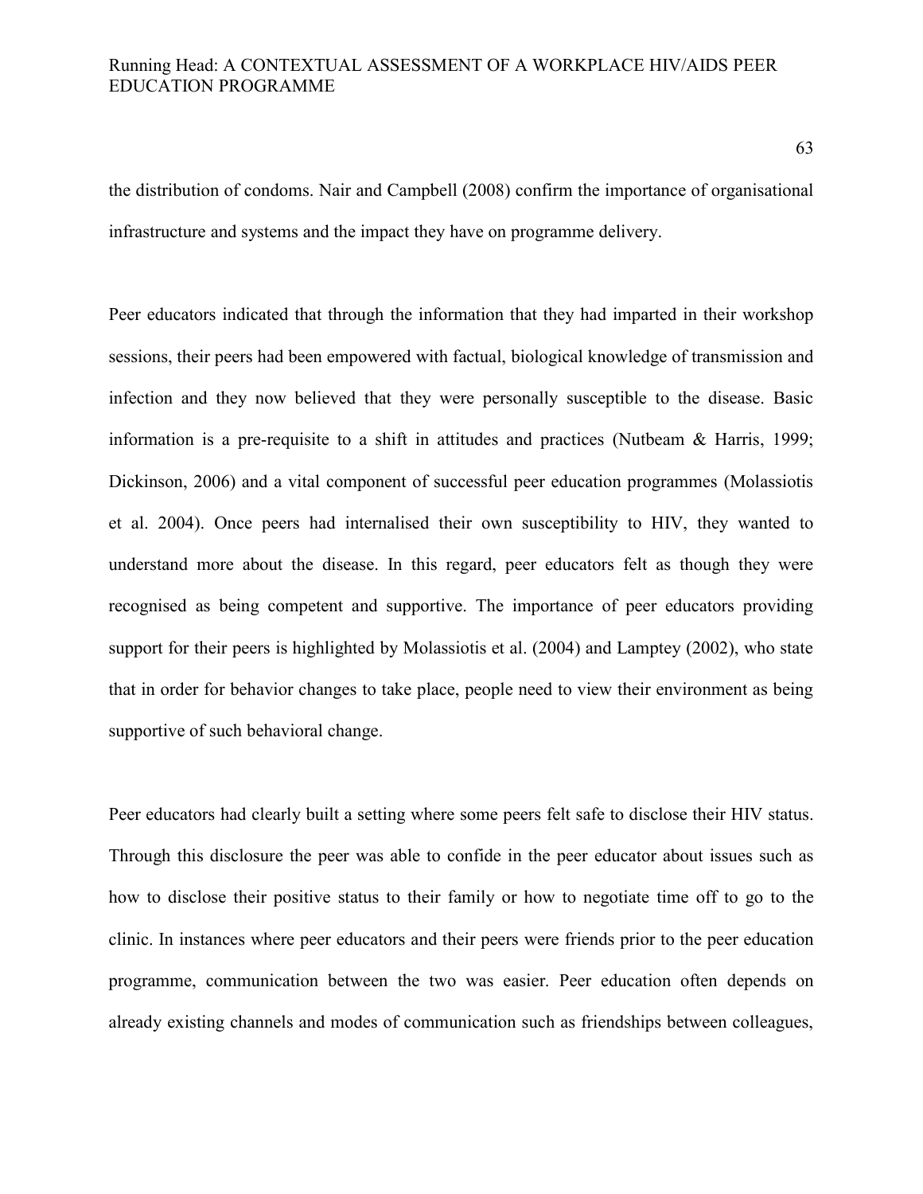the distribution of condoms. Nair and Campbell (2008) confirm the importance of organisational infrastructure and systems and the impact they have on programme delivery.

Peer educators indicated that through the information that they had imparted in their workshop sessions, their peers had been empowered with factual, biological knowledge of transmission and infection and they now believed that they were personally susceptible to the disease. Basic information is a pre-requisite to a shift in attitudes and practices (Nutbeam & Harris, 1999; Dickinson, 2006) and a vital component of successful peer education programmes (Molassiotis et al. 2004). Once peers had internalised their own susceptibility to HIV, they wanted to understand more about the disease. In this regard, peer educators felt as though they were recognised as being competent and supportive. The importance of peer educators providing support for their peers is highlighted by Molassiotis et al. (2004) and Lamptey (2002), who state that in order for behavior changes to take place, people need to view their environment as being supportive of such behavioral change.

Peer educators had clearly built a setting where some peers felt safe to disclose their HIV status. Through this disclosure the peer was able to confide in the peer educator about issues such as how to disclose their positive status to their family or how to negotiate time off to go to the clinic. In instances where peer educators and their peers were friends prior to the peer education programme, communication between the two was easier. Peer education often depends on already existing channels and modes of communication such as friendships between colleagues,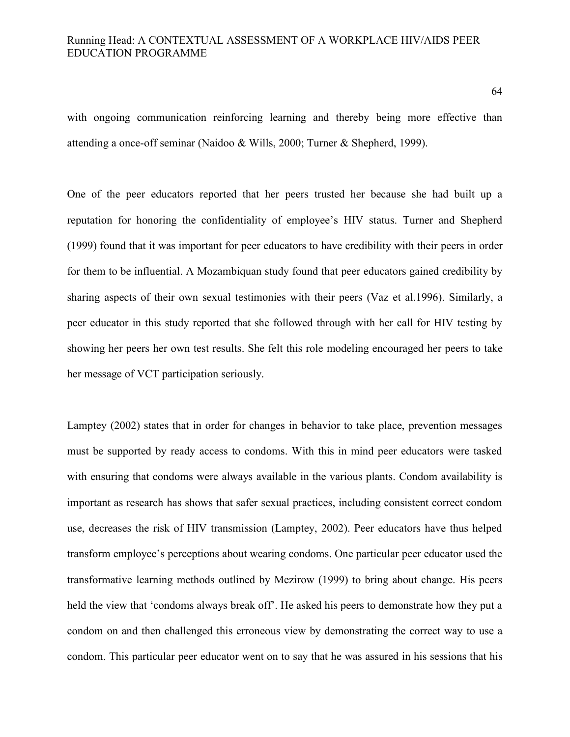with ongoing communication reinforcing learning and thereby being more effective than attending a once-off seminar (Naidoo & Wills, 2000; Turner & Shepherd, 1999).

One of the peer educators reported that her peers trusted her because she had built up a reputation for honoring the confidentiality of employee's HIV status. Turner and Shepherd (1999) found that it was important for peer educators to have credibility with their peers in order for them to be influential. A Mozambiquan study found that peer educators gained credibility by sharing aspects of their own sexual testimonies with their peers (Vaz et al.1996). Similarly, a peer educator in this study reported that she followed through with her call for HIV testing by showing her peers her own test results. She felt this role modeling encouraged her peers to take her message of VCT participation seriously.

Lamptey (2002) states that in order for changes in behavior to take place, prevention messages must be supported by ready access to condoms. With this in mind peer educators were tasked with ensuring that condoms were always available in the various plants. Condom availability is important as research has shows that safer sexual practices, including consistent correct condom use, decreases the risk of HIV transmission (Lamptey, 2002). Peer educators have thus helped transform employee's perceptions about wearing condoms. One particular peer educator used the transformative learning methods outlined by Mezirow (1999) to bring about change. His peers held the view that 'condoms always break off'. He asked his peers to demonstrate how they put a condom on and then challenged this erroneous view by demonstrating the correct way to use a condom. This particular peer educator went on to say that he was assured in his sessions that his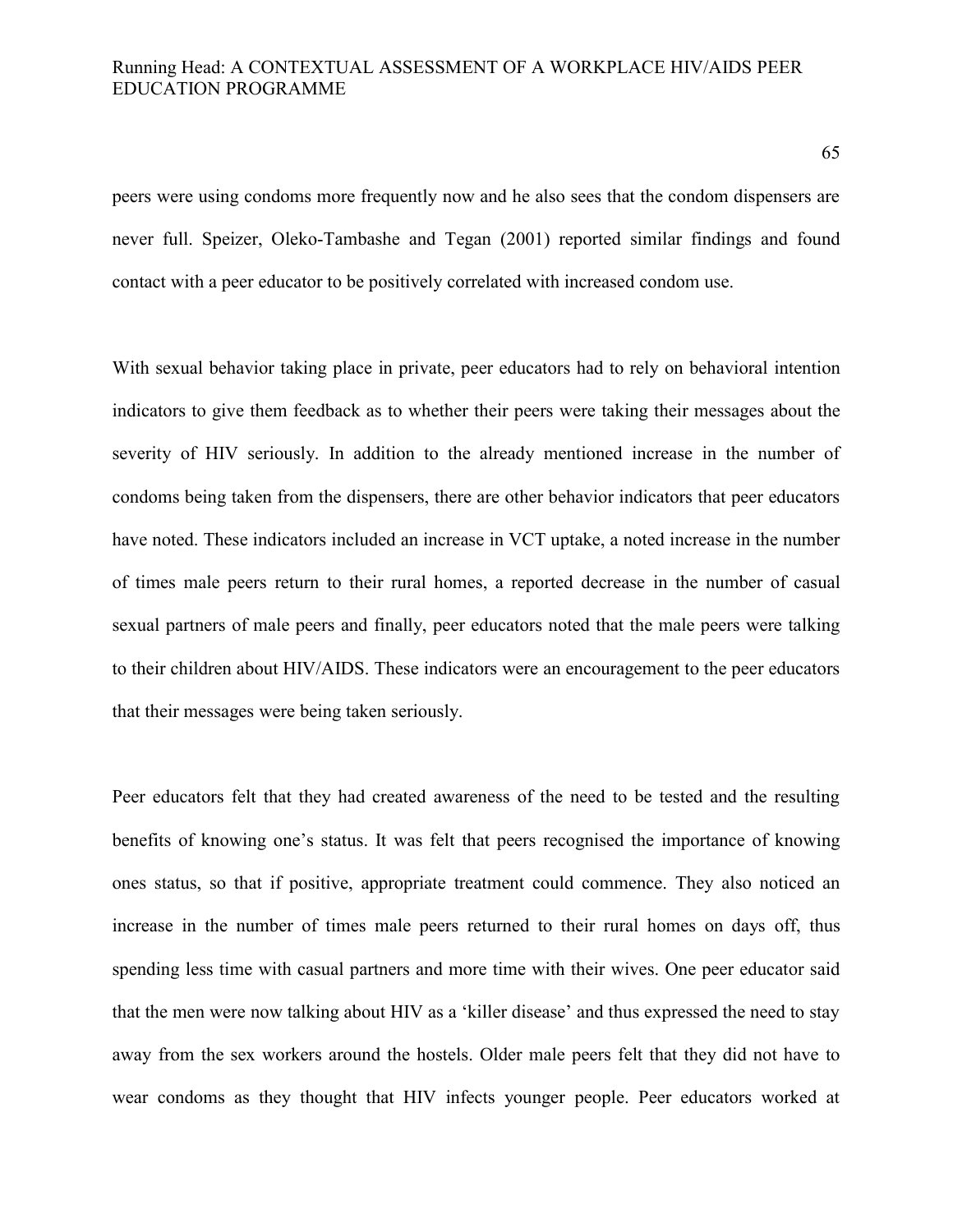peers were using condoms more frequently now and he also sees that the condom dispensers are never full. Speizer, Oleko-Tambashe and Tegan (2001) reported similar findings and found contact with a peer educator to be positively correlated with increased condom use.

With sexual behavior taking place in private, peer educators had to rely on behavioral intention indicators to give them feedback as to whether their peers were taking their messages about the severity of HIV seriously. In addition to the already mentioned increase in the number of condoms being taken from the dispensers, there are other behavior indicators that peer educators have noted. These indicators included an increase in VCT uptake, a noted increase in the number of times male peers return to their rural homes, a reported decrease in the number of casual sexual partners of male peers and finally, peer educators noted that the male peers were talking to their children about HIV/AIDS. These indicators were an encouragement to the peer educators that their messages were being taken seriously.

Peer educators felt that they had created awareness of the need to be tested and the resulting benefits of knowing one's status. It was felt that peers recognised the importance of knowing ones status, so that if positive, appropriate treatment could commence. They also noticed an increase in the number of times male peers returned to their rural homes on days off, thus spending less time with casual partners and more time with their wives. One peer educator said that the men were now talking about HIV as a 'killer disease' and thus expressed the need to stay away from the sex workers around the hostels. Older male peers felt that they did not have to wear condoms as they thought that HIV infects younger people. Peer educators worked at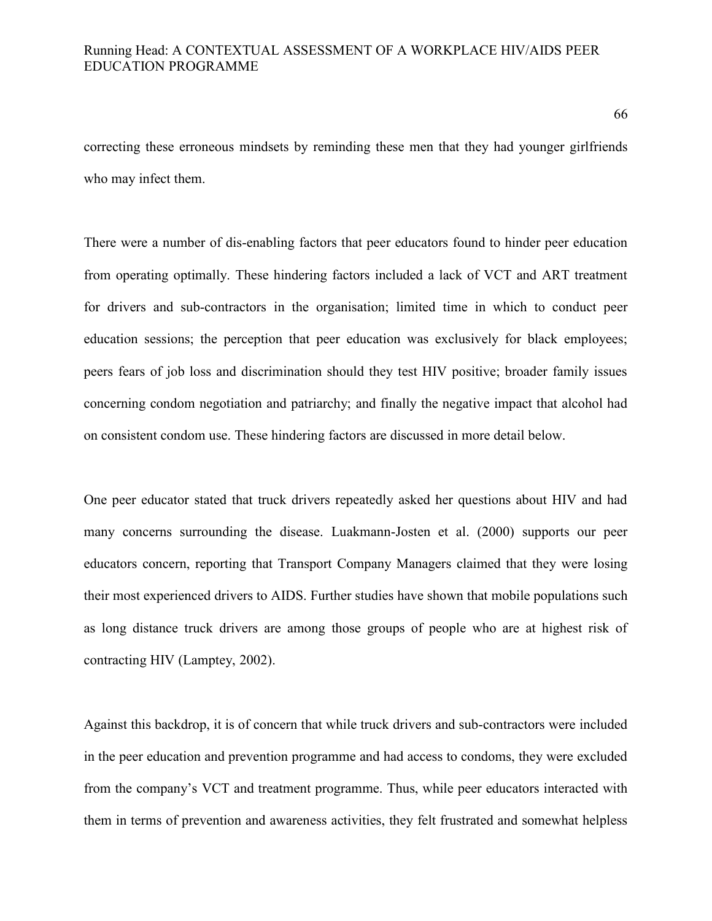correcting these erroneous mindsets by reminding these men that they had younger girlfriends who may infect them.

There were a number of dis-enabling factors that peer educators found to hinder peer education from operating optimally. These hindering factors included a lack of VCT and ART treatment for drivers and sub-contractors in the organisation; limited time in which to conduct peer education sessions; the perception that peer education was exclusively for black employees; peers fears of job loss and discrimination should they test HIV positive; broader family issues concerning condom negotiation and patriarchy; and finally the negative impact that alcohol had on consistent condom use. These hindering factors are discussed in more detail below.

One peer educator stated that truck drivers repeatedly asked her questions about HIV and had many concerns surrounding the disease. Luakmann-Josten et al. (2000) supports our peer educators concern, reporting that Transport Company Managers claimed that they were losing their most experienced drivers to AIDS. Further studies have shown that mobile populations such as long distance truck drivers are among those groups of people who are at highest risk of contracting HIV (Lamptey, 2002).

Against this backdrop, it is of concern that while truck drivers and sub-contractors were included in the peer education and prevention programme and had access to condoms, they were excluded from the company's VCT and treatment programme. Thus, while peer educators interacted with them in terms of prevention and awareness activities, they felt frustrated and somewhat helpless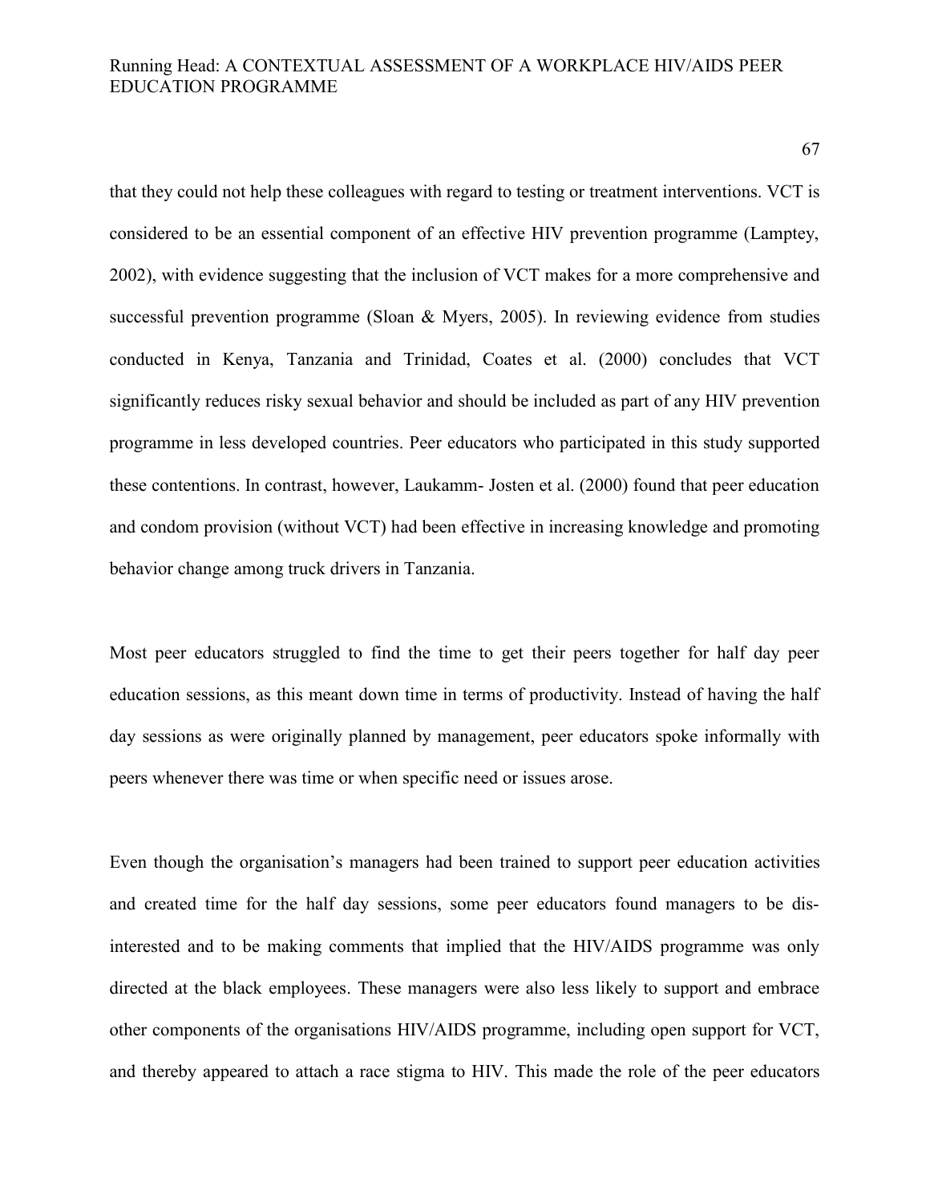that they could not help these colleagues with regard to testing or treatment interventions. VCT is considered to be an essential component of an effective HIV prevention programme (Lamptey, 2002), with evidence suggesting that the inclusion of VCT makes for a more comprehensive and successful prevention programme (Sloan & Myers, 2005). In reviewing evidence from studies conducted in Kenya, Tanzania and Trinidad, Coates et al. (2000) concludes that VCT significantly reduces risky sexual behavior and should be included as part of any HIV prevention programme in less developed countries. Peer educators who participated in this study supported these contentions. In contrast, however, Laukamm- Josten et al. (2000) found that peer education and condom provision (without VCT) had been effective in increasing knowledge and promoting behavior change among truck drivers in Tanzania.

Most peer educators struggled to find the time to get their peers together for half day peer education sessions, as this meant down time in terms of productivity. Instead of having the half day sessions as were originally planned by management, peer educators spoke informally with peers whenever there was time or when specific need or issues arose.

Even though the organisation's managers had been trained to support peer education activities and created time for the half day sessions, some peer educators found managers to be dis-interested and to be making comments that implied that the HIV/AIDS programme was only directed at the black employees. These managers were also less likely to support and embrace other components of the organisations HIV/AIDS programme, including open support for VCT, and thereby appeared to attach a race stigma to HIV. This made the role of the peer educators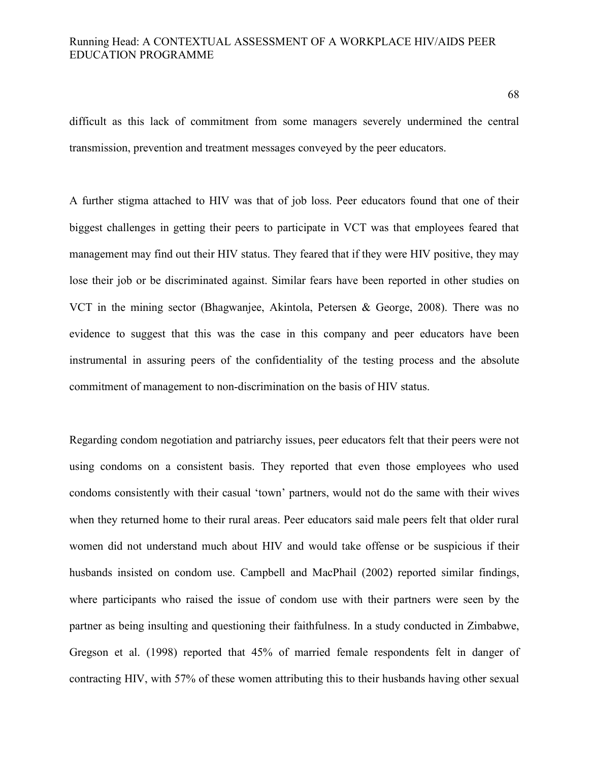difficult as this lack of commitment from some managers severely undermined the central transmission, prevention and treatment messages conveyed by the peer educators.

A further stigma attached to HIV was that of job loss. Peer educators found that one of their biggest challenges in getting their peers to participate in VCT was that employees feared that management may find out their HIV status. They feared that if they were HIV positive, they may lose their job or be discriminated against. Similar fears have been reported in other studies on VCT in the mining sector (Bhagwanjee, Akintola, Petersen & George, 2008). There was no evidence to suggest that this was the case in this company and peer educators have been instrumental in assuring peers of the confidentiality of the testing process and the absolute commitment of management to non-discrimination on the basis of HIV status.

Regarding condom negotiation and patriarchy issues, peer educators felt that their peers were not using condoms on a consistent basis. They reported that even those employees who used condoms consistently with their casual 'town' partners, would not do the same with their wives when they returned home to their rural areas. Peer educators said male peers felt that older rural women did not understand much about HIV and would take offense or be suspicious if their husbands insisted on condom use. Campbell and MacPhail (2002) reported similar findings, where participants who raised the issue of condom use with their partners were seen by the partner as being insulting and questioning their faithfulness. In a study conducted in Zimbabwe, Gregson et al. (1998) reported that 45% of married female respondents felt in danger of contracting HIV, with 57% of these women attributing this to their husbands having other sexual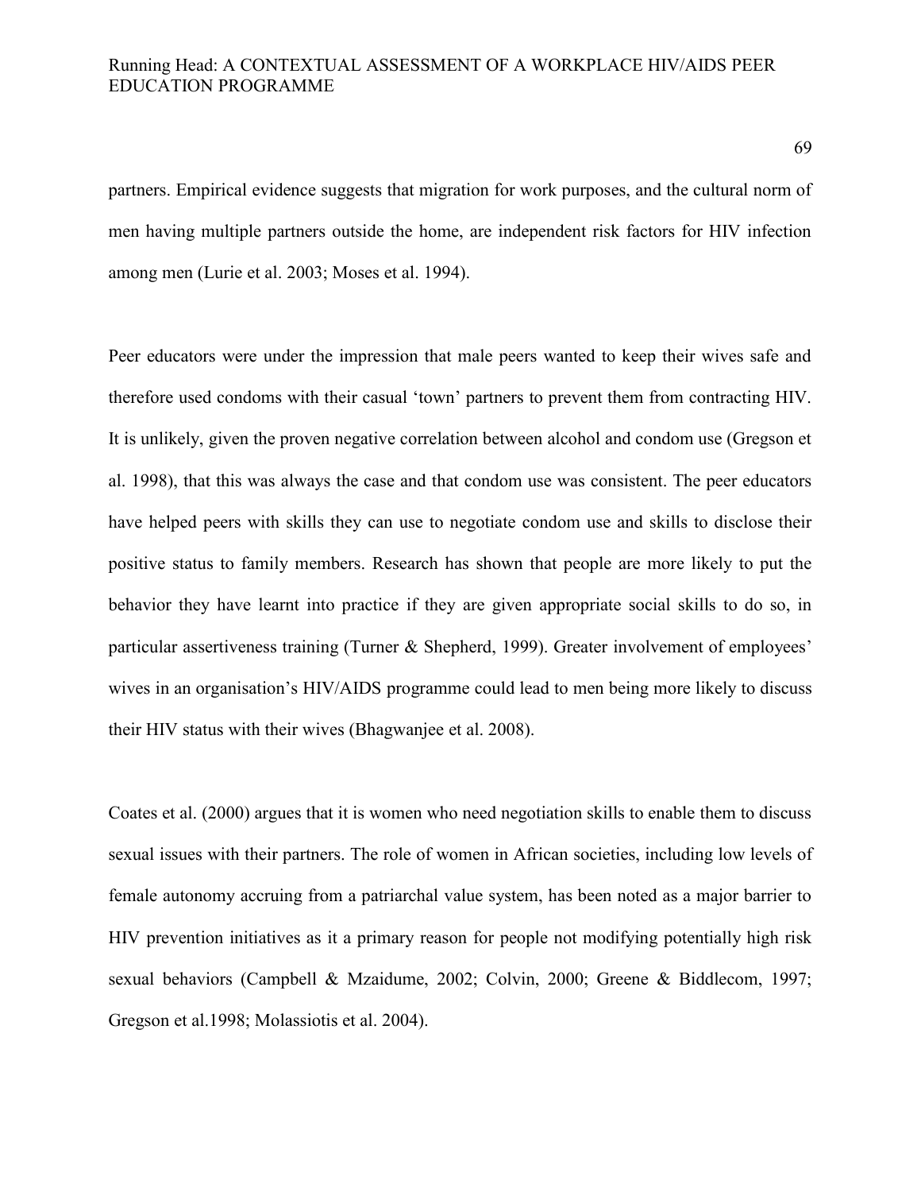partners. Empirical evidence suggests that migration for work purposes, and the cultural norm of men having multiple partners outside the home, are independent risk factors for HIV infection among men (Lurie et al. 2003; Moses et al. 1994).

Peer educators were under the impression that male peers wanted to keep their wives safe and therefore used condoms with their casual 'town' partners to prevent them from contracting HIV. It is unlikely, given the proven negative correlation between alcohol and condom use (Gregson et al. 1998), that this was always the case and that condom use was consistent. The peer educators have helped peers with skills they can use to negotiate condom use and skills to disclose their positive status to family members. Research has shown that people are more likely to put the behavior they have learnt into practice if they are given appropriate social skills to do so, in particular assertiveness training (Turner & Shepherd, 1999). Greater involvement of employees' wives in an organisation's HIV/AIDS programme could lead to men being more likely to discuss their HIV status with their wives (Bhagwanjee et al. 2008).

Coates et al. (2000) argues that it is women who need negotiation skills to enable them to discuss sexual issues with their partners. The role of women in African societies, including low levels of female autonomy accruing from a patriarchal value system, has been noted as a major barrier to HIV prevention initiatives as it a primary reason for people not modifying potentially high risk sexual behaviors (Campbell & Mzaidume, 2002; Colvin, 2000; Greene & Biddlecom, 1997; Gregson et al.1998; Molassiotis et al. 2004).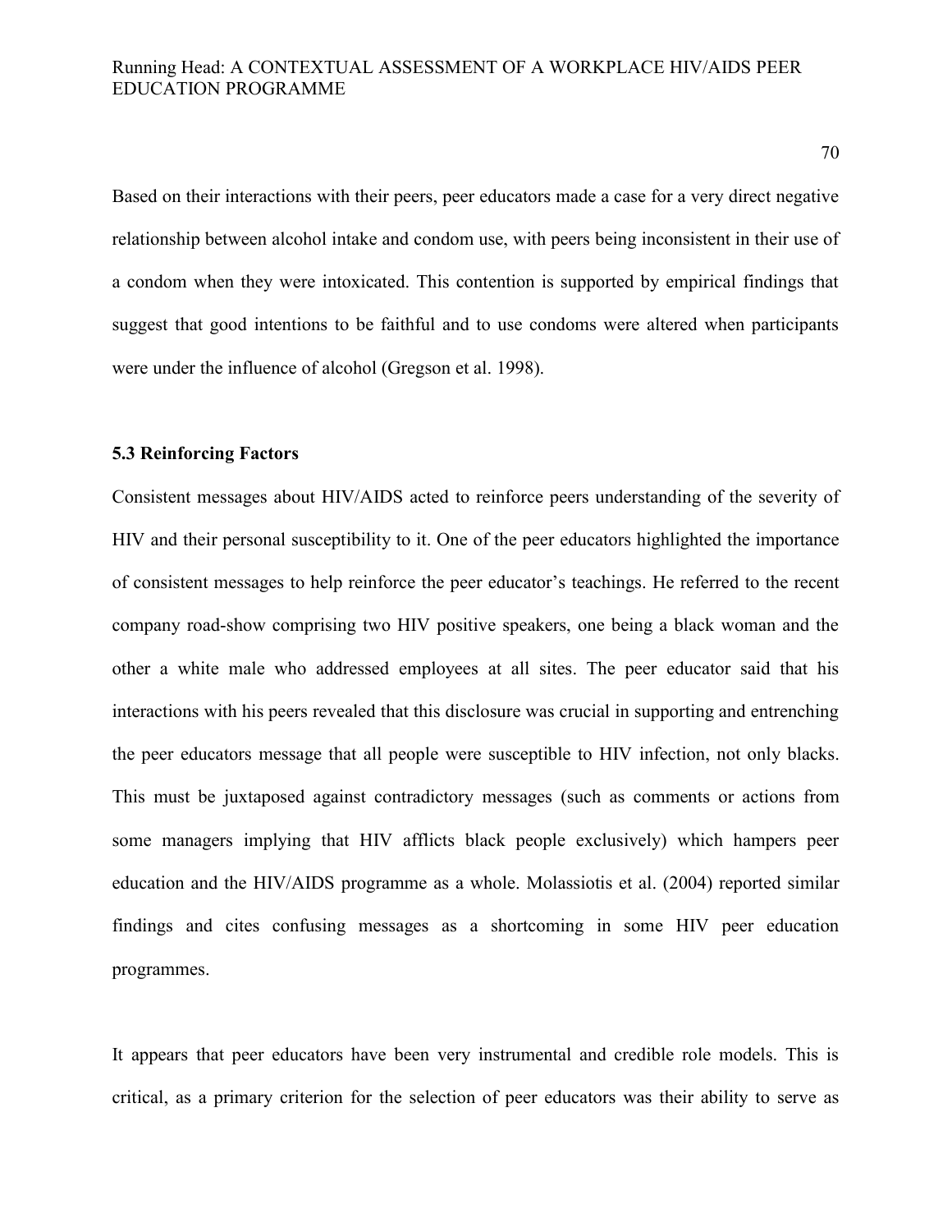Based on their interactions with their peers, peer educators made a case for a very direct negative relationship between alcohol intake and condom use, with peers being inconsistent in their use of a condom when they were intoxicated. This contention is supported by empirical findings that suggest that good intentions to be faithful and to use condoms were altered when participants were under the influence of alcohol (Gregson et al. 1998).

### 5.3 Reinforcing Factors

Consistent messages about HIV/AIDS acted to reinforce peers understanding of the severity of HIV and their personal susceptibility to it. One of the peer educators highlighted the importance of consistent messages to help reinforce the peer educator's teachings. He referred to the recent company road-show comprising two HIV positive speakers, one being a black woman and the other a white male who addressed employees at all sites. The peer educator said that his interactions with his peers revealed that this disclosure was crucial in supporting and entrenching the peer educators message that all people were susceptible to HIV infection, not only blacks. This must be juxtaposed against contradictory messages (such as comments or actions from some managers implying that HIV afflicts black people exclusively) which hampers peer education and the HIV/AIDS programme as a whole. Molassiotis et al. (2004) reported similar findings and cites confusing messages as a shortcoming in some HIV peer education programmes.

It appears that peer educators have been very instrumental and credible role models. This is critical, as a primary criterion for the selection of peer educators was their ability to serve as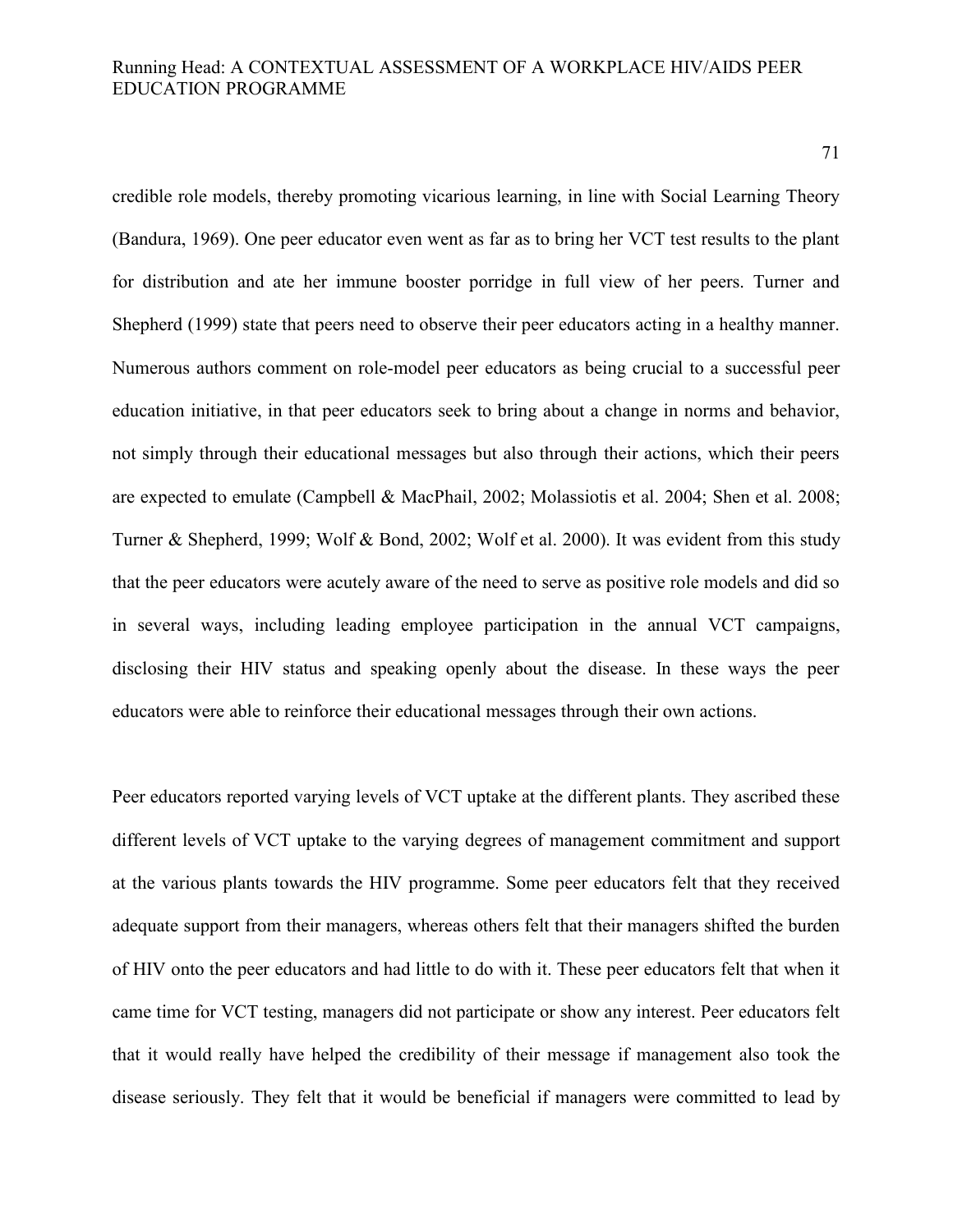credible role models, thereby promoting vicarious learning, in line with Social Learning Theory (Bandura, 1969). One peer educator even went as far as to bring her VCT test results to the plant for distribution and ate her immune booster porridge in full view of her peers. Turner and Shepherd (1999) state that peers need to observe their peer educators acting in a healthy manner. Numerous authors comment on role-model peer educators as being crucial to a successful peer education initiative, in that peer educators seek to bring about a change in norms and behavior, not simply through their educational messages but also through their actions, which their peers are expected to emulate (Campbell & MacPhail, 2002; Molassiotis et al. 2004; Shen et al. 2008; Turner & Shepherd, 1999; Wolf & Bond, 2002; Wolf et al. 2000). It was evident from this study that the peer educators were acutely aware of the need to serve as positive role models and did so in several ways, including leading employee participation in the annual VCT campaigns, disclosing their HIV status and speaking openly about the disease. In these ways the peer educators were able to reinforce their educational messages through their own actions.

Peer educators reported varying levels of VCT uptake at the different plants. They ascribed these different levels of VCT uptake to the varying degrees of management commitment and support at the various plants towards the HIV programme. Some peer educators felt that they received adequate support from their managers, whereas others felt that their managers shifted the burden of HIV onto the peer educators and had little to do with it. These peer educators felt that when it came time for VCT testing, managers did not participate or show any interest. Peer educators felt that it would really have helped the credibility of their message if management also took the disease seriously. They felt that it would be beneficial if managers were committed to lead by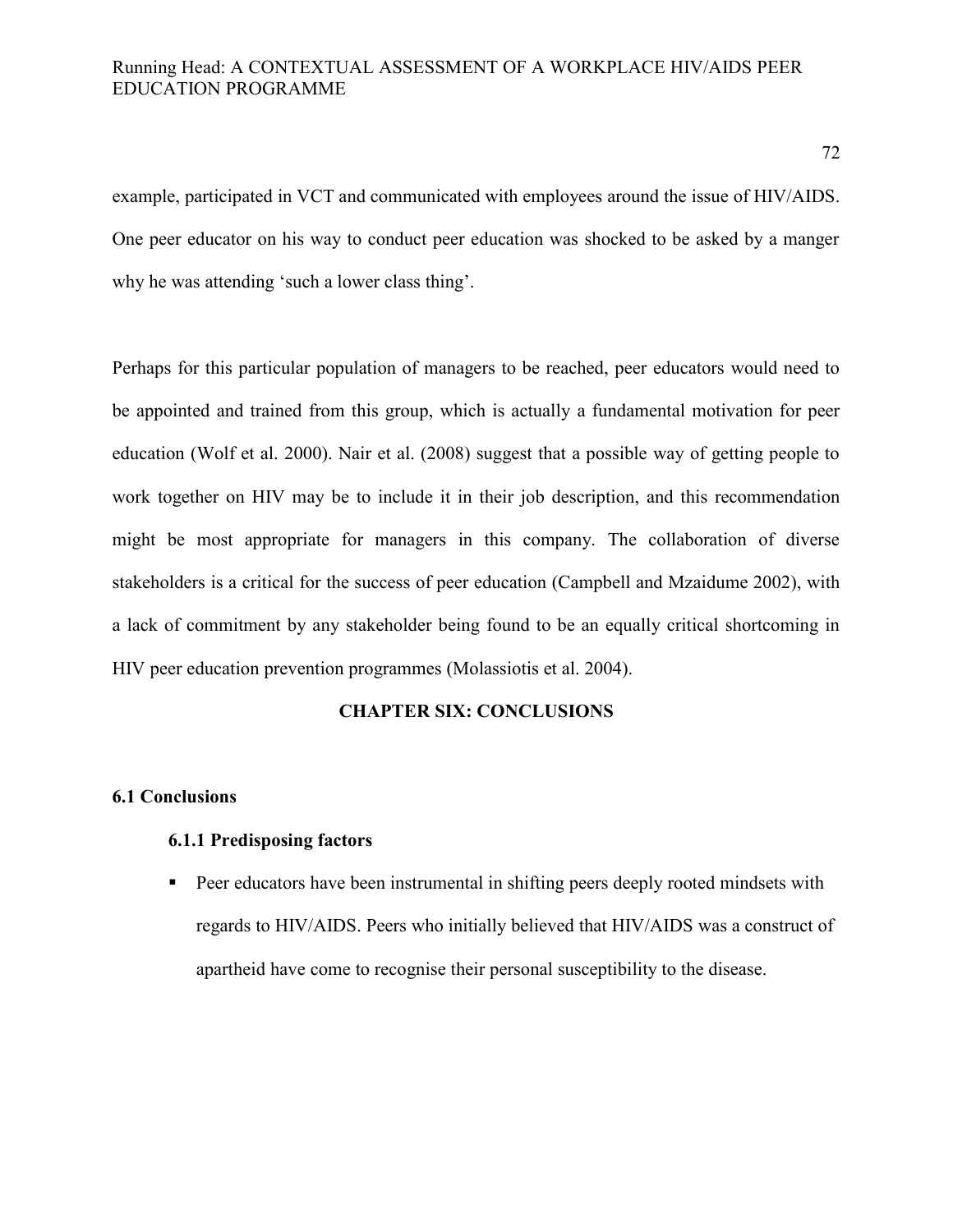example, participated in VCT and communicated with employees around the issue of HIV/AIDS. One peer educator on his way to conduct peer education was shocked to be asked by a manger why he was attending 'such a lower class thing'.

Perhaps for this particular population of managers to be reached, peer educators would need to be appointed and trained from this group, which is actually a fundamental motivation for peer education (Wolf et al. 2000). Nair et al. (2008) suggest that a possible way of getting people to work together on HIV may be to include it in their job description, and this recommendation might be most appropriate for managers in this company. The collaboration of diverse stakeholders is a critical for the success of peer education (Campbell and Mzaidume 2002), with a lack of commitment by any stakeholder being found to be an equally critical shortcoming in HIV peer education prevention programmes (Molassiotis et al. 2004).

# CHAPTER SIX: CONCLUSIONS

## 6.1 Conclusions

### 6.1.1 Predisposing factors

- Peer educators have been instrumental in shifting peers deeply rooted mindsets with regards to HIV/AIDS. Peers who initially believed that HIV/AIDS was a construct of apartheid have come to recognise their personal susceptibility to the disease.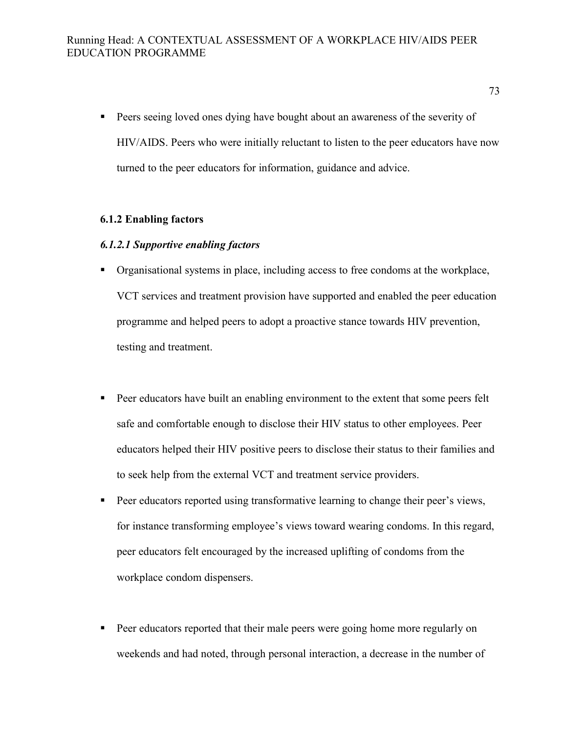- Peers seeing loved ones dying have bought about an awareness of the severity of HIV/AIDS. Peers who were initially reluctant to listen to the peer educators have now turned to the peer educators for information, guidance and advice.

### 6.1.2 Enabling factors

#### *6.1.2.1 Supportive enabling factors*

- Organisational systems in place, including access to free condoms at the workplace, VCT services and treatment provision have supported and enabled the peer education programme and helped peers to adopt a proactive stance towards HIV prevention, testing and treatment.

- Peer educators have built an enabling environment to the extent that some peers felt safe and comfortable enough to disclose their HIV status to other employees. Peer educators helped their HIV positive peers to disclose their status to their families and to seek help from the external VCT and treatment service providers.
- Peer educators reported using transformative learning to change their peer's views, for instance transforming employee's views toward wearing condoms. In this regard, peer educators felt encouraged by the increased uplifting of condoms from the workplace condom dispensers.

- Peer educators reported that their male peers were going home more regularly on weekends and had noted, through personal interaction, a decrease in the number of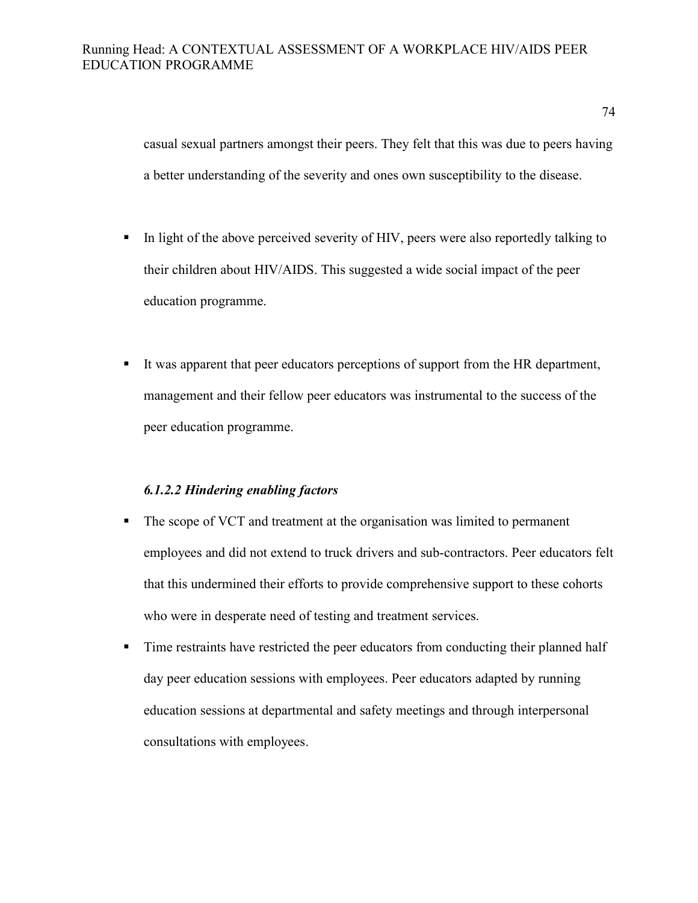casual sexual partners amongst their peers. They felt that this was due to peers having a better understanding of the severity and ones own susceptibility to the disease.

- In light of the above perceived severity of HIV, peers were also reportedly talking to their children about HIV/AIDS. This suggested a wide social impact of the peer education programme.

- It was apparent that peer educators perceptions of support from the HR department, management and their fellow peer educators was instrumental to the success of the peer education programme.

#### *6.1.2.2 Hindering enabling factors*

- The scope of VCT and treatment at the organisation was limited to permanent employees and did not extend to truck drivers and sub-contractors. Peer educators felt that this undermined their efforts to provide comprehensive support to these cohorts who were in desperate need of testing and treatment services.
- Time restraints have restricted the peer educators from conducting their planned half day peer education sessions with employees. Peer educators adapted by running education sessions at departmental and safety meetings and through interpersonal consultations with employees.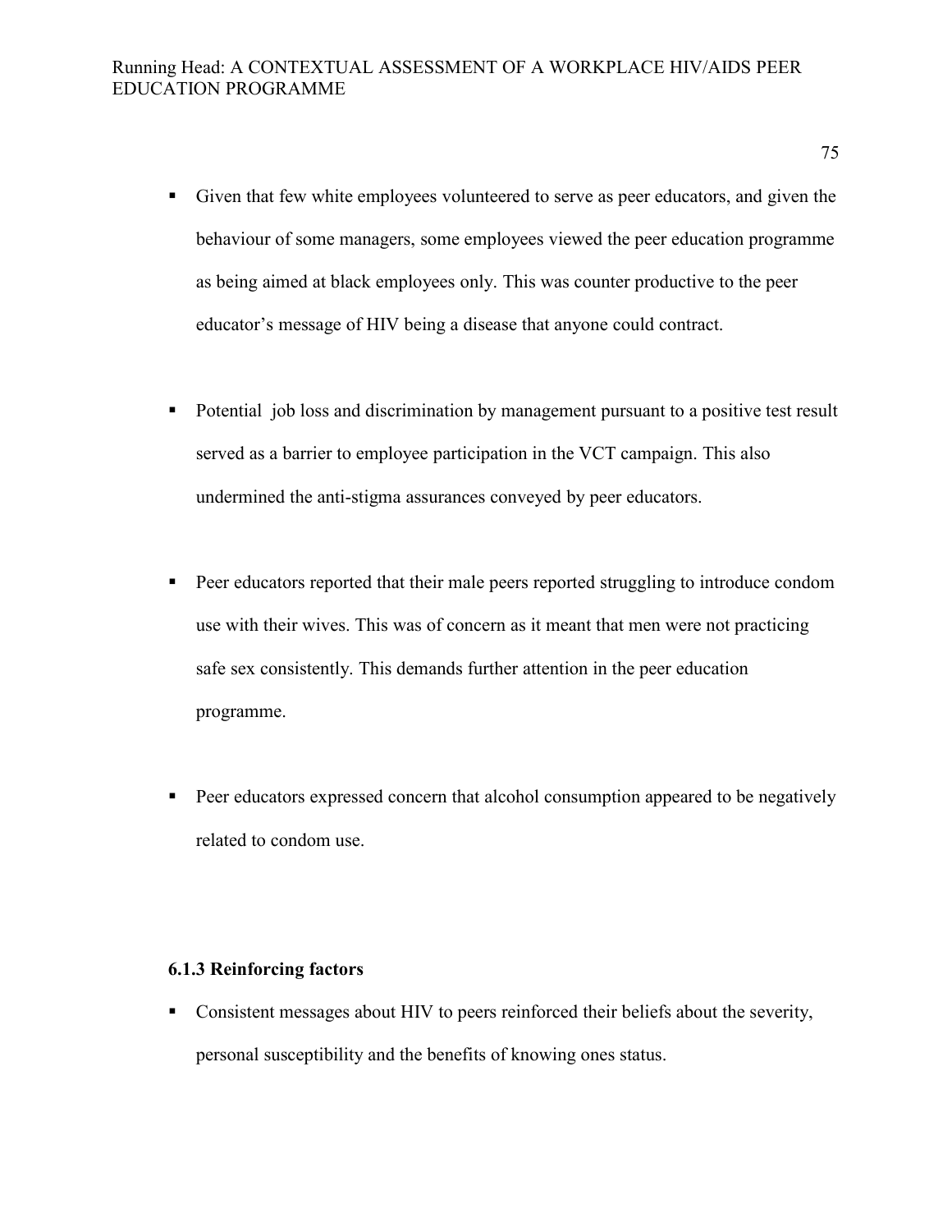- Given that few white employees volunteered to serve as peer educators, and given the behaviour of some managers, some employees viewed the peer education programme as being aimed at black employees only. This was counter productive to the peer educator's message of HIV being a disease that anyone could contract.

- Potential job loss and discrimination by management pursuant to a positive test result served as a barrier to employee participation in the VCT campaign. This also undermined the anti-stigma assurances conveyed by peer educators.

- Peer educators reported that their male peers reported struggling to introduce condom use with their wives. This was of concern as it meant that men were not practicing safe sex consistently. This demands further attention in the peer education programme.

- Peer educators expressed concern that alcohol consumption appeared to be negatively related to condom use.

### 6.1.3 Reinforcing factors

- Consistent messages about HIV to peers reinforced their beliefs about the severity, personal susceptibility and the benefits of knowing ones status.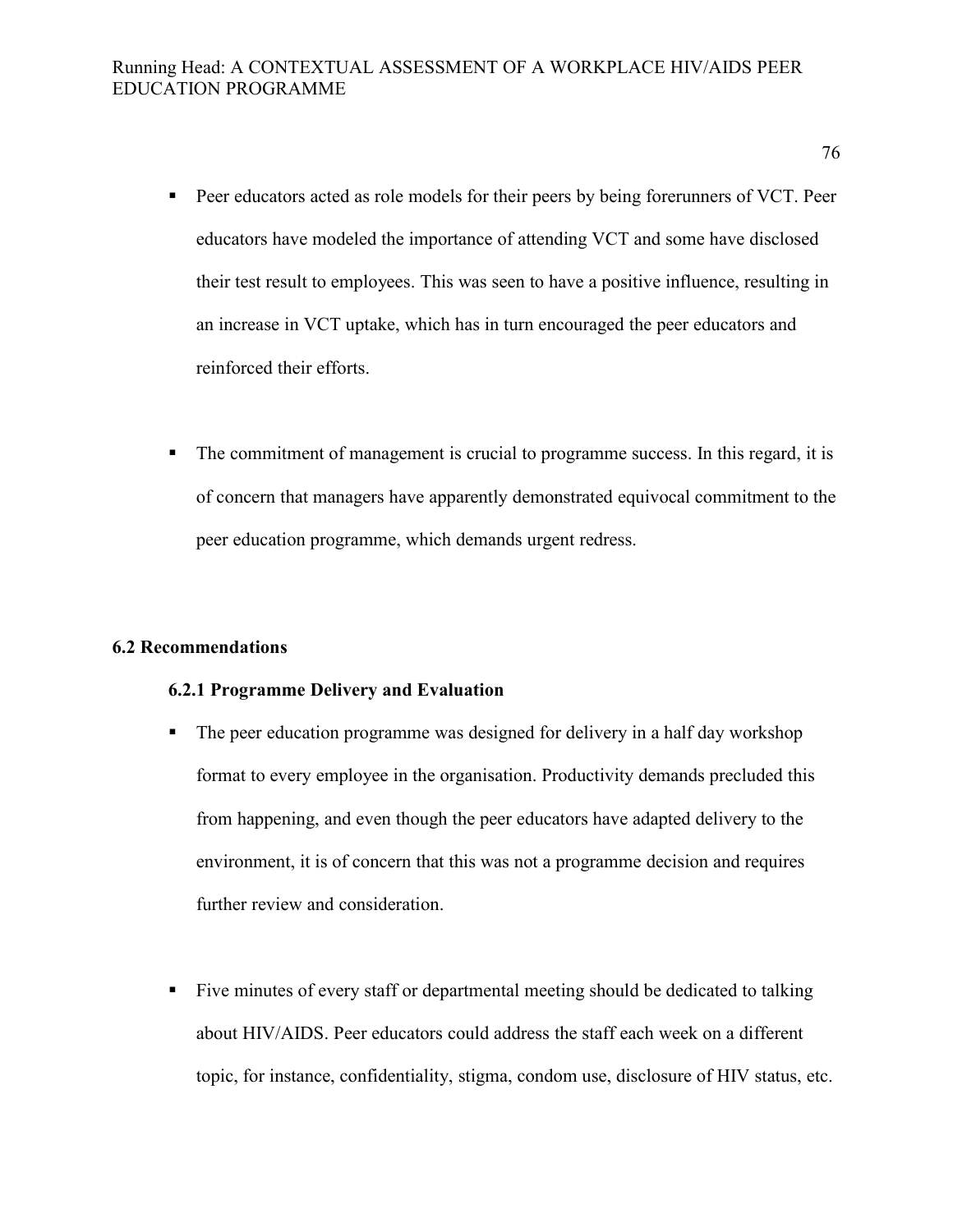- Peer educators acted as role models for their peers by being forerunners of VCT. Peer educators have modeled the importance of attending VCT and some have disclosed their test result to employees. This was seen to have a positive influence, resulting in an increase in VCT uptake, which has in turn encouraged the peer educators and reinforced their efforts.

- The commitment of management is crucial to programme success. In this regard, it is of concern that managers have apparently demonstrated equivocal commitment to the peer education programme, which demands urgent redress.

## 6.2 Recommendations

### 6.2.1 Programme Delivery and Evaluation

- The peer education programme was designed for delivery in a half day workshop format to every employee in the organisation. Productivity demands precluded this from happening, and even though the peer educators have adapted delivery to the environment, it is of concern that this was not a programme decision and requires further review and consideration.

- Five minutes of every staff or departmental meeting should be dedicated to talking about HIV/AIDS. Peer educators could address the staff each week on a different topic, for instance, confidentiality, stigma, condom use, disclosure of HIV status, etc.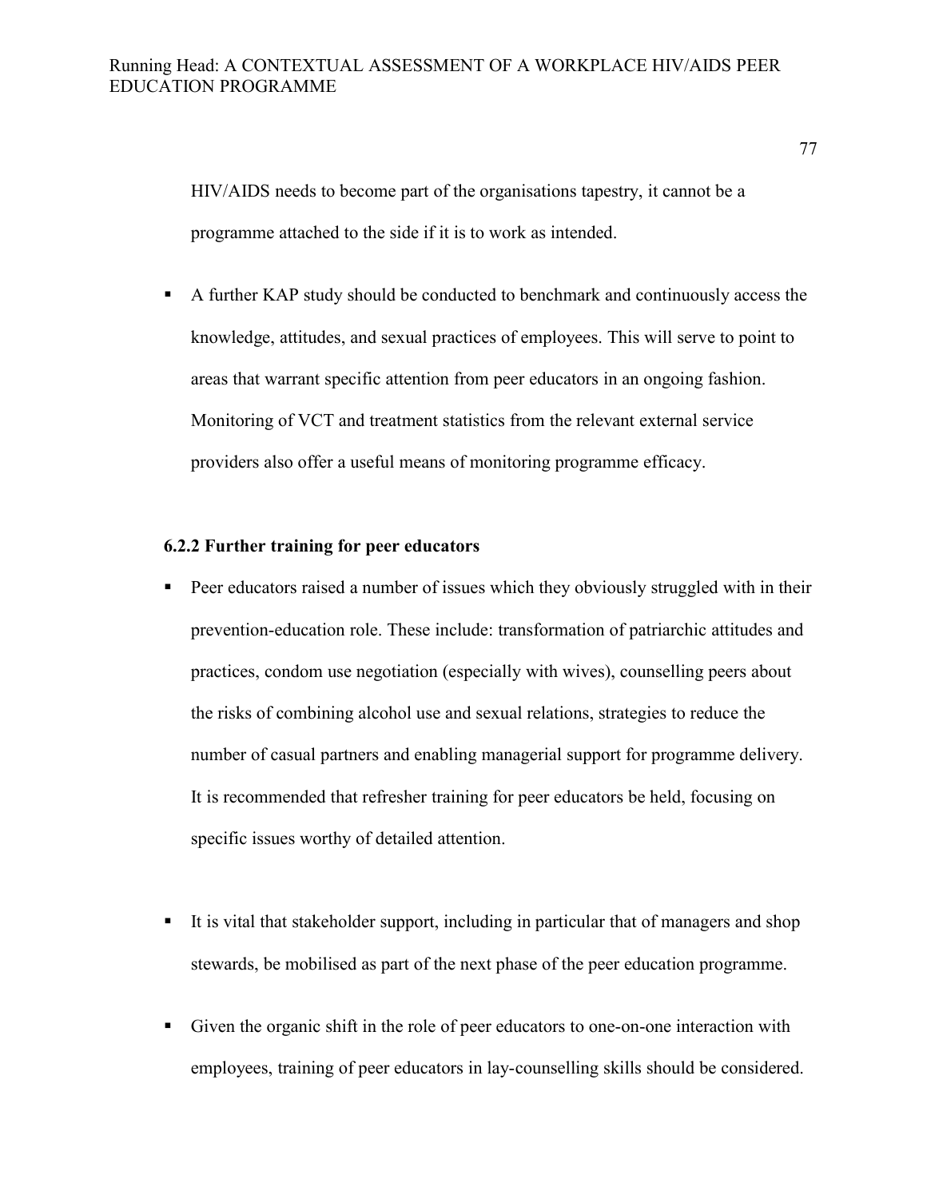HIV/AIDS needs to become part of the organisations tapestry, it cannot be a programme attached to the side if it is to work as intended.

- A further KAP study should be conducted to benchmark and continuously access the knowledge, attitudes, and sexual practices of employees. This will serve to point to areas that warrant specific attention from peer educators in an ongoing fashion. Monitoring of VCT and treatment statistics from the relevant external service providers also offer a useful means of monitoring programme efficacy.

#### 6.2.2 Further training for peer educators

- Peer educators raised a number of issues which they obviously struggled with in their prevention-education role. These include: transformation of patriarchic attitudes and practices, condom use negotiation (especially with wives), counselling peers about the risks of combining alcohol use and sexual relations, strategies to reduce the number of casual partners and enabling managerial support for programme delivery. It is recommended that refresher training for peer educators be held, focusing on specific issues worthy of detailed attention.

- It is vital that stakeholder support, including in particular that of managers and shop stewards, be mobilised as part of the next phase of the peer education programme.

- Given the organic shift in the role of peer educators to one-on-one interaction with employees, training of peer educators in lay-counselling skills should be considered.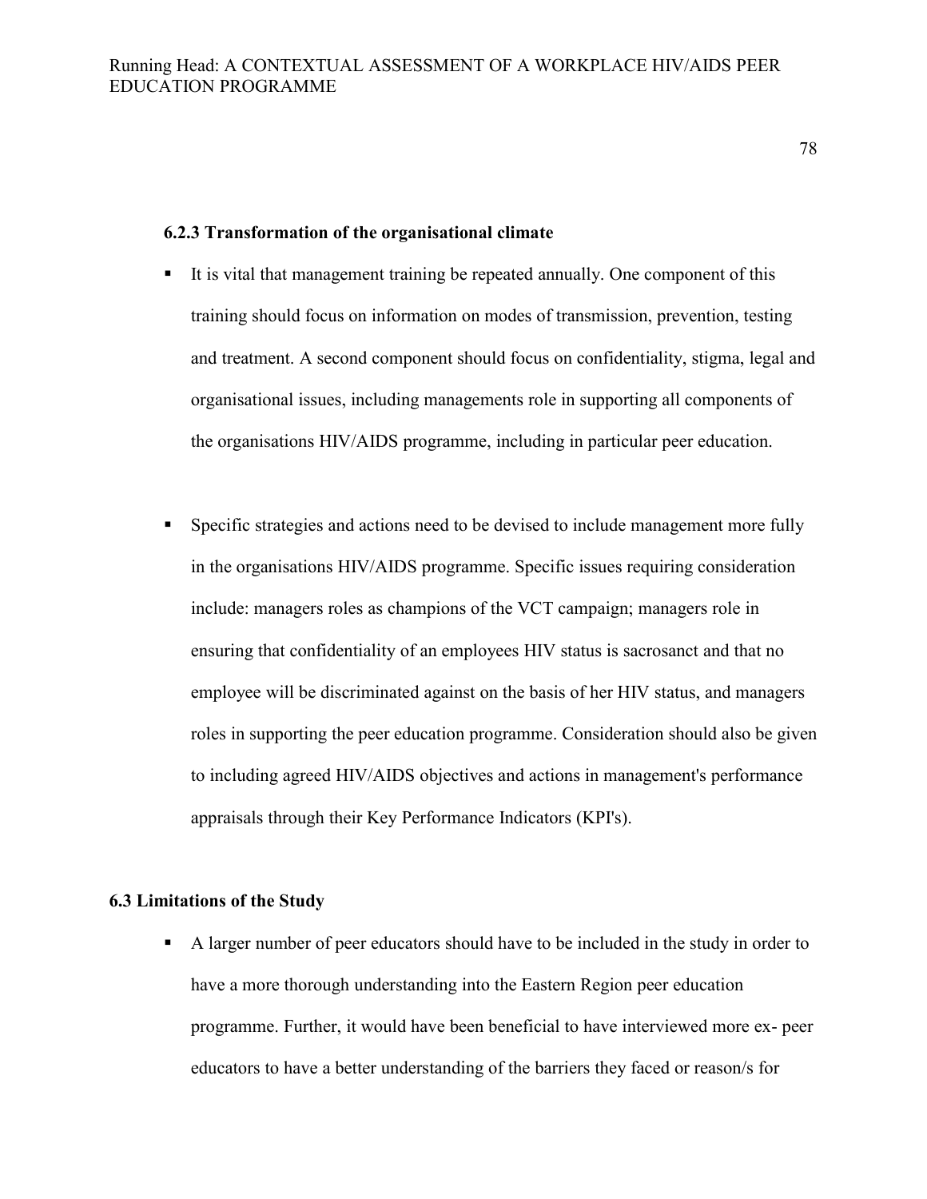### 6.2.3 Transformation of the organisational climate

- It is vital that management training be repeated annually. One component of this training should focus on information on modes of transmission, prevention, testing and treatment. A second component should focus on confidentiality, stigma, legal and organisational issues, including managements role in supporting all components of the organisations HIV/AIDS programme, including in particular peer education.

- Specific strategies and actions need to be devised to include management more fully in the organisations HIV/AIDS programme. Specific issues requiring consideration include: managers roles as champions of the VCT campaign; managers role in ensuring that confidentiality of an employees HIV status is sacrosanct and that no employee will be discriminated against on the basis of her HIV status, and managers roles in supporting the peer education programme. Consideration should also be given to including agreed HIV/AIDS objectives and actions in management's performance appraisals through their Key Performance Indicators (KPI's).

## 6.3 Limitations of the Study

- A larger number of peer educators should have to be included in the study in order to have a more thorough understanding into the Eastern Region peer education programme. Further, it would have been beneficial to have interviewed more ex- peer educators to have a better understanding of the barriers they faced or reason/s for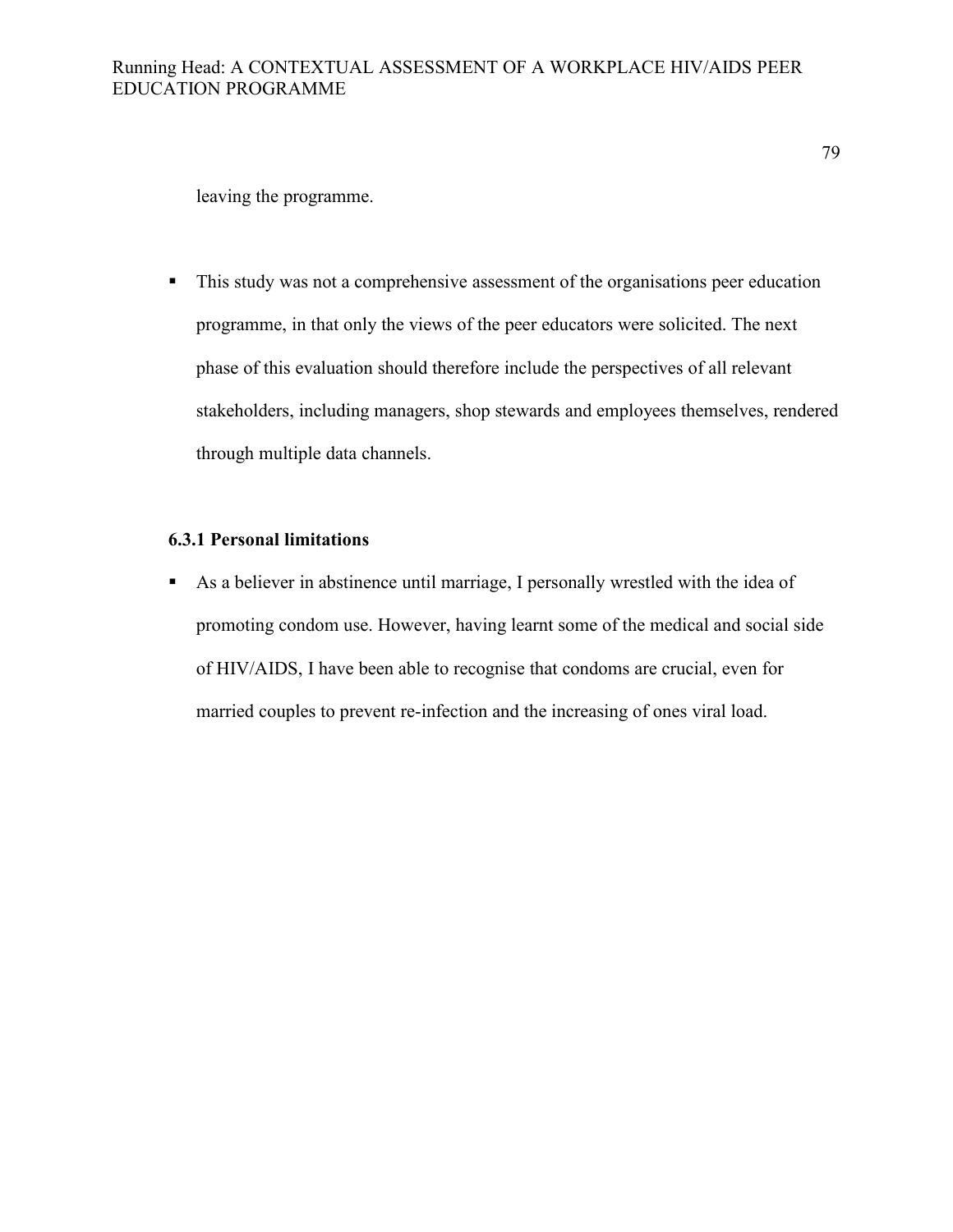leaving the programme.

- This study was not a comprehensive assessment of the organisations peer education programme, in that only the views of the peer educators were solicited. The next phase of this evaluation should therefore include the perspectives of all relevant stakeholders, including managers, shop stewards and employees themselves, rendered through multiple data channels.

### 6.3.1 Personal limitations

- As a believer in abstinence until marriage, I personally wrestled with the idea of promoting condom use. However, having learnt some of the medical and social side of HIV/AIDS, I have been able to recognise that condoms are crucial, even for married couples to prevent re-infection and the increasing of ones viral load.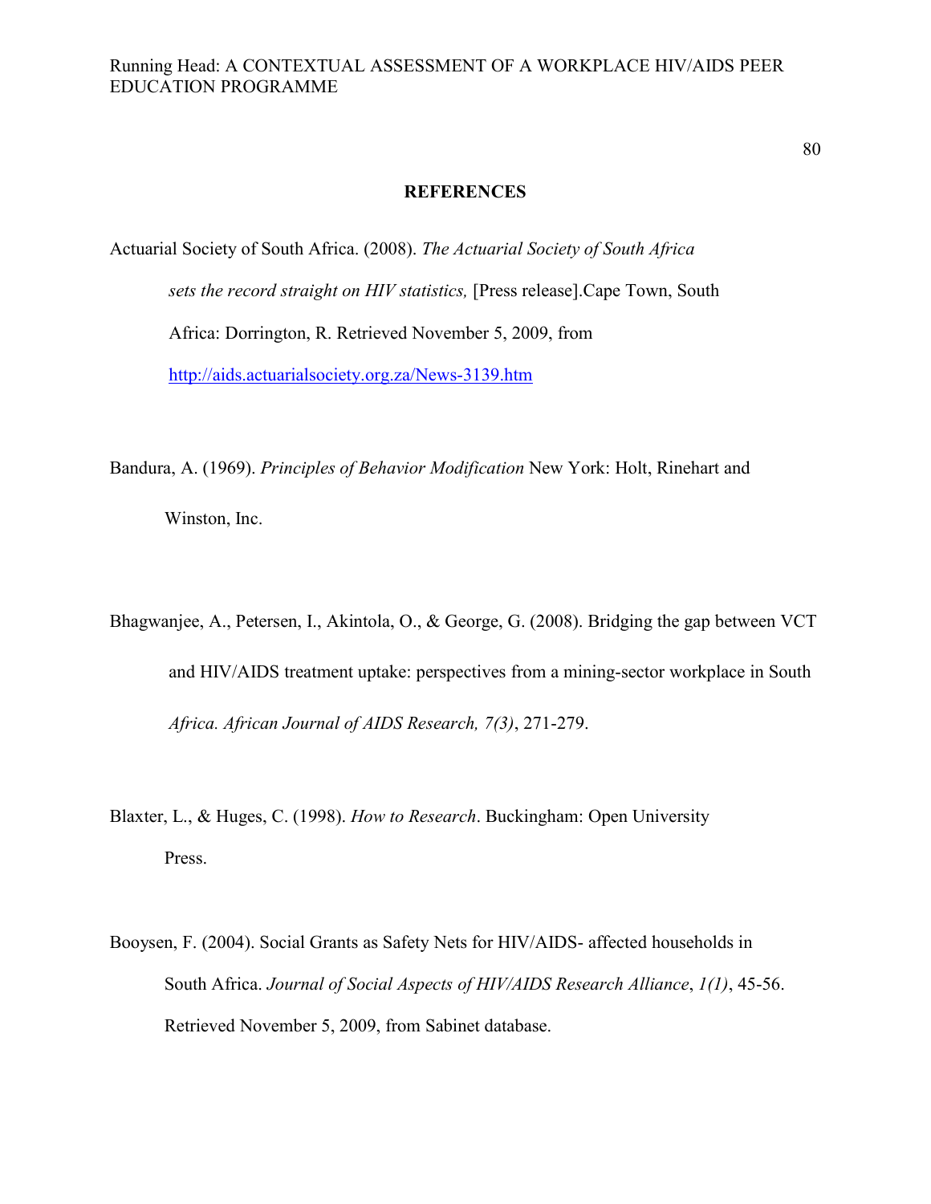# REFERENCES

Actuarial Society of South Africa. (2008). *The Actuarial Society of South Africa sets the record straight on HIV statistics,* [Press release].Cape Town, South Africa: Dorrington, R. Retrieved November 5, 2009, from http://aids.actuarialsociety.org.za/News-3139.htm

Bandura, A. (1969). *Principles of Behavior Modification* New York: Holt, Rinehart and Winston, Inc.

Bhagwanjee, A., Petersen, I., Akintola, O., & George, G. (2008). Bridging the gap between VCT and HIV/AIDS treatment uptake: perspectives from a mining-sector workplace in South *Africa. African Journal of AIDS Research, 7(3)*, 271-279.

Blaxter, L., & Huges, C. (1998). *How to Research*. Buckingham: Open University Press.

Booysen, F. (2004). Social Grants as Safety Nets for HIV/AIDS- affected households in South Africa. *Journal of Social Aspects of HIV/AIDS Research Alliance*, *1(1)*, 45-56. Retrieved November 5, 2009, from Sabinet database.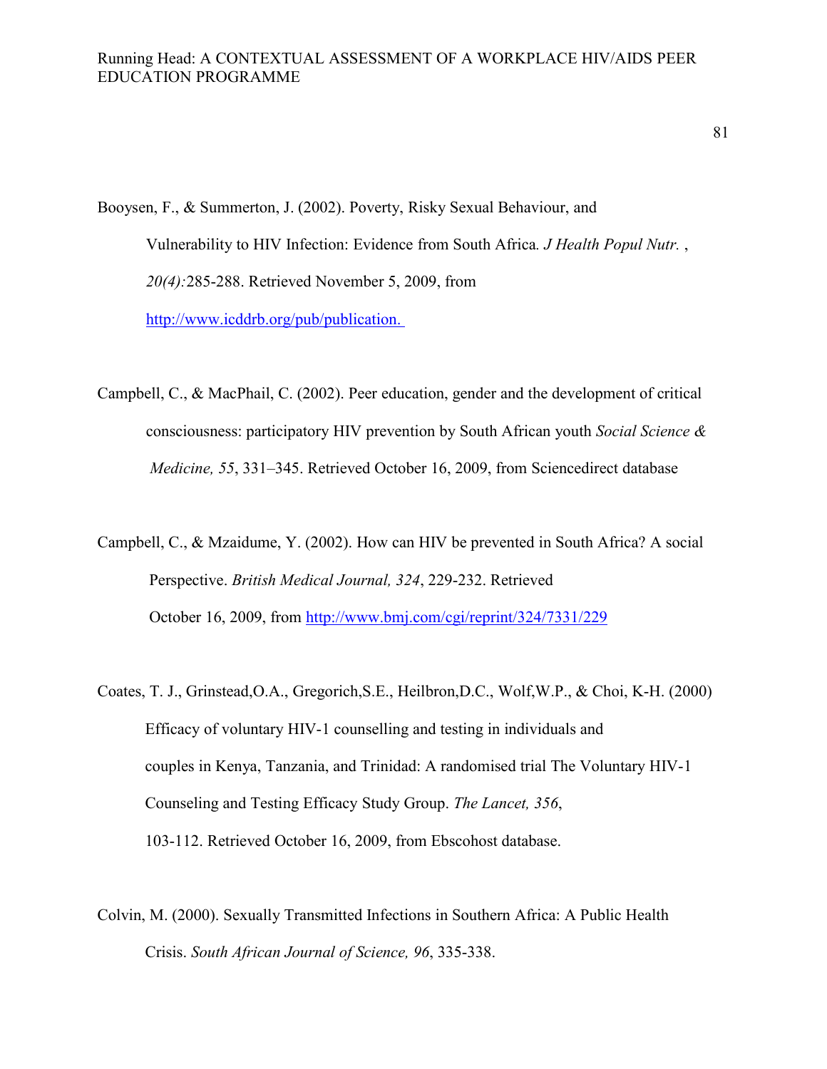Booysen, F., & Summerton, J. (2002). Poverty, Risky Sexual Behaviour, and Vulnerability to HIV Infection: Evidence from South Africa. *J Health Popul Nutr.* , *20(4):*285-288. Retrieved November 5, 2009, from http://www.icddrb.org/pub/publication.

Campbell, C., & MacPhail, C. (2002). Peer education, gender and the development of critical consciousness: participatory HIV prevention by South African youth *Social Science & Medicine, 55*, 331–345. Retrieved October 16, 2009, from Sciencedirect database

Campbell, C., & Mzaidume, Y. (2002). How can HIV be prevented in South Africa? A social Perspective. *British Medical Journal, 324*, 229-232. Retrieved October 16, 2009, from http://www.bmj.com/cgi/reprint/324/7331/229

Coates, T. J., Grinstead,O.A., Gregorich,S.E., Heilbron,D.C., Wolf,W.P., & Choi, K-H. (2000) Efficacy of voluntary HIV-1 counselling and testing in individuals and couples in Kenya, Tanzania, and Trinidad: A randomised trial The Voluntary HIV-1 Counseling and Testing Efficacy Study Group. *The Lancet, 356*, 103-112. Retrieved October 16, 2009, from Ebscohost database.

Colvin, M. (2000). Sexually Transmitted Infections in Southern Africa: A Public Health Crisis. *South African Journal of Science, 96*, 335-338.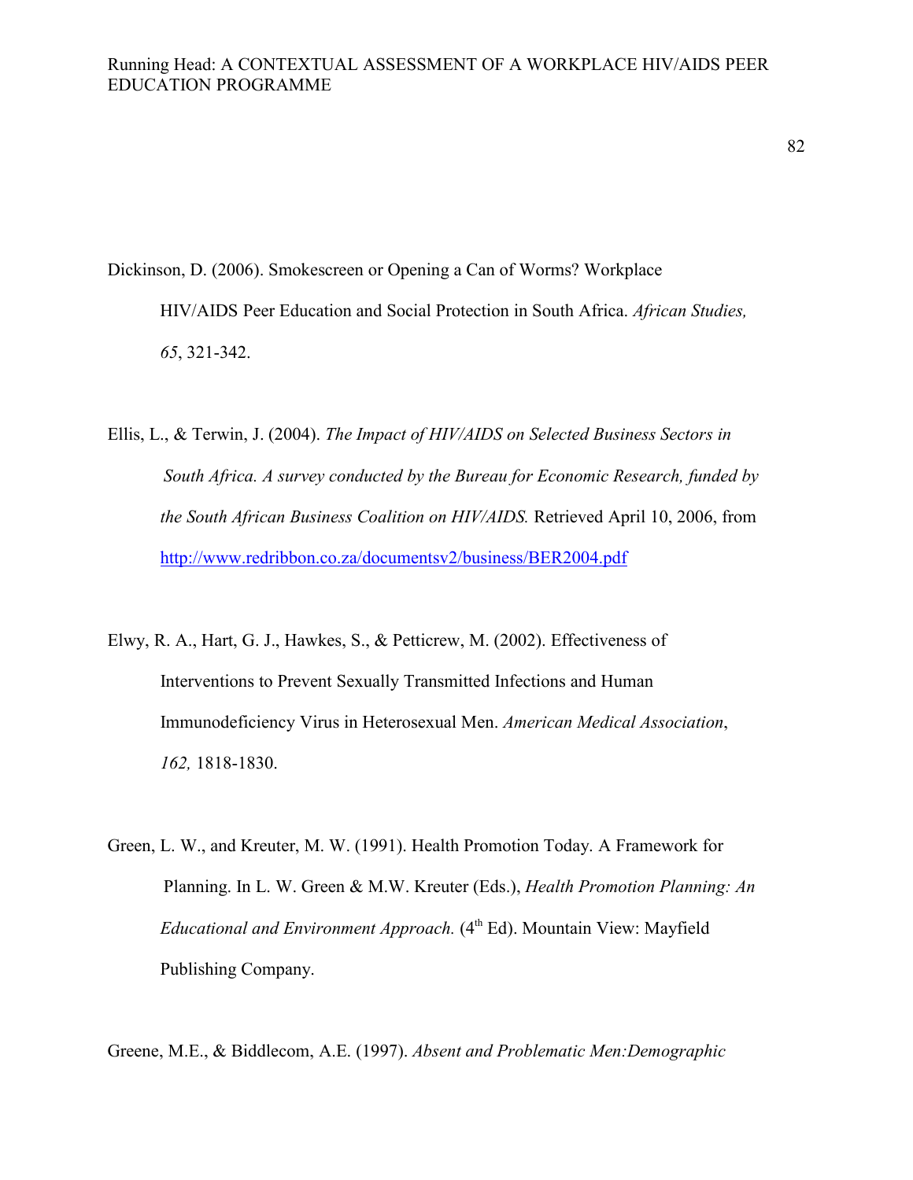Dickinson, D. (2006). Smokescreen or Opening a Can of Worms? Workplace HIV/AIDS Peer Education and Social Protection in South Africa. *African Studies, 65*, 321-342.

Ellis, L., & Terwin, J. (2004). *The Impact of HIV/AIDS on Selected Business Sectors in South Africa. A survey conducted by the Bureau for Economic Research, funded by the South African Business Coalition on HIV/AIDS.* Retrieved April 10, 2006, from http://www.redribbon.co.za/documentsv2/business/BER2004.pdf

Elwy, R. A., Hart, G. J., Hawkes, S., & Petticrew, M. (2002). Effectiveness of Interventions to Prevent Sexually Transmitted Infections and Human Immunodeficiency Virus in Heterosexual Men. *American Medical Association*, *162,* 1818-1830.

Green, L. W., and Kreuter, M. W. (1991). Health Promotion Today. A Framework for Planning. In L. W. Green & M.W. Kreuter (Eds.), *Health Promotion Planning: An Educational and Environment Approach.* (4th Ed). Mountain View: Mayfield Publishing Company.

Greene, M.E., & Biddlecom, A.E. (1997). *Absent and Problematic Men:Demographic*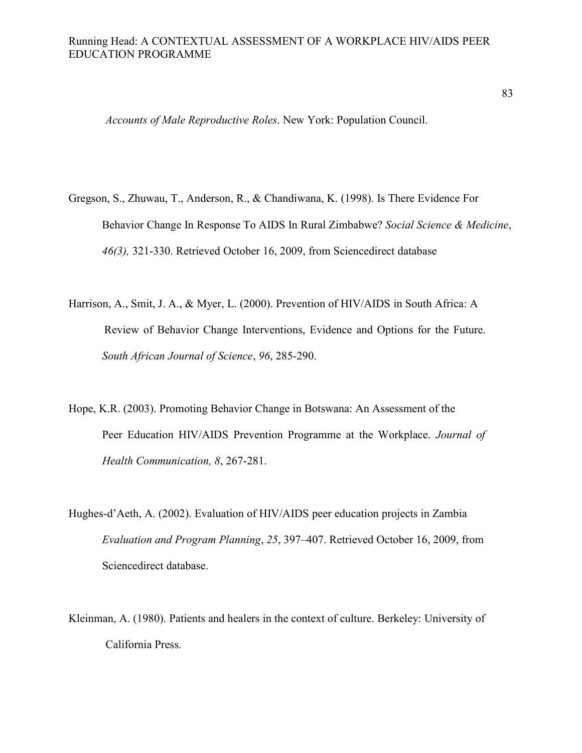*Accounts of Male Reproductive Roles*. New York: Population Council.

Gregson, S., Zhuwau, T., Anderson, R., & Chandiwana, K. (1998). Is There Evidence For Behavior Change In Response To AIDS In Rural Zimbabwe? *Social Science & Medicine*, *46(3),* 321-330. Retrieved October 16, 2009, from Sciencedirect database

Harrison, A., Smit, J. A., & Myer, L. (2000). Prevention of HIV/AIDS in South Africa: A Review of Behavior Change Interventions, Evidence and Options for the Future. *South African Journal of Science*, *96*, 285-290.

Hope, K.R. (2003). Promoting Behavior Change in Botswana: An Assessment of the Peer Education HIV/AIDS Prevention Programme at the Workplace. *Journal of Health Communication, 8*, 267-281.

Hughes-d'Aeth, A. (2002). Evaluation of HIV/AIDS peer education projects in Zambia *Evaluation and Program Planning*, *25*, 397–407. Retrieved October 16, 2009, from Sciencedirect database.

Kleinman, A. (1980). Patients and healers in the context of culture. Berkeley: University of California Press.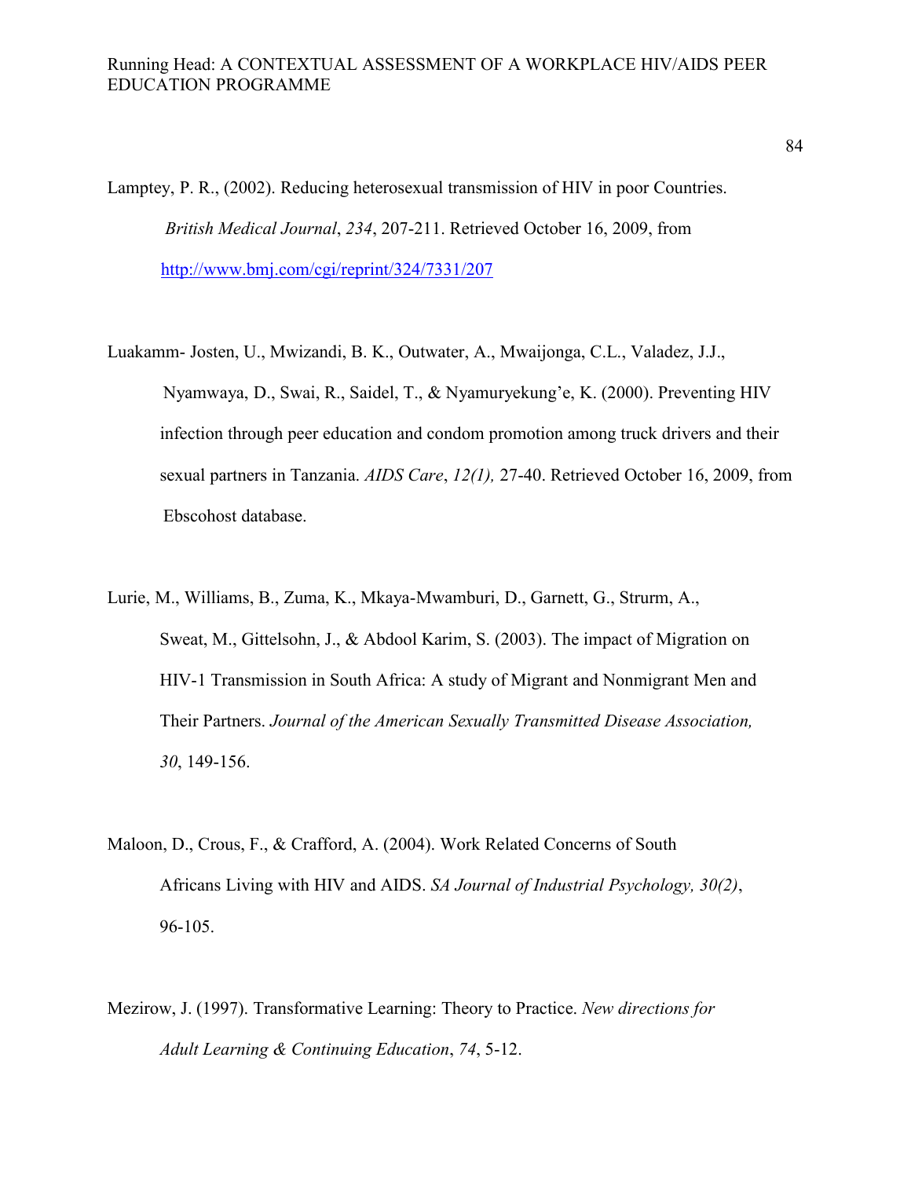Lamptey, P. R., (2002). Reducing heterosexual transmission of HIV in poor Countries. *British Medical Journal*, *234*, 207-211. Retrieved October 16, 2009, from http://www.bmj.com/cgi/reprint/324/7331/207

Luakamm- Josten, U., Mwizandi, B. K., Outwater, A., Mwaijonga, C.L., Valadez, J.J., Nyamwaya, D., Swai, R., Saidel, T., & Nyamuryekung'e, K. (2000). Preventing HIV infection through peer education and condom promotion among truck drivers and their sexual partners in Tanzania. *AIDS Care*, *12(1),* 27-40. Retrieved October 16, 2009, from Ebscohost database.

Lurie, M., Williams, B., Zuma, K., Mkaya-Mwamburi, D., Garnett, G., Strurm, A., Sweat, M., Gittelsohn, J., & Abdool Karim, S. (2003). The impact of Migration on HIV-1 Transmission in South Africa: A study of Migrant and Nonmigrant Men and Their Partners. *Journal of the American Sexually Transmitted Disease Association, 30*, 149-156.

Maloon, D., Crous, F., & Crafford, A. (2004). Work Related Concerns of South Africans Living with HIV and AIDS. *SA Journal of Industrial Psychology, 30(2)*, 96-105.

Mezirow, J. (1997). Transformative Learning: Theory to Practice. *New directions for Adult Learning & Continuing Education*, *74*, 5-12.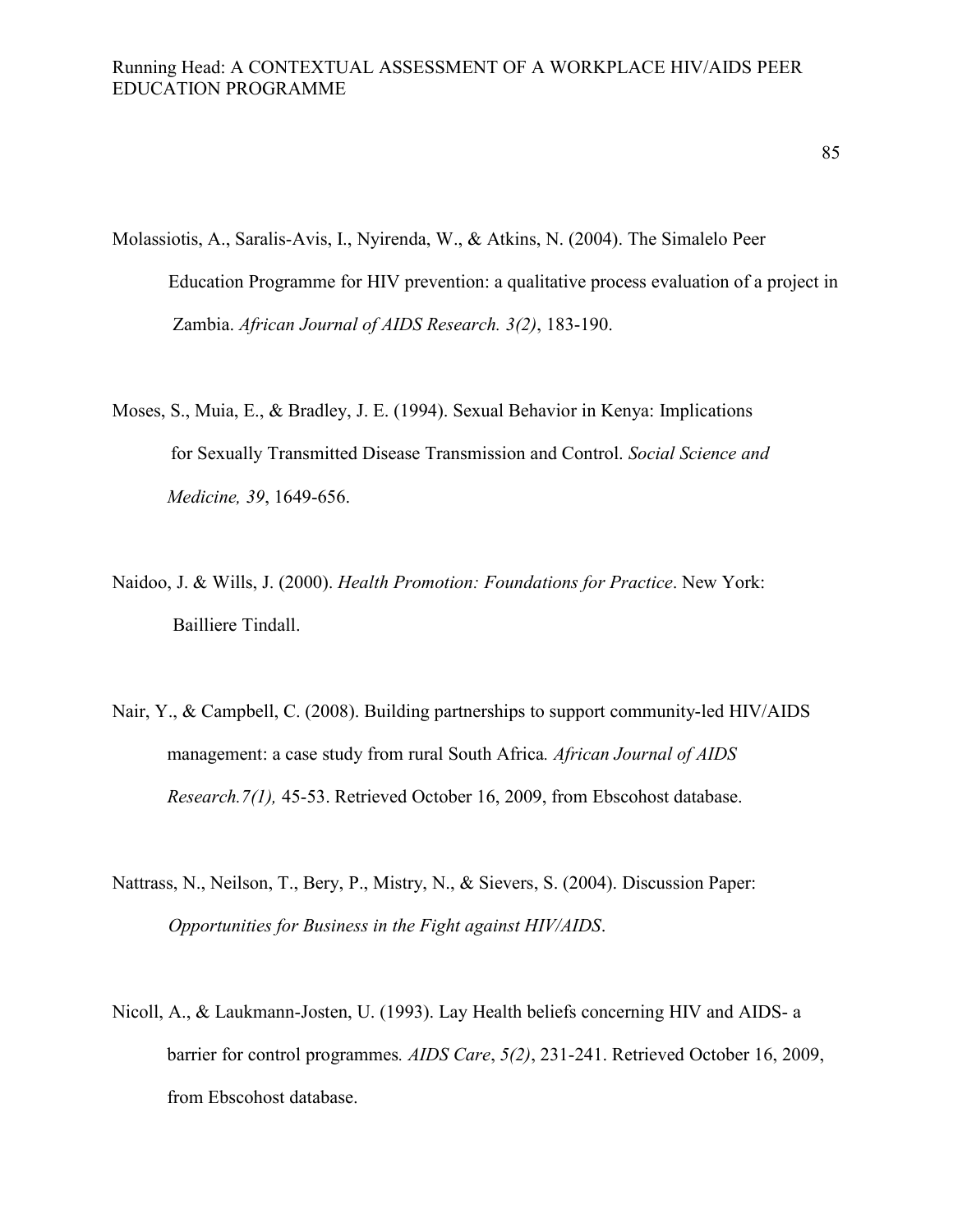Molassiotis, A., Saralis-Avis, I., Nyirenda, W., & Atkins, N. (2004). The Simalelo Peer Education Programme for HIV prevention: a qualitative process evaluation of a project in Zambia. *African Journal of AIDS Research. 3(2)*, 183-190.

Moses, S., Muia, E., & Bradley, J. E. (1994). Sexual Behavior in Kenya: Implications for Sexually Transmitted Disease Transmission and Control. *Social Science and Medicine, 39*, 1649-656.

Naidoo, J. & Wills, J. (2000). *Health Promotion: Foundations for Practice*. New York: Bailliere Tindall.

Nair, Y., & Campbell, C. (2008). Building partnerships to support community-led HIV/AIDS management: a case study from rural South Africa*. African Journal of AIDS Research.7(1),* 45-53. Retrieved October 16, 2009, from Ebscohost database.

Nattrass, N., Neilson, T., Bery, P., Mistry, N., & Sievers, S. (2004). Discussion Paper: *Opportunities for Business in the Fight against HIV/AIDS*.

Nicoll, A., & Laukmann-Josten, U. (1993). Lay Health beliefs concerning HIV and AIDS- a barrier for control programmes*. AIDS Care*, *5(2)*, 231-241. Retrieved October 16, 2009, from Ebscohost database.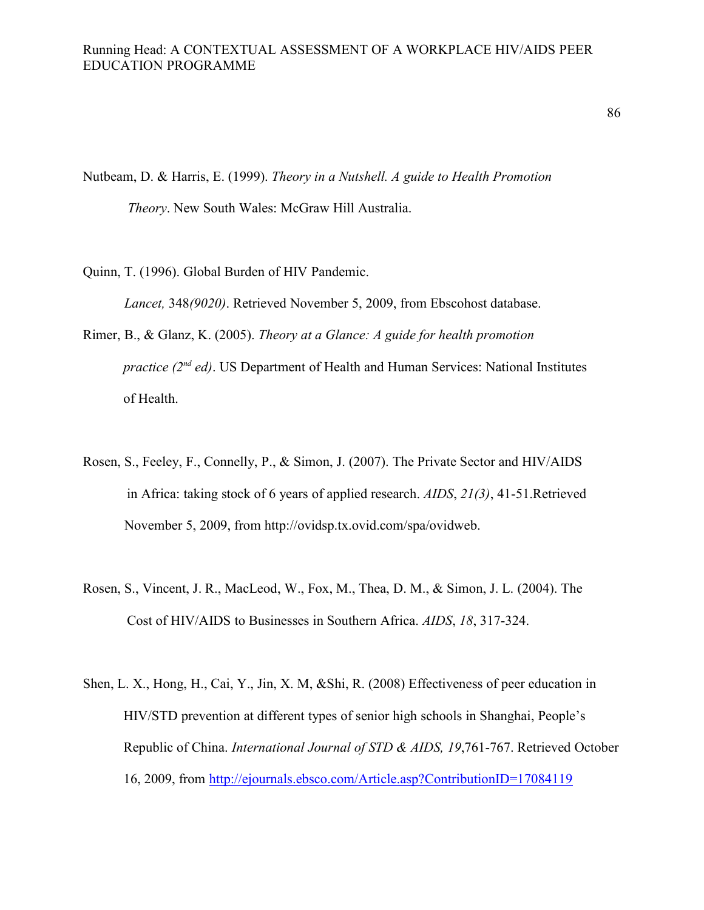Nutbeam, D. & Harris, E. (1999). *Theory in a Nutshell. A guide to Health Promotion Theory*. New South Wales: McGraw Hill Australia.

Quinn, T. (1996). Global Burden of HIV Pandemic. *Lancet,* 348*(9020)*. Retrieved November 5, 2009, from Ebscohost database.

Rimer, B., & Glanz, K. (2005). *Theory at a Glance: A guide for health promotion practice (2nd ed)*. US Department of Health and Human Services: National Institutes of Health.

Rosen, S., Feeley, F., Connelly, P., & Simon, J. (2007). The Private Sector and HIV/AIDS in Africa: taking stock of 6 years of applied research. *AIDS*, *21(3)*, 41-51.Retrieved November 5, 2009, from http://ovidsp.tx.ovid.com/spa/ovidweb.

Rosen, S., Vincent, J. R., MacLeod, W., Fox, M., Thea, D. M., & Simon, J. L. (2004). The Cost of HIV/AIDS to Businesses in Southern Africa. *AIDS*, *18*, 317-324.

Shen, L. X., Hong, H., Cai, Y., Jin, X. M, &Shi, R. (2008) Effectiveness of peer education in HIV/STD prevention at different types of senior high schools in Shanghai, People's Republic of China. *International Journal of STD & AIDS, 19*,761-767. Retrieved October 16, 2009, from http://ejournals.ebsco.com/Article.asp?ContributionID=17084119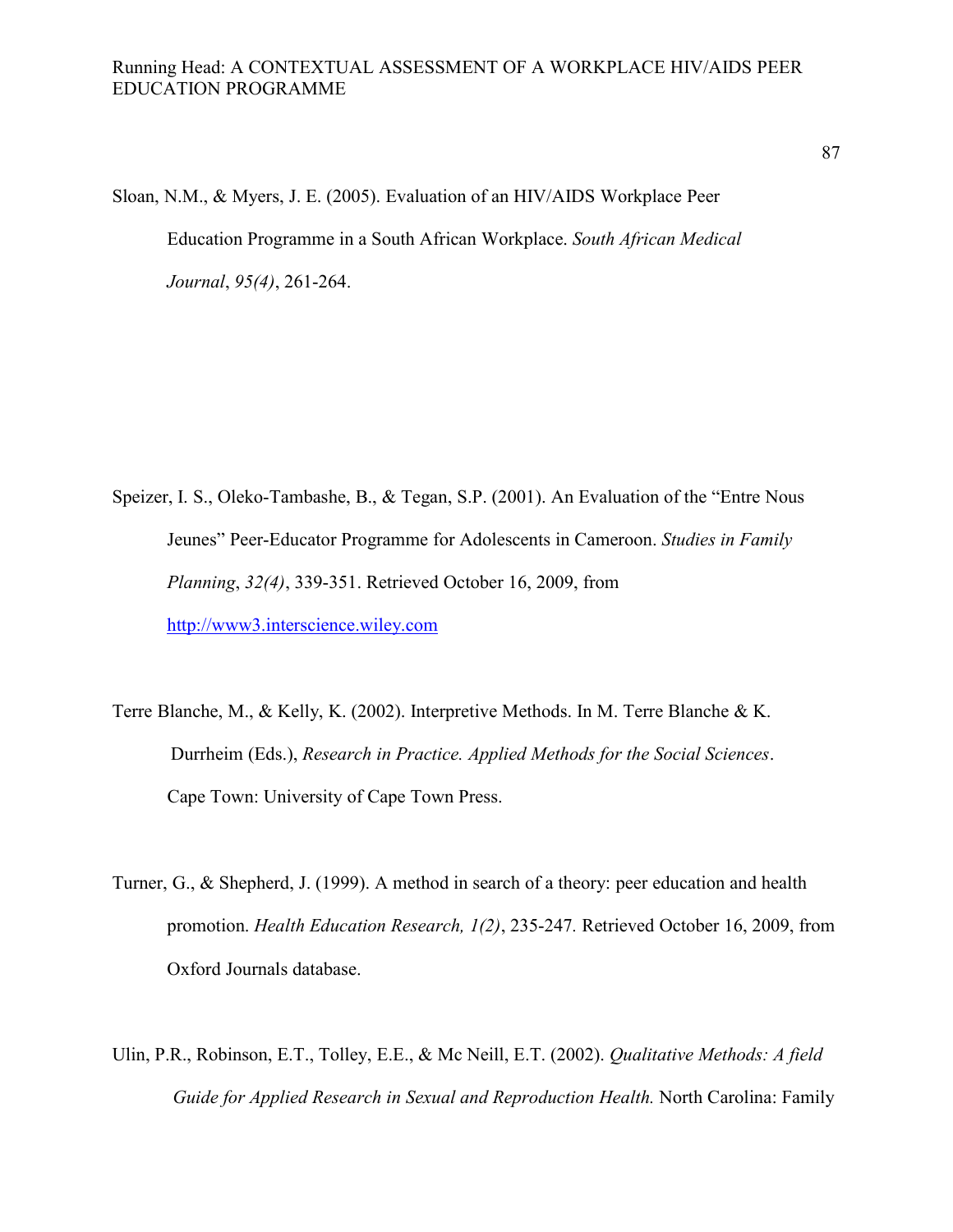Sloan, N.M., & Myers, J. E. (2005). Evaluation of an HIV/AIDS Workplace Peer Education Programme in a South African Workplace. *South African Medical Journal*, *95(4)*, 261-264.

Speizer, I. S., Oleko-Tambashe, B., & Tegan, S.P. (2001). An Evaluation of the "Entre Nous Jeunes" Peer-Educator Programme for Adolescents in Cameroon. *Studies in Family Planning*, *32(4)*, 339-351. Retrieved October 16, 2009, from http://www3.interscience.wiley.com

Terre Blanche, M., & Kelly, K. (2002). Interpretive Methods. In M. Terre Blanche & K. Durrheim (Eds.), *Research in Practice. Applied Methods for the Social Sciences*. Cape Town: University of Cape Town Press.

Turner, G., & Shepherd, J. (1999). A method in search of a theory: peer education and health promotion. *Health Education Research, 1(2)*, 235-247. Retrieved October 16, 2009, from Oxford Journals database.

Ulin, P.R., Robinson, E.T., Tolley, E.E., & Mc Neill, E.T. (2002). *Qualitative Methods: A field Guide for Applied Research in Sexual and Reproduction Health.* North Carolina: Family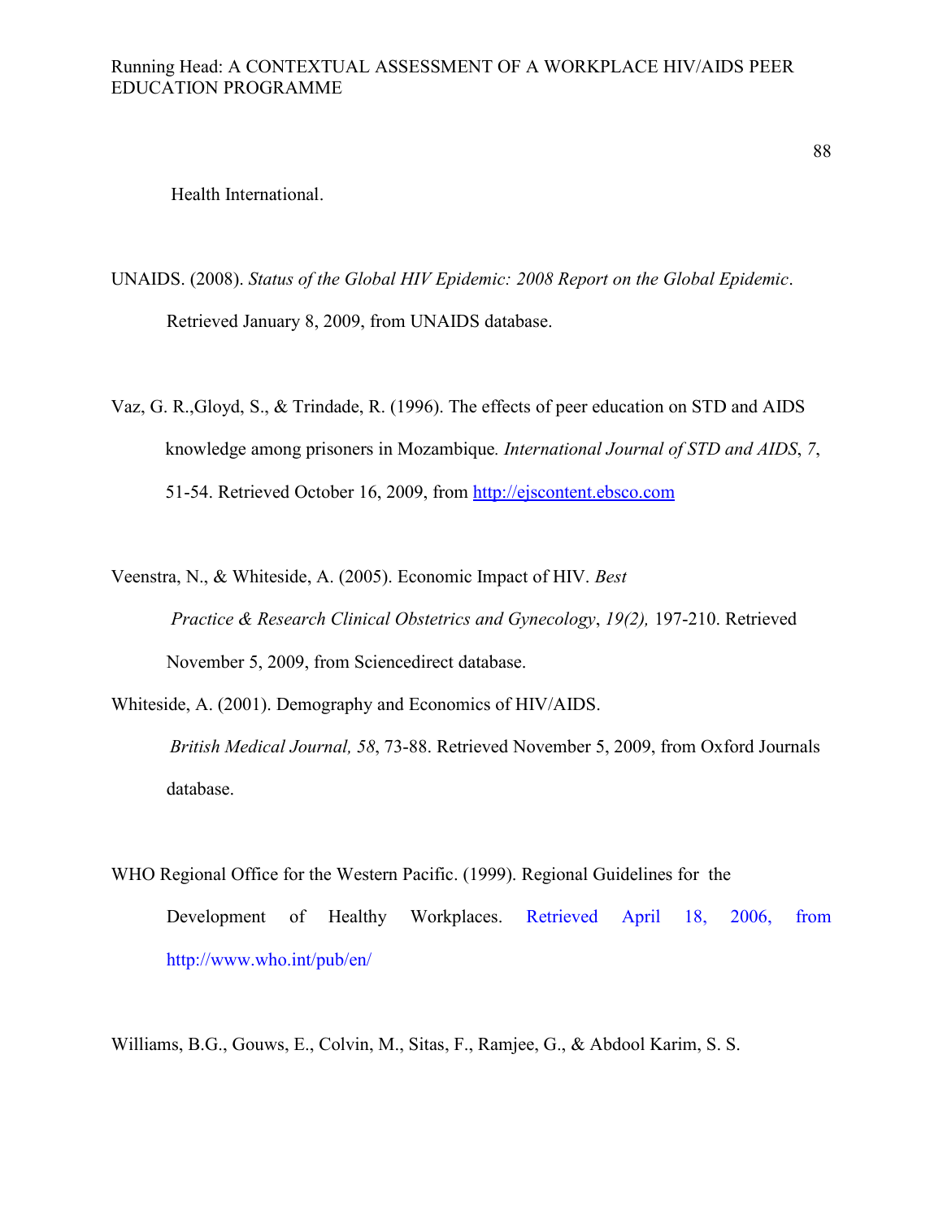Health International.

UNAIDS. (2008). *Status of the Global HIV Epidemic: 2008 Report on the Global Epidemic*. Retrieved January 8, 2009, from UNAIDS database.

Vaz, G. R.,Gloyd, S., & Trindade, R. (1996). The effects of peer education on STD and AIDS knowledge among prisoners in Mozambique*. International Journal of STD and AIDS*, *7*, 51-54. Retrieved October 16, 2009, from http://ejscontent.ebsco.com

Veenstra, N., & Whiteside, A. (2005). Economic Impact of HIV. *Best Practice & Research Clinical Obstetrics and Gynecology*, *19(2),* 197-210. Retrieved November 5, 2009, from Sciencedirect database.

Whiteside, A. (2001). Demography and Economics of HIV/AIDS. *British Medical Journal, 58*, 73-88. Retrieved November 5, 2009, from Oxford Journals database.

WHO Regional Office for the Western Pacific. (1999). Regional Guidelines for the Development of Healthy Workplaces. Retrieved April 18, 2006, from http://www.who.int/pub/en/

Williams, B.G., Gouws, E., Colvin, M., Sitas, F., Ramjee, G., & Abdool Karim, S. S.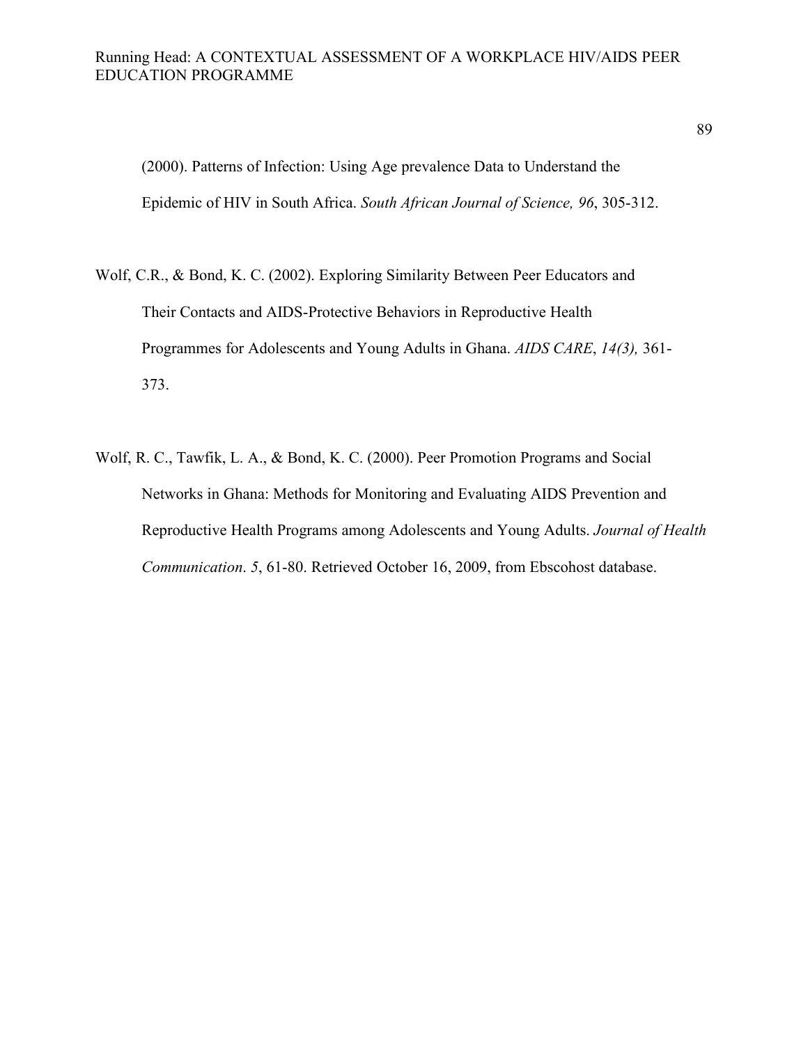(2000). Patterns of Infection: Using Age prevalence Data to Understand the Epidemic of HIV in South Africa. *South African Journal of Science, 96*, 305-312.

Wolf, C.R., & Bond, K. C. (2002). Exploring Similarity Between Peer Educators and Their Contacts and AIDS-Protective Behaviors in Reproductive Health Programmes for Adolescents and Young Adults in Ghana. *AIDS CARE*, *14(3),* 361-373.

Wolf, R. C., Tawfik, L. A., & Bond, K. C. (2000). Peer Promotion Programs and Social Networks in Ghana: Methods for Monitoring and Evaluating AIDS Prevention and Reproductive Health Programs among Adolescents and Young Adults. *Journal of Health Communication*. *5*, 61-80. Retrieved October 16, 2009, from Ebscohost database.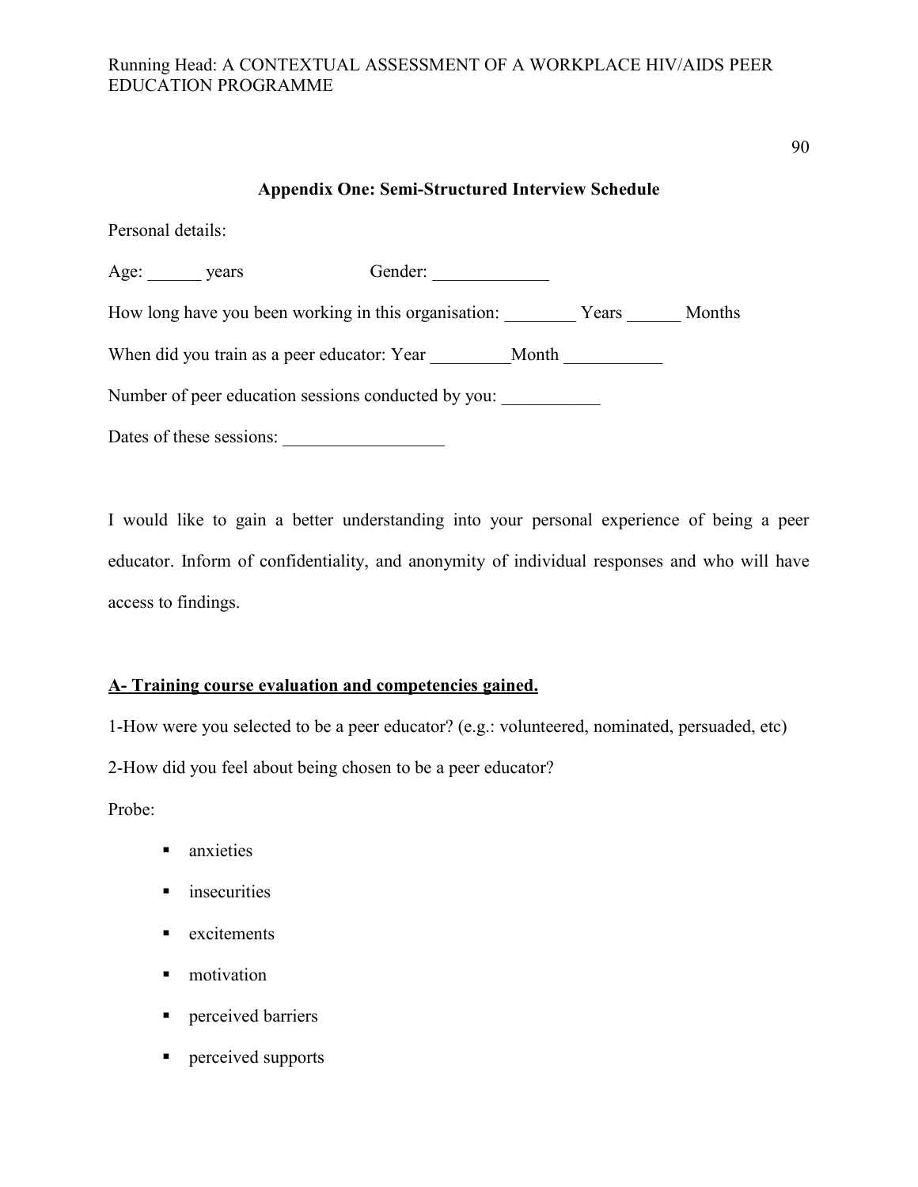## Appendix One: Semi-Structured Interview Schedule

Personal details:

Age: ______ years Gender: _____________

How long have you been working in this organisation: ________ Years ______ Months

When did you train as a peer educator: Year _________Month ___________

Number of peer education sessions conducted by you: ___________

Dates of these sessions: __________________

I would like to gain a better understanding into your personal experience of being a peer educator. Inform of confidentiality, and anonymity of individual responses and who will have access to findings.

**A- Training course evaluation and competencies gained.**

1-How were you selected to be a peer educator? (e.g.: volunteered, nominated, persuaded, etc)

2-How did you feel about being chosen to be a peer educator?

Probe:

- anxieties
- insecurities
- excitements
- motivation
- perceived barriers
- perceived supports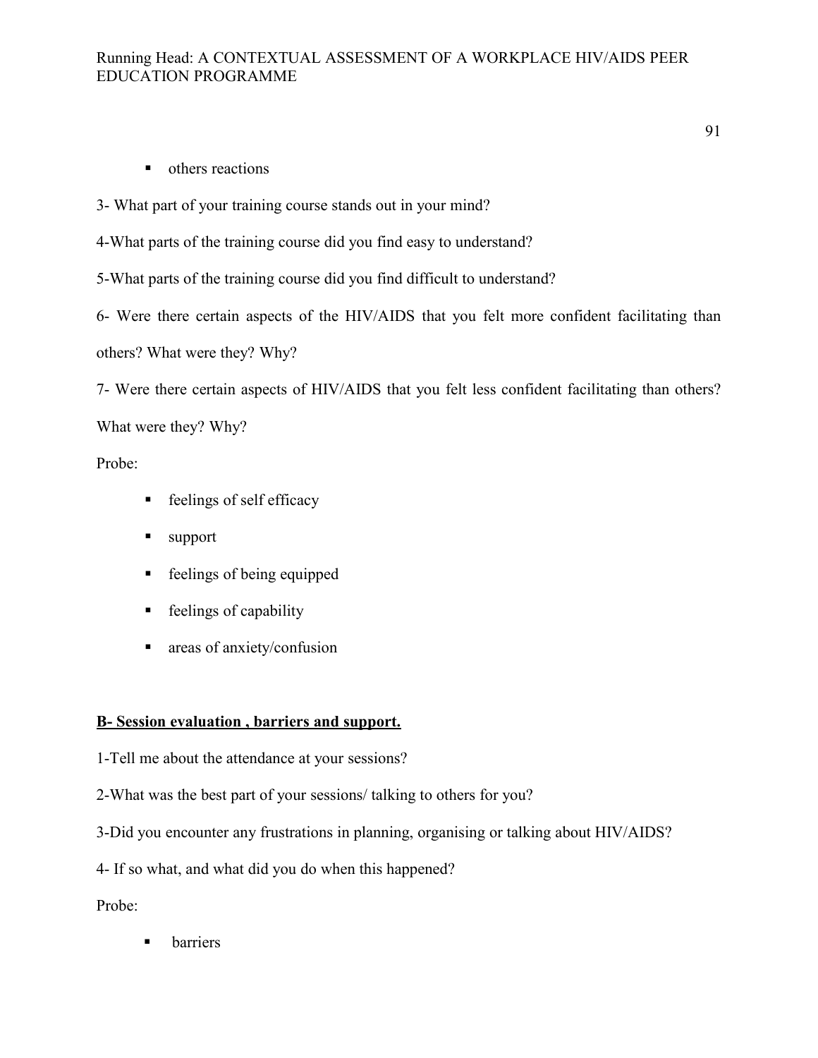- others reactions

3- What part of your training course stands out in your mind?

4-What parts of the training course did you find easy to understand?

5-What parts of the training course did you find difficult to understand?

6- Were there certain aspects of the HIV/AIDS that you felt more confident facilitating than others? What were they? Why?

7- Were there certain aspects of HIV/AIDS that you felt less confident facilitating than others? What were they? Why?

Probe:

- feelings of self efficacy
- support
- feelings of being equipped
- feelings of capability
- areas of anxiety/confusion

**B- Session evaluation , barriers and support.**

1-Tell me about the attendance at your sessions?

2-What was the best part of your sessions/ talking to others for you?

3-Did you encounter any frustrations in planning, organising or talking about HIV/AIDS?

4- If so what, and what did you do when this happened?

Probe:

- barriers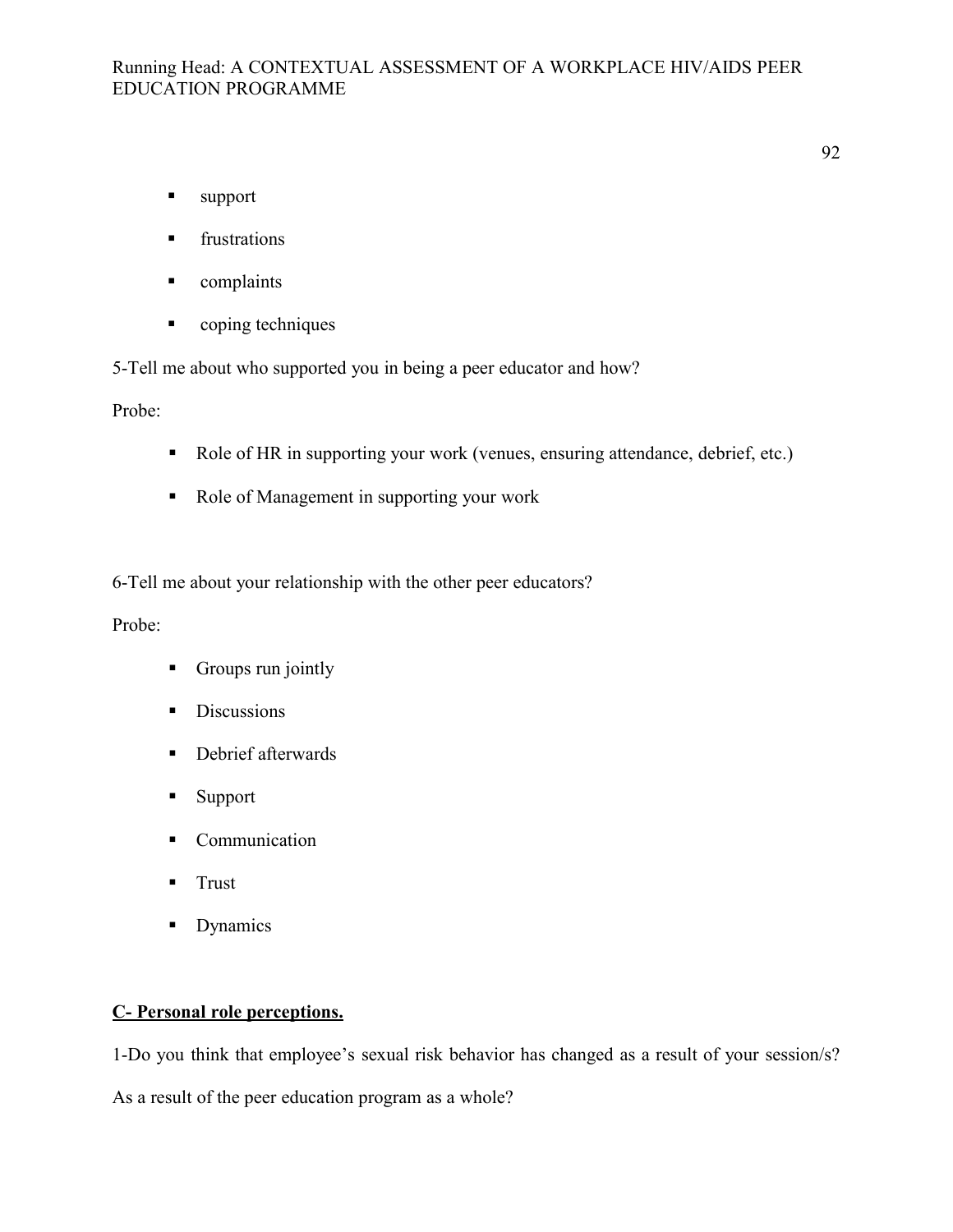- support
- frustrations
- complaints
- coping techniques

5-Tell me about who supported you in being a peer educator and how?

Probe:

- Role of HR in supporting your work (venues, ensuring attendance, debrief, etc.)
- Role of Management in supporting your work

6-Tell me about your relationship with the other peer educators?

Probe:

- Groups run jointly
- Discussions
- Debrief afterwards
- Support
- Communication
- Trust
- Dynamics

**<u>C- Personal role perceptions.</u>**

1-Do you think that employee's sexual risk behavior has changed as a result of your session/s? As a result of the peer education program as a whole?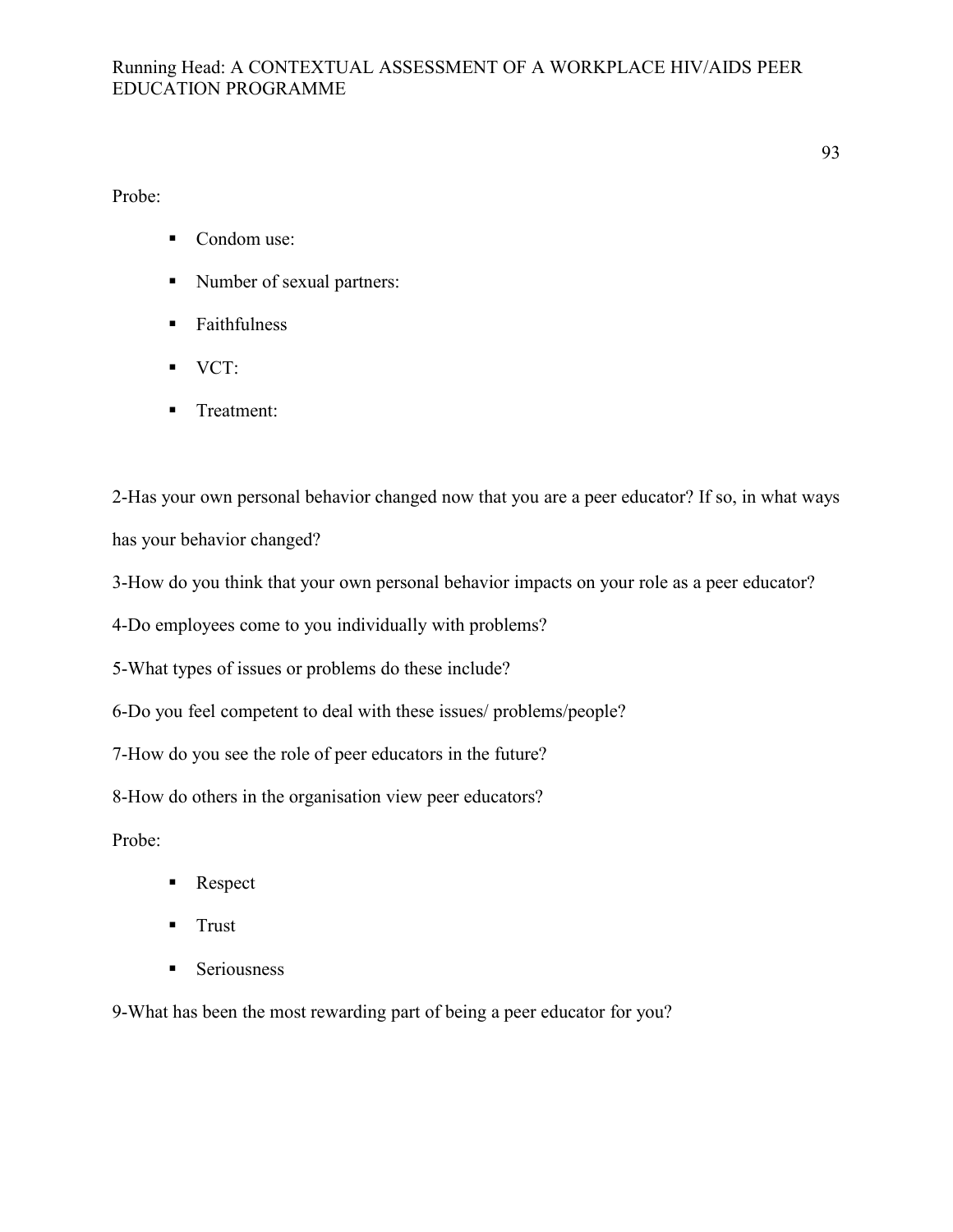Probe:

- Condom use:
- Number of sexual partners:
- Faithfulness
- VCT:
- Treatment:

2-Has your own personal behavior changed now that you are a peer educator? If so, in what ways has your behavior changed?

3-How do you think that your own personal behavior impacts on your role as a peer educator?

4-Do employees come to you individually with problems?

5-What types of issues or problems do these include?

6-Do you feel competent to deal with these issues/ problems/people?

7-How do you see the role of peer educators in the future?

8-How do others in the organisation view peer educators?

Probe:

- Respect
- Trust
- Seriousness

9-What has been the most rewarding part of being a peer educator for you?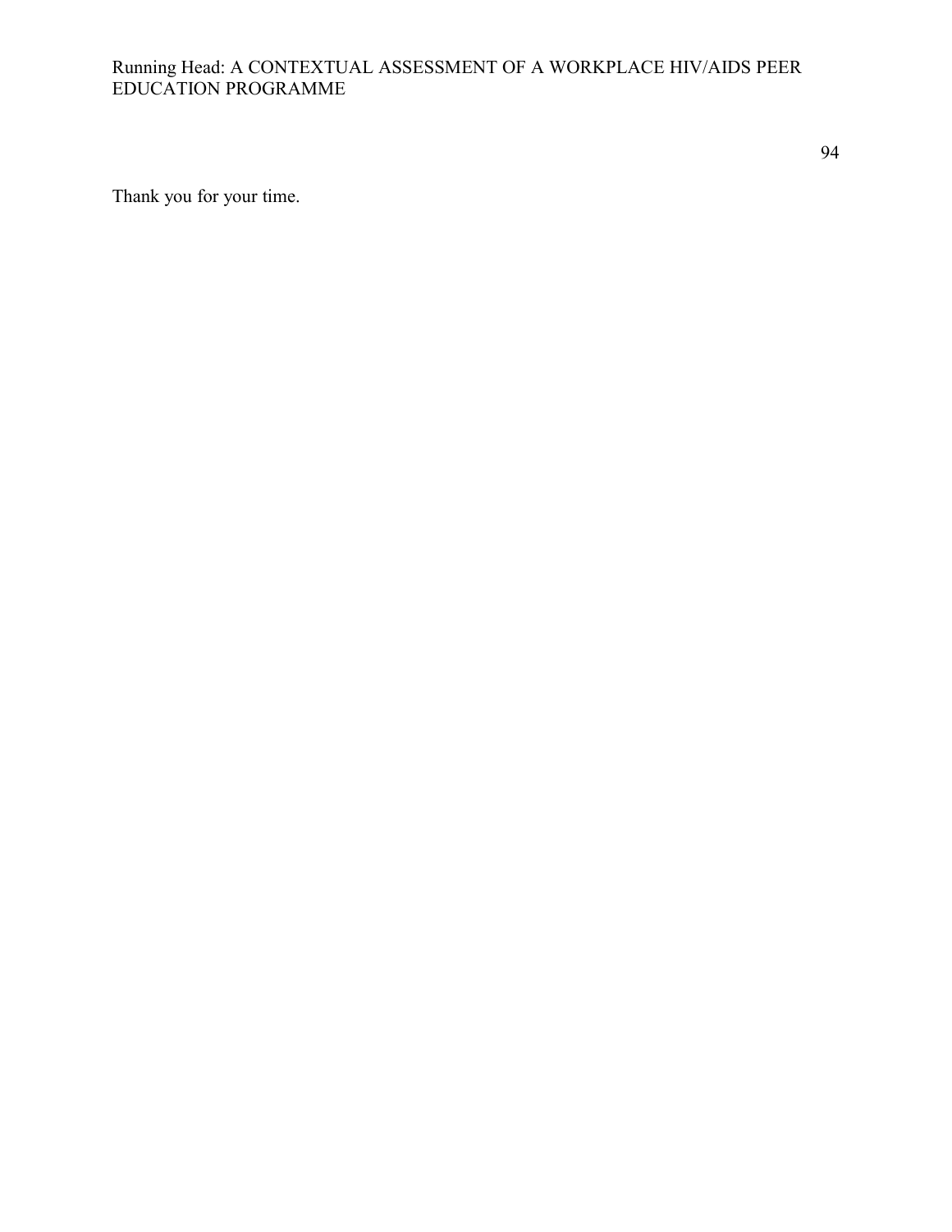Thank you for your time.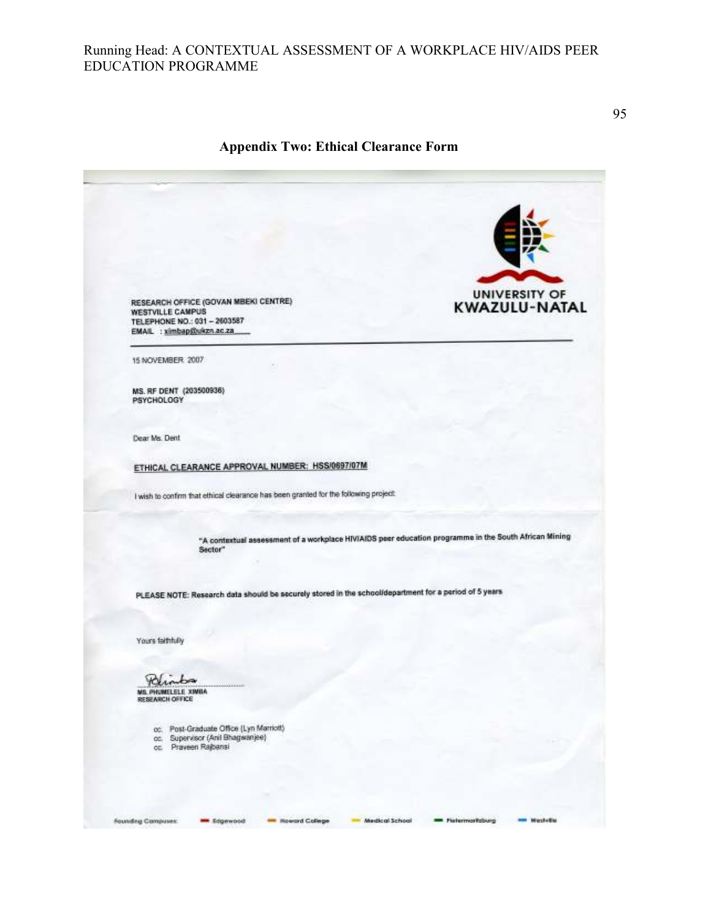## Appendix Two: Ethical Clearance Form

UNIVERSITY OF KWAZULU-NATAL

RESEARCH OFFICE (GOVAN MBEKI CENTRE)
WESTVILLE CAMPUS
TELEPHONE NO.: 031 – 2603587
EMAIL : ximbap@ukzn.ac.za

15 NOVEMBER 2007

MS. RF DENT (203500936)
PSYCHOLOGY

Dear Ms. Dent

**ETHICAL CLEARANCE APPROVAL NUMBER: HSS/0697/07M**

I wish to confirm that ethical clearance has been granted for the following project:

**"A contextual assessment of a workplace HIV/AIDS peer education programme in the South African Mining Sector"**

**PLEASE NOTE: Research data should be securely stored in the school/department for a period of 5 years**

Yours faithfully

MS. PHUMELELE XIMBA
RESEARCH OFFICE

cc. Post-Graduate Office (Lyn Marriott)
cc. Supervisor (Anil Bhagwanjee)
cc. Praveen Rajbansi

Founding Campuses: Edgewood · Howard College · Medical School · Pietermaritzburg · Westville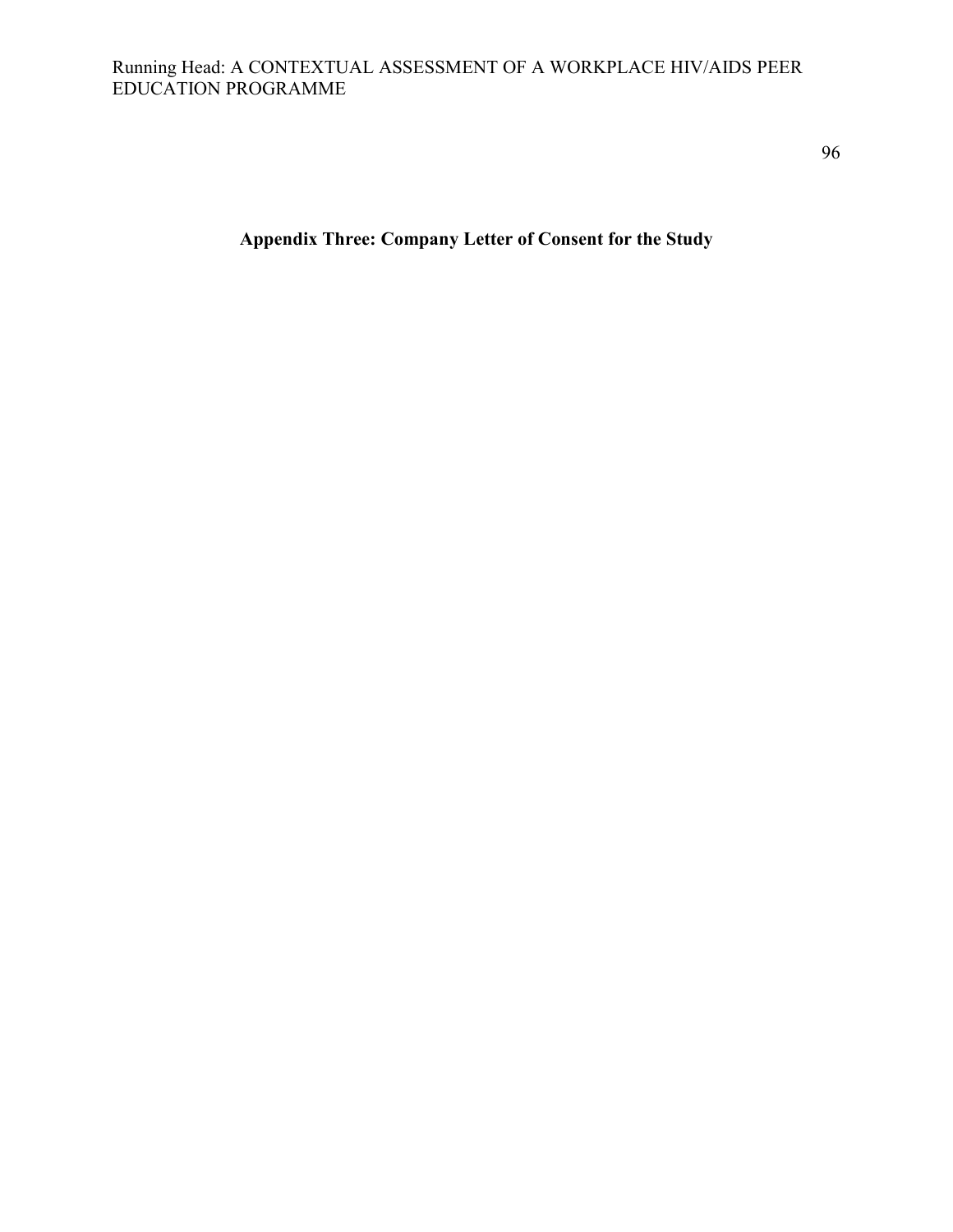## Appendix Three: Company Letter of Consent for the Study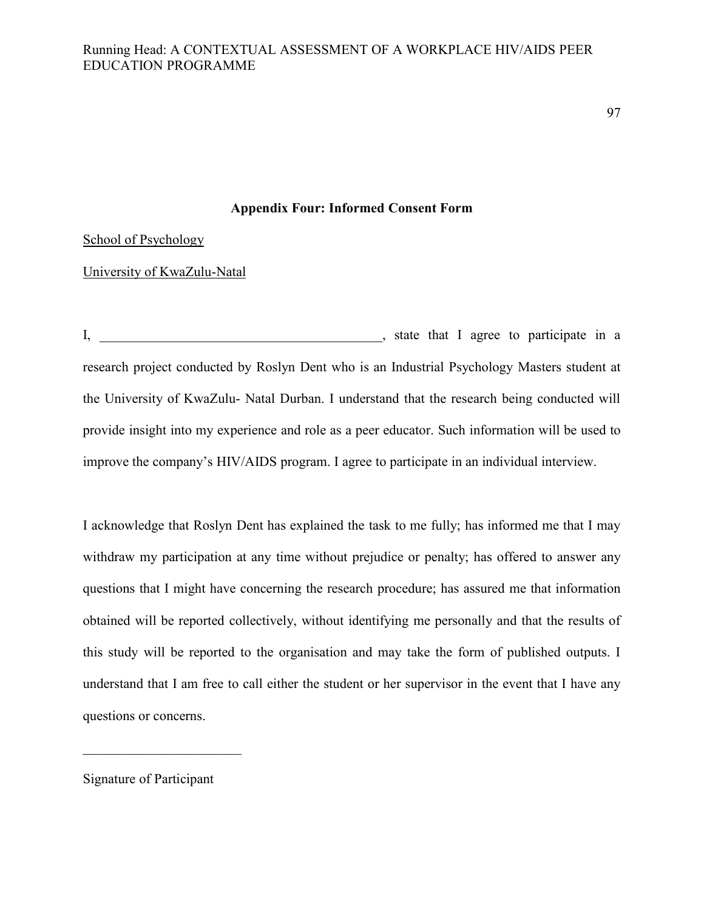## Appendix Four: Informed Consent Form

School of Psychology

University of KwaZulu-Natal

I, \_\_\_\_\_\_\_\_\_\_\_\_\_\_\_\_\_\_\_\_\_\_\_\_\_\_\_\_\_\_\_\_\_\_\_\_\_\_\_\_\_\_, state that I agree to participate in a research project conducted by Roslyn Dent who is an Industrial Psychology Masters student at the University of KwaZulu- Natal Durban. I understand that the research being conducted will provide insight into my experience and role as a peer educator. Such information will be used to improve the company's HIV/AIDS program. I agree to participate in an individual interview.

I acknowledge that Roslyn Dent has explained the task to me fully; has informed me that I may withdraw my participation at any time without prejudice or penalty; has offered to answer any questions that I might have concerning the research procedure; has assured me that information obtained will be reported collectively, without identifying me personally and that the results of this study will be reported to the organisation and may take the form of published outputs. I understand that I am free to call either the student or her supervisor in the event that I have any questions or concerns.

\_\_\_\_\_\_\_\_\_\_\_\_\_\_\_\_\_\_\_\_\_\_\_

Signature of Participant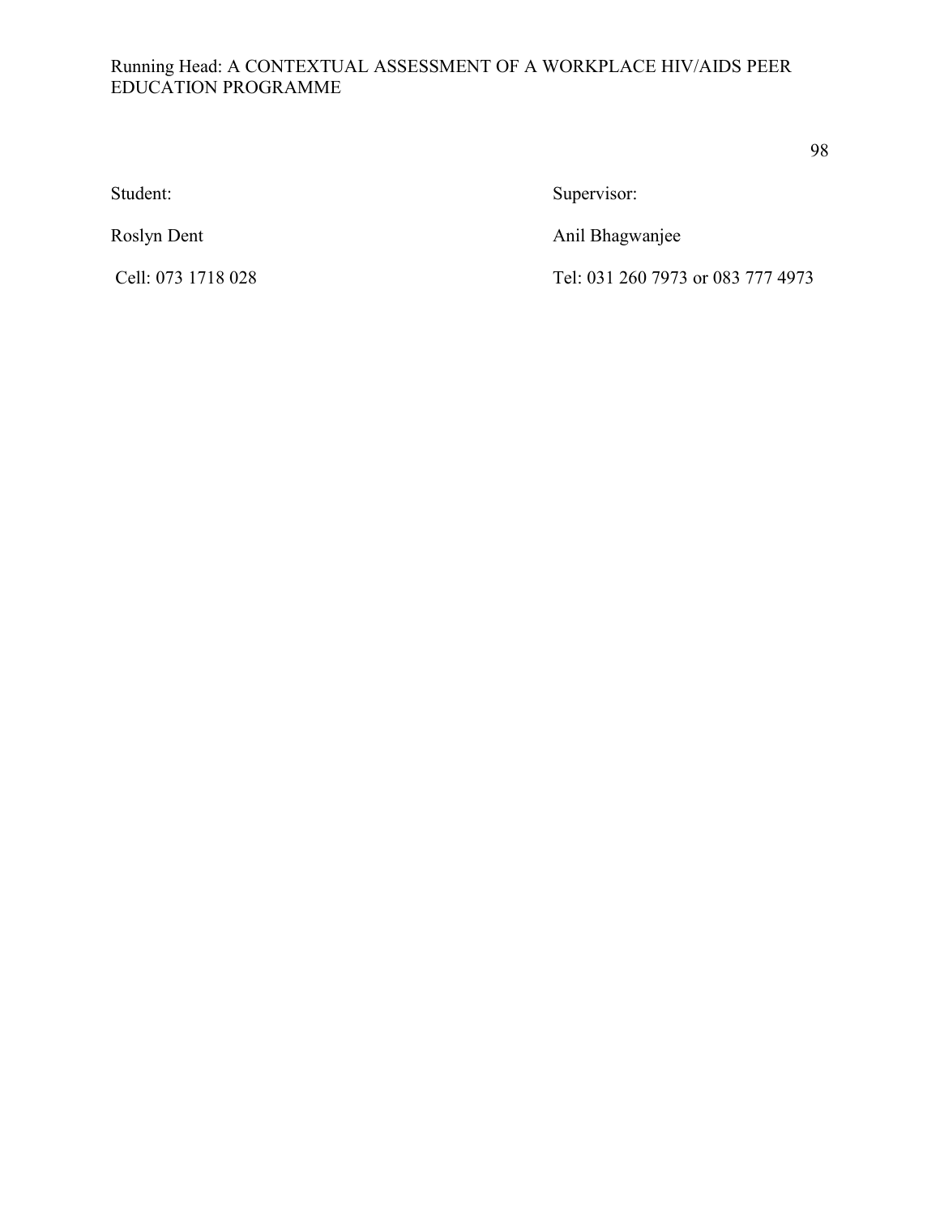Student:

Roslyn Dent

Cell: 073 1718 028

Supervisor:

Anil Bhagwanjee

Tel: 031 260 7973 or 083 777 4973